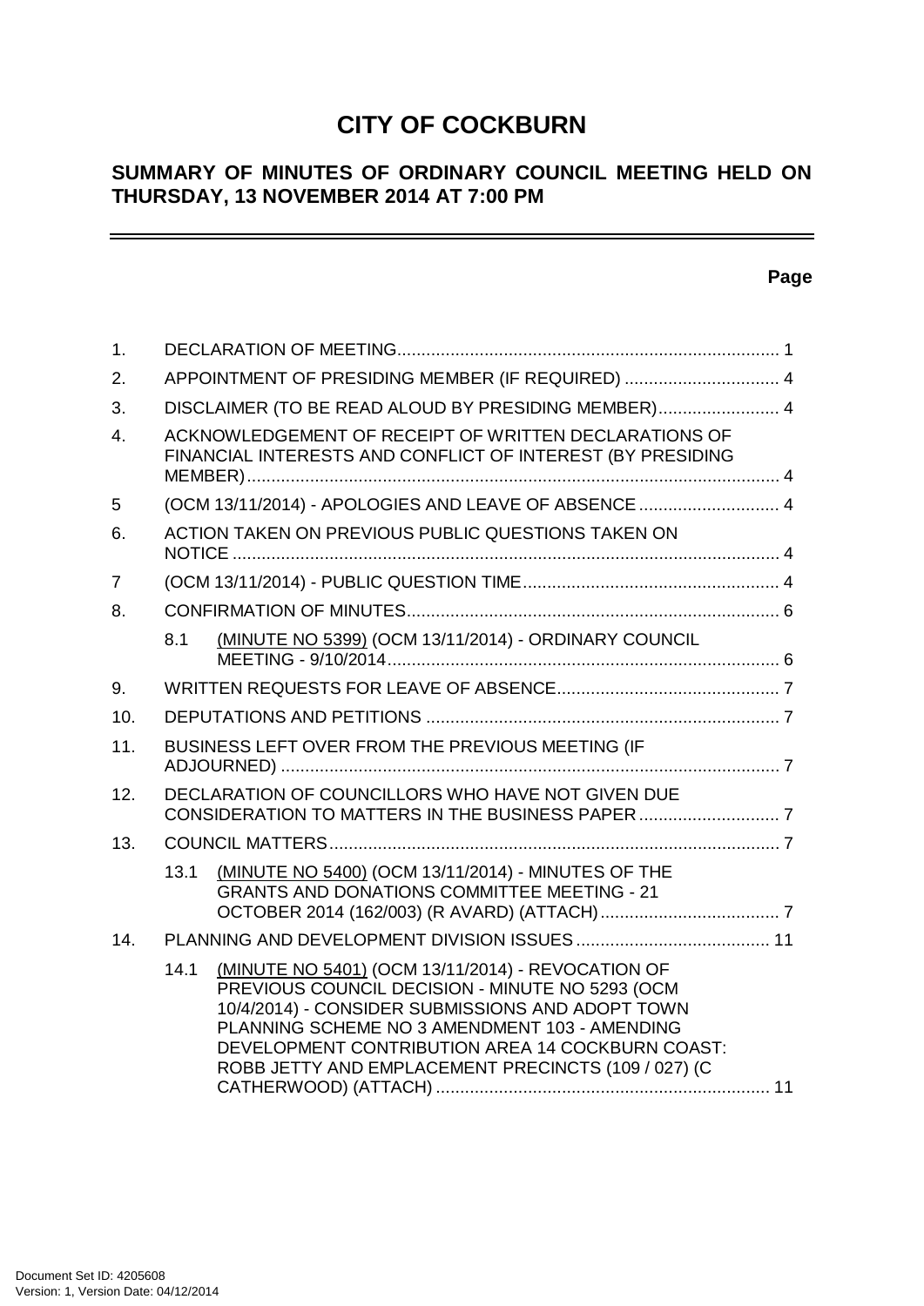# CITY OF COCKBURN

## SUMMARY OF MINUTES OF ORDINARY COUNCIL MEETING HELD ON THURSDAY, 13 NOVEMBER 2014 AT 7:00 PM

**Page**

| | | |
|---|---|---|
| 1. | DECLARATION OF MEETING | 1 |
| 2. | APPOINTMENT OF PRESIDING MEMBER (IF REQUIRED) | 4 |
| 3. | DISCLAIMER (TO BE READ ALOUD BY PRESIDING MEMBER) | 4 |
| 4. | ACKNOWLEDGEMENT OF RECEIPT OF WRITTEN DECLARATIONS OF FINANCIAL INTERESTS AND CONFLICT OF INTEREST (BY PRESIDING MEMBER) | 4 |
| 5 | (OCM 13/11/2014) - APOLOGIES AND LEAVE OF ABSENCE | 4 |
| 6. | ACTION TAKEN ON PREVIOUS PUBLIC QUESTIONS TAKEN ON NOTICE | 4 |
| 7 | (OCM 13/11/2014) - PUBLIC QUESTION TIME | 4 |
| 8. | CONFIRMATION OF MINUTES | 6 |
| | 8.1 (MINUTE NO 5399) (OCM 13/11/2014) - ORDINARY COUNCIL MEETING - 9/10/2014 | 6 |
| 9. | WRITTEN REQUESTS FOR LEAVE OF ABSENCE | 7 |
| 10. | DEPUTATIONS AND PETITIONS | 7 |
| 11. | BUSINESS LEFT OVER FROM THE PREVIOUS MEETING (IF ADJOURNED) | 7 |
| 12. | DECLARATION OF COUNCILLORS WHO HAVE NOT GIVEN DUE CONSIDERATION TO MATTERS IN THE BUSINESS PAPER | 7 |
| 13. | COUNCIL MATTERS | 7 |
| | 13.1 (MINUTE NO 5400) (OCM 13/11/2014) - MINUTES OF THE GRANTS AND DONATIONS COMMITTEE MEETING - 21 OCTOBER 2014 (162/003) (R AVARD) (ATTACH) | 7 |
| 14. | PLANNING AND DEVELOPMENT DIVISION ISSUES | 11 |
| | 14.1 (MINUTE NO 5401) (OCM 13/11/2014) - REVOCATION OF PREVIOUS COUNCIL DECISION - MINUTE NO 5293 (OCM 10/4/2014) - CONSIDER SUBMISSIONS AND ADOPT TOWN PLANNING SCHEME NO 3 AMENDMENT 103 - AMENDING DEVELOPMENT CONTRIBUTION AREA 14 COCKBURN COAST: ROBB JETTY AND EMPLACEMENT PRECINCTS (109 / 027) (C CATHERWOOD) (ATTACH) | 11 |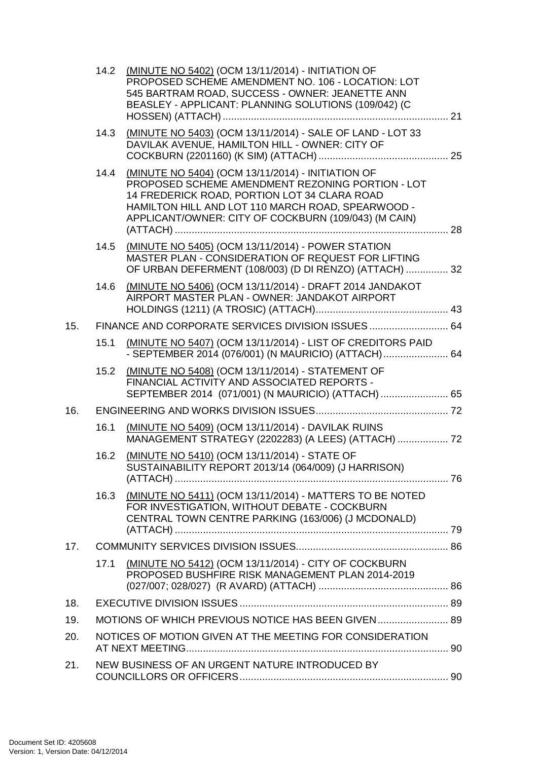14.2 (MINUTE NO 5402) (OCM 13/11/2014) - INITIATION OF PROPOSED SCHEME AMENDMENT NO. 106 - LOCATION: LOT 545 BARTRAM ROAD, SUCCESS - OWNER: JEANETTE ANN BEASLEY - APPLICANT: PLANNING SOLUTIONS (109/042) (C HOSSEN) (ATTACH) ................................................................................ 21

14.3 (MINUTE NO 5403) (OCM 13/11/2014) - SALE OF LAND - LOT 33 DAVILAK AVENUE, HAMILTON HILL - OWNER: CITY OF COCKBURN (2201160) (K SIM) (ATTACH) .............................................. 25

14.4 (MINUTE NO 5404) (OCM 13/11/2014) - INITIATION OF PROPOSED SCHEME AMENDMENT REZONING PORTION - LOT 14 FREDERICK ROAD, PORTION LOT 34 CLARA ROAD HAMILTON HILL AND LOT 110 MARCH ROAD, SPEARWOOD - APPLICANT/OWNER: CITY OF COCKBURN (109/043) (M CAIN) (ATTACH) ................................................................................................ 28

14.5 (MINUTE NO 5405) (OCM 13/11/2014) - POWER STATION MASTER PLAN - CONSIDERATION OF REQUEST FOR LIFTING OF URBAN DEFERMENT (108/003) (D DI RENZO) (ATTACH) ............... 32

14.6 (MINUTE NO 5406) (OCM 13/11/2014) - DRAFT 2014 JANDAKOT AIRPORT MASTER PLAN - OWNER: JANDAKOT AIRPORT HOLDINGS (1211) (A TROSIC) (ATTACH)............................................... 43

15. FINANCE AND CORPORATE SERVICES DIVISION ISSUES ............................ 64

15.1 (MINUTE NO 5407) (OCM 13/11/2014) - LIST OF CREDITORS PAID - SEPTEMBER 2014 (076/001) (N MAURICIO) (ATTACH)....................... 64

15.2 (MINUTE NO 5408) (OCM 13/11/2014) - STATEMENT OF FINANCIAL ACTIVITY AND ASSOCIATED REPORTS - SEPTEMBER 2014 (071/001) (N MAURICIO) (ATTACH) ........................ 65

16. ENGINEERING AND WORKS DIVISION ISSUES............................................... 72

16.1 (MINUTE NO 5409) (OCM 13/11/2014) - DAVILAK RUINS MANAGEMENT STRATEGY (2202283) (A LEES) (ATTACH) .................. 72

16.2 (MINUTE NO 5410) (OCM 13/11/2014) - STATE OF SUSTAINABILITY REPORT 2013/14 (064/009) (J HARRISON) (ATTACH) ................................................................................................ 76

16.3 (MINUTE NO 5411) (OCM 13/11/2014) - MATTERS TO BE NOTED FOR INVESTIGATION, WITHOUT DEBATE - COCKBURN CENTRAL TOWN CENTRE PARKING (163/006) (J MCDONALD) (ATTACH) ................................................................................................ 79

17. COMMUNITY SERVICES DIVISION ISSUES...................................................... 86

17.1 (MINUTE NO 5412) (OCM 13/11/2014) - CITY OF COCKBURN PROPOSED BUSHFIRE RISK MANAGEMENT PLAN 2014-2019 (027/007; 028/027) (R AVARD) (ATTACH) .............................................. 86

18. EXECUTIVE DIVISION ISSUES .......................................................................... 89

19. MOTIONS OF WHICH PREVIOUS NOTICE HAS BEEN GIVEN ......................... 89

20. NOTICES OF MOTION GIVEN AT THE MEETING FOR CONSIDERATION AT NEXT MEETING............................................................................................. 90

21. NEW BUSINESS OF AN URGENT NATURE INTRODUCED BY COUNCILLORS OR OFFICERS.......................................................................... 90

Document Set ID: 4205608
Version: 1, Version Date: 04/12/2014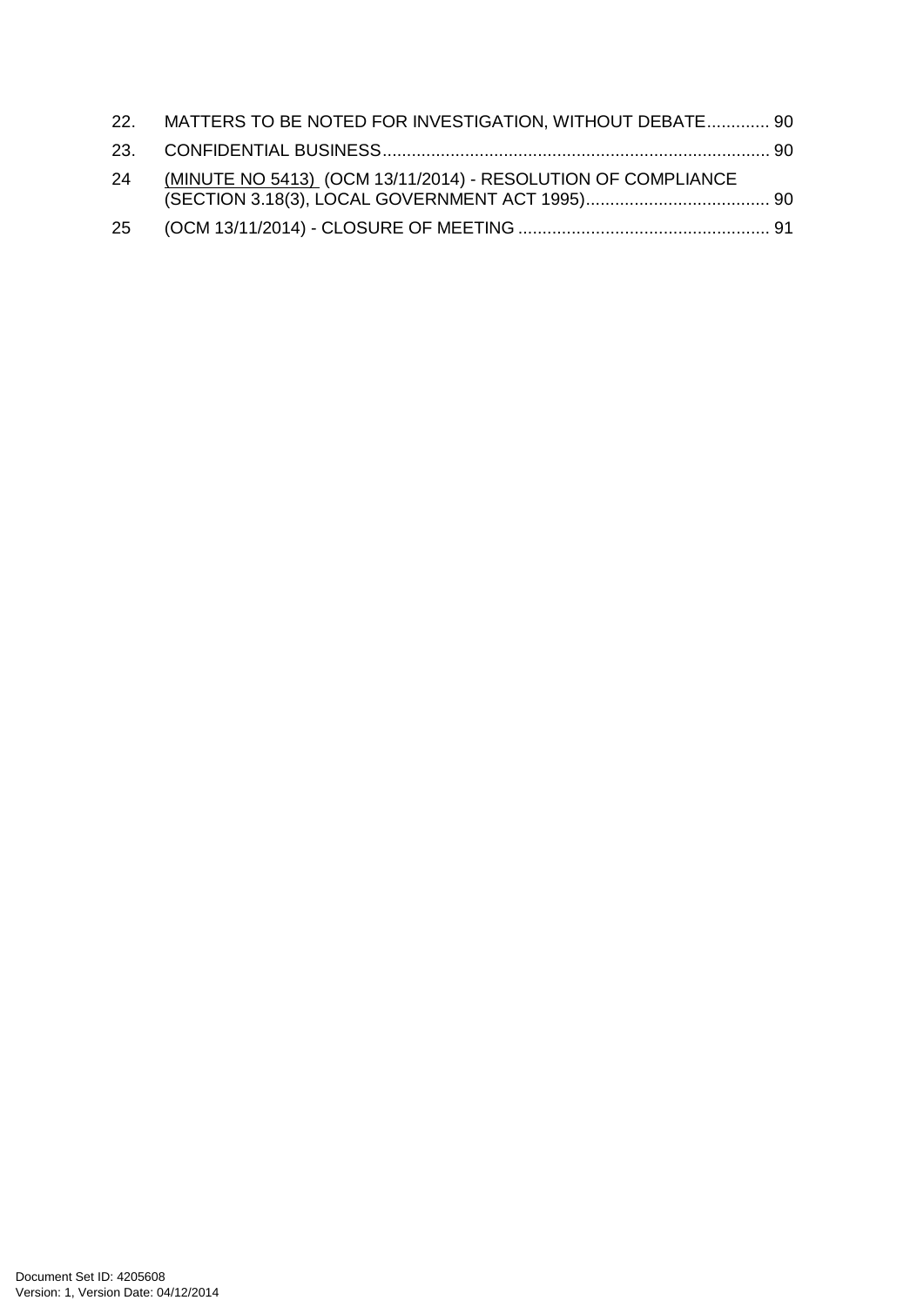22. MATTERS TO BE NOTED FOR INVESTIGATION, WITHOUT DEBATE............. 90

23. CONFIDENTIAL BUSINESS............................................................................... 90

24 (MINUTE NO 5413) (OCM 13/11/2014) - RESOLUTION OF COMPLIANCE (SECTION 3.18(3), LOCAL GOVERNMENT ACT 1995)...................................... 90

25 (OCM 13/11/2014) - CLOSURE OF MEETING .................................................... 91

Document Set ID: 4205608
Version: 1, Version Date: 04/12/2014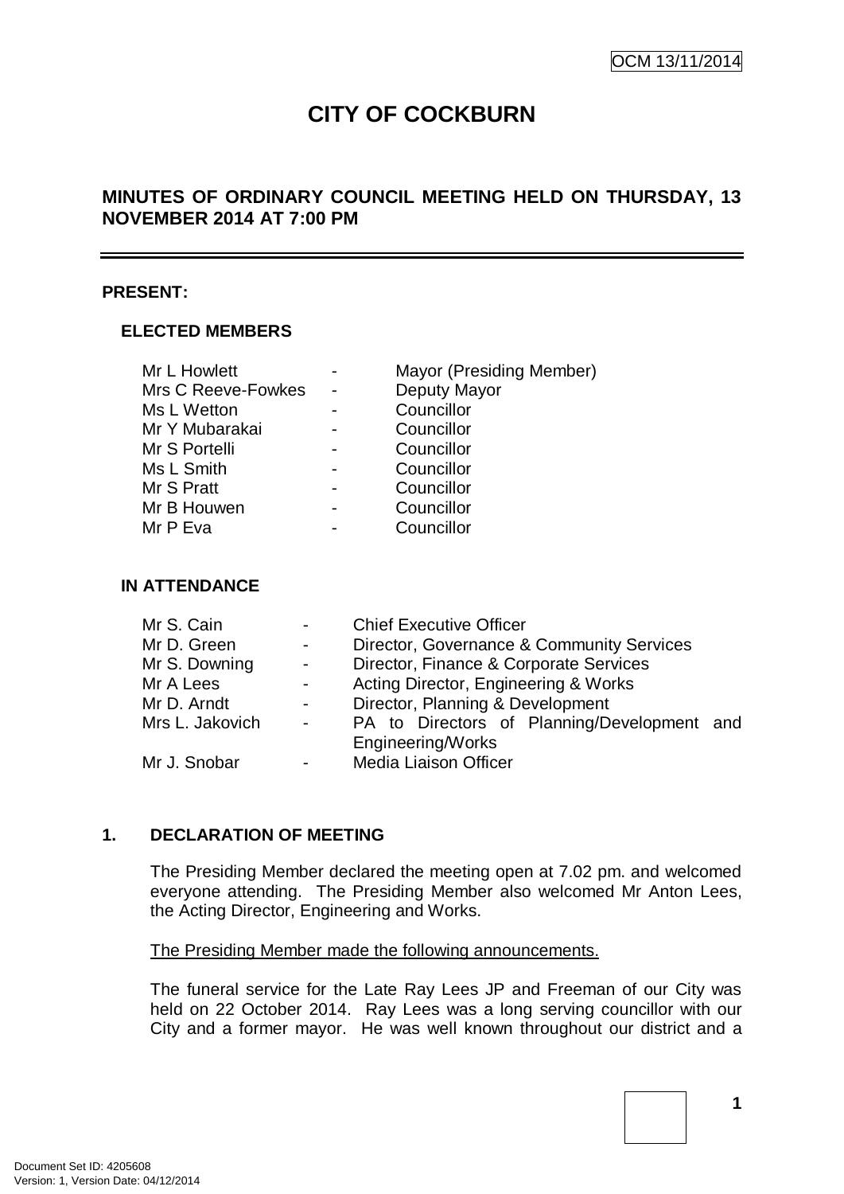OCM 13/11/2014

# CITY OF COCKBURN

## MINUTES OF ORDINARY COUNCIL MEETING HELD ON THURSDAY, 13 NOVEMBER 2014 AT 7:00 PM

---

**PRESENT:**

### ELECTED MEMBERS

| | | |
|---|---|---|
| Mr L Howlett | - | Mayor (Presiding Member) |
| Mrs C Reeve-Fowkes | - | Deputy Mayor |
| Ms L Wetton | - | Councillor |
| Mr Y Mubarakai | - | Councillor |
| Mr S Portelli | - | Councillor |
| Ms L Smith | - | Councillor |
| Mr S Pratt | - | Councillor |
| Mr B Houwen | - | Councillor |
| Mr P Eva | - | Councillor |

### IN ATTENDANCE

| | | |
|---|---|---|
| Mr S. Cain | - | Chief Executive Officer |
| Mr D. Green | - | Director, Governance & Community Services |
| Mr S. Downing | - | Director, Finance & Corporate Services |
| Mr A Lees | - | Acting Director, Engineering & Works |
| Mr D. Arndt | - | Director, Planning & Development |
| Mrs L. Jakovich | - | PA to Directors of Planning/Development and Engineering/Works |
| Mr J. Snobar | - | Media Liaison Officer |

## 1. DECLARATION OF MEETING

The Presiding Member declared the meeting open at 7.02 pm. and welcomed everyone attending. The Presiding Member also welcomed Mr Anton Lees, the Acting Director, Engineering and Works.

The Presiding Member made the following announcements.

The funeral service for the Late Ray Lees JP and Freeman of our City was held on 22 October 2014. Ray Lees was a long serving councillor with our City and a former mayor. He was well known throughout our district and a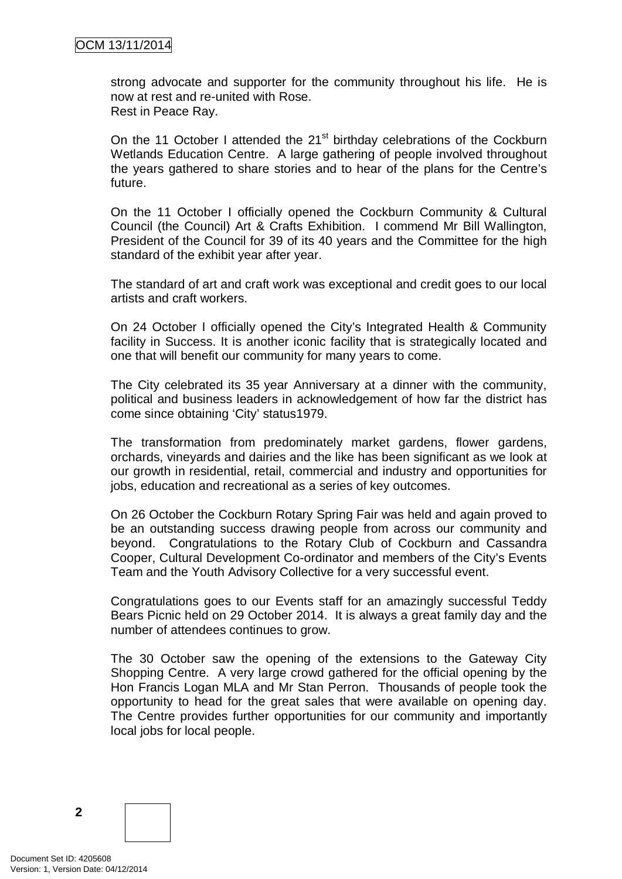strong advocate and supporter for the community throughout his life. He is now at rest and re-united with Rose.
Rest in Peace Ray.

On the 11 October I attended the 21st birthday celebrations of the Cockburn Wetlands Education Centre. A large gathering of people involved throughout the years gathered to share stories and to hear of the plans for the Centre's future.

On the 11 October I officially opened the Cockburn Community & Cultural Council (the Council) Art & Crafts Exhibition. I commend Mr Bill Wallington, President of the Council for 39 of its 40 years and the Committee for the high standard of the exhibit year after year.

The standard of art and craft work was exceptional and credit goes to our local artists and craft workers.

On 24 October I officially opened the City's Integrated Health & Community facility in Success. It is another iconic facility that is strategically located and one that will benefit our community for many years to come.

The City celebrated its 35 year Anniversary at a dinner with the community, political and business leaders in acknowledgement of how far the district has come since obtaining 'City' status1979.

The transformation from predominately market gardens, flower gardens, orchards, vineyards and dairies and the like has been significant as we look at our growth in residential, retail, commercial and industry and opportunities for jobs, education and recreational as a series of key outcomes.

On 26 October the Cockburn Rotary Spring Fair was held and again proved to be an outstanding success drawing people from across our community and beyond. Congratulations to the Rotary Club of Cockburn and Cassandra Cooper, Cultural Development Co-ordinator and members of the City's Events Team and the Youth Advisory Collective for a very successful event.

Congratulations goes to our Events staff for an amazingly successful Teddy Bears Picnic held on 29 October 2014. It is always a great family day and the number of attendees continues to grow.

The 30 October saw the opening of the extensions to the Gateway City Shopping Centre. A very large crowd gathered for the official opening by the Hon Francis Logan MLA and Mr Stan Perron. Thousands of people took the opportunity to head for the great sales that were available on opening day. The Centre provides further opportunities for our community and importantly local jobs for local people.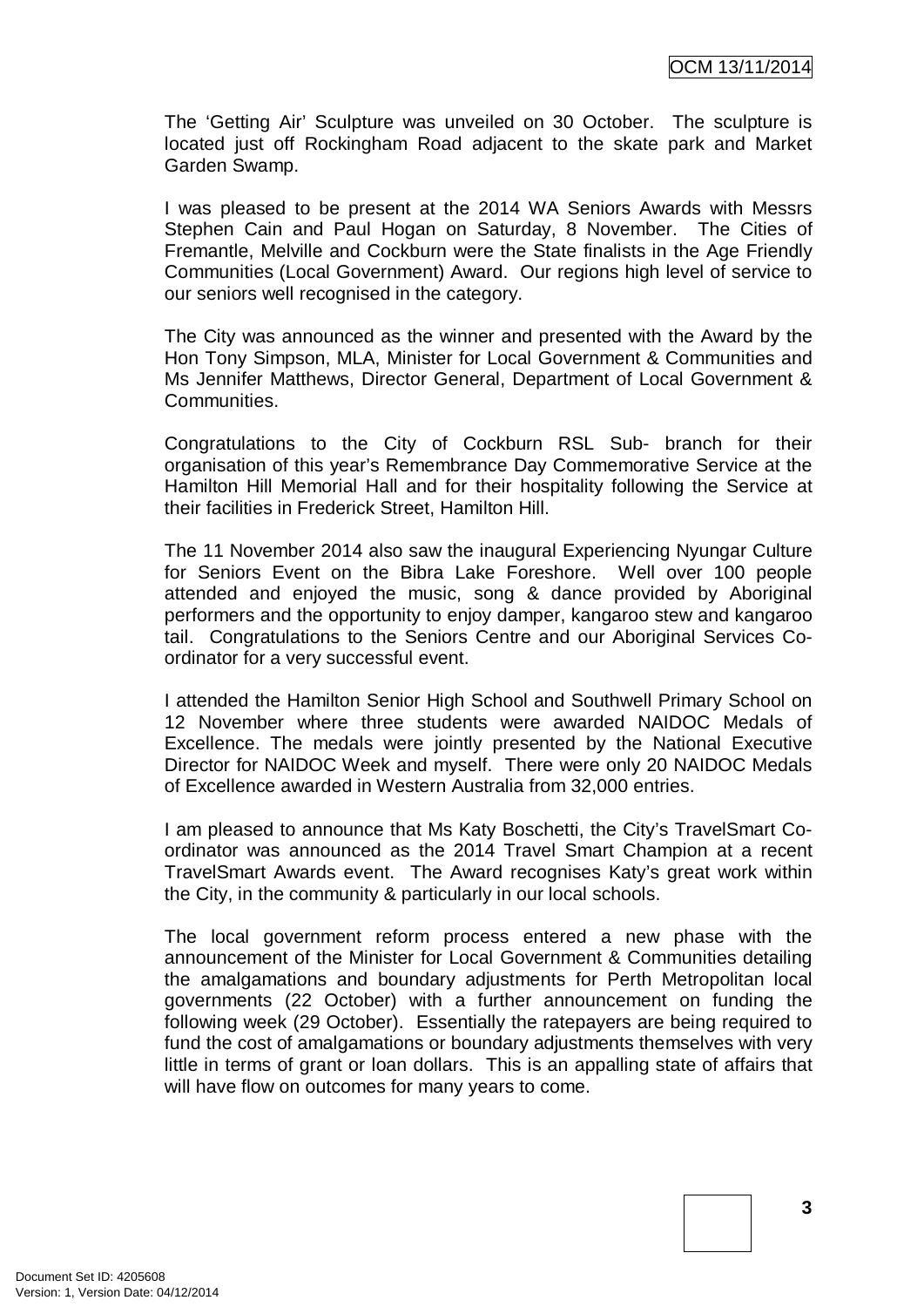The 'Getting Air' Sculpture was unveiled on 30 October. The sculpture is located just off Rockingham Road adjacent to the skate park and Market Garden Swamp.

I was pleased to be present at the 2014 WA Seniors Awards with Messrs Stephen Cain and Paul Hogan on Saturday, 8 November. The Cities of Fremantle, Melville and Cockburn were the State finalists in the Age Friendly Communities (Local Government) Award. Our regions high level of service to our seniors well recognised in the category.

The City was announced as the winner and presented with the Award by the Hon Tony Simpson, MLA, Minister for Local Government & Communities and Ms Jennifer Matthews, Director General, Department of Local Government & Communities.

Congratulations to the City of Cockburn RSL Sub- branch for their organisation of this year's Remembrance Day Commemorative Service at the Hamilton Hill Memorial Hall and for their hospitality following the Service at their facilities in Frederick Street, Hamilton Hill.

The 11 November 2014 also saw the inaugural Experiencing Nyungar Culture for Seniors Event on the Bibra Lake Foreshore. Well over 100 people attended and enjoyed the music, song & dance provided by Aboriginal performers and the opportunity to enjoy damper, kangaroo stew and kangaroo tail. Congratulations to the Seniors Centre and our Aboriginal Services Co-ordinator for a very successful event.

I attended the Hamilton Senior High School and Southwell Primary School on 12 November where three students were awarded NAIDOC Medals of Excellence. The medals were jointly presented by the National Executive Director for NAIDOC Week and myself. There were only 20 NAIDOC Medals of Excellence awarded in Western Australia from 32,000 entries.

I am pleased to announce that Ms Katy Boschetti, the City's TravelSmart Co-ordinator was announced as the 2014 Travel Smart Champion at a recent TravelSmart Awards event. The Award recognises Katy's great work within the City, in the community & particularly in our local schools.

The local government reform process entered a new phase with the announcement of the Minister for Local Government & Communities detailing the amalgamations and boundary adjustments for Perth Metropolitan local governments (22 October) with a further announcement on funding the following week (29 October). Essentially the ratepayers are being required to fund the cost of amalgamations or boundary adjustments themselves with very little in terms of grant or loan dollars. This is an appalling state of affairs that will have flow on outcomes for many years to come.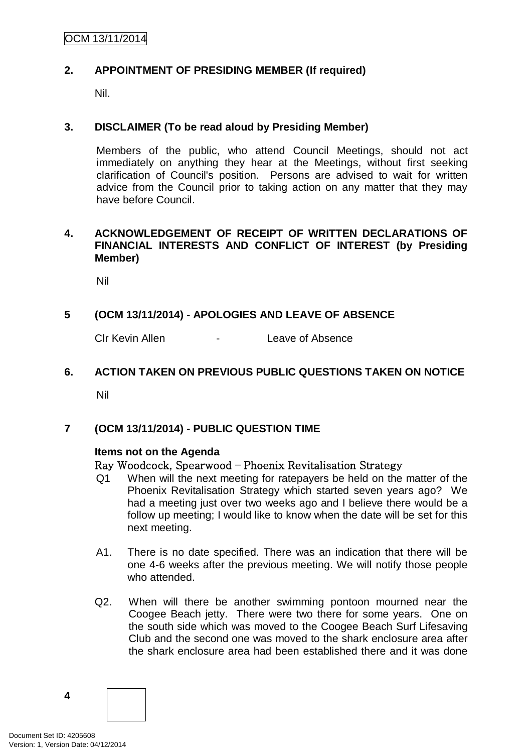## 2. APPOINTMENT OF PRESIDING MEMBER (If required)

Nil.

## 3. DISCLAIMER (To be read aloud by Presiding Member)

Members of the public, who attend Council Meetings, should not act immediately on anything they hear at the Meetings, without first seeking clarification of Council's position. Persons are advised to wait for written advice from the Council prior to taking action on any matter that they may have before Council.

## 4. ACKNOWLEDGEMENT OF RECEIPT OF WRITTEN DECLARATIONS OF FINANCIAL INTERESTS AND CONFLICT OF INTEREST (by Presiding Member)

Nil

## 5 (OCM 13/11/2014) - APOLOGIES AND LEAVE OF ABSENCE

Clr Kevin Allen - Leave of Absence

## 6. ACTION TAKEN ON PREVIOUS PUBLIC QUESTIONS TAKEN ON NOTICE

Nil

## 7 (OCM 13/11/2014) - PUBLIC QUESTION TIME

**Items not on the Agenda**

Ray Woodcock, Spearwood – Phoenix Revitalisation Strategy

Q1 When will the next meeting for ratepayers be held on the matter of the Phoenix Revitalisation Strategy which started seven years ago? We had a meeting just over two weeks ago and I believe there would be a follow up meeting; I would like to know when the date will be set for this next meeting.

A1. There is no date specified. There was an indication that there will be one 4-6 weeks after the previous meeting. We will notify those people who attended.

Q2. When will there be another swimming pontoon mourned near the Coogee Beach jetty. There were two there for some years. One on the south side which was moved to the Coogee Beach Surf Lifesaving Club and the second one was moved to the shark enclosure area after the shark enclosure area had been established there and it was done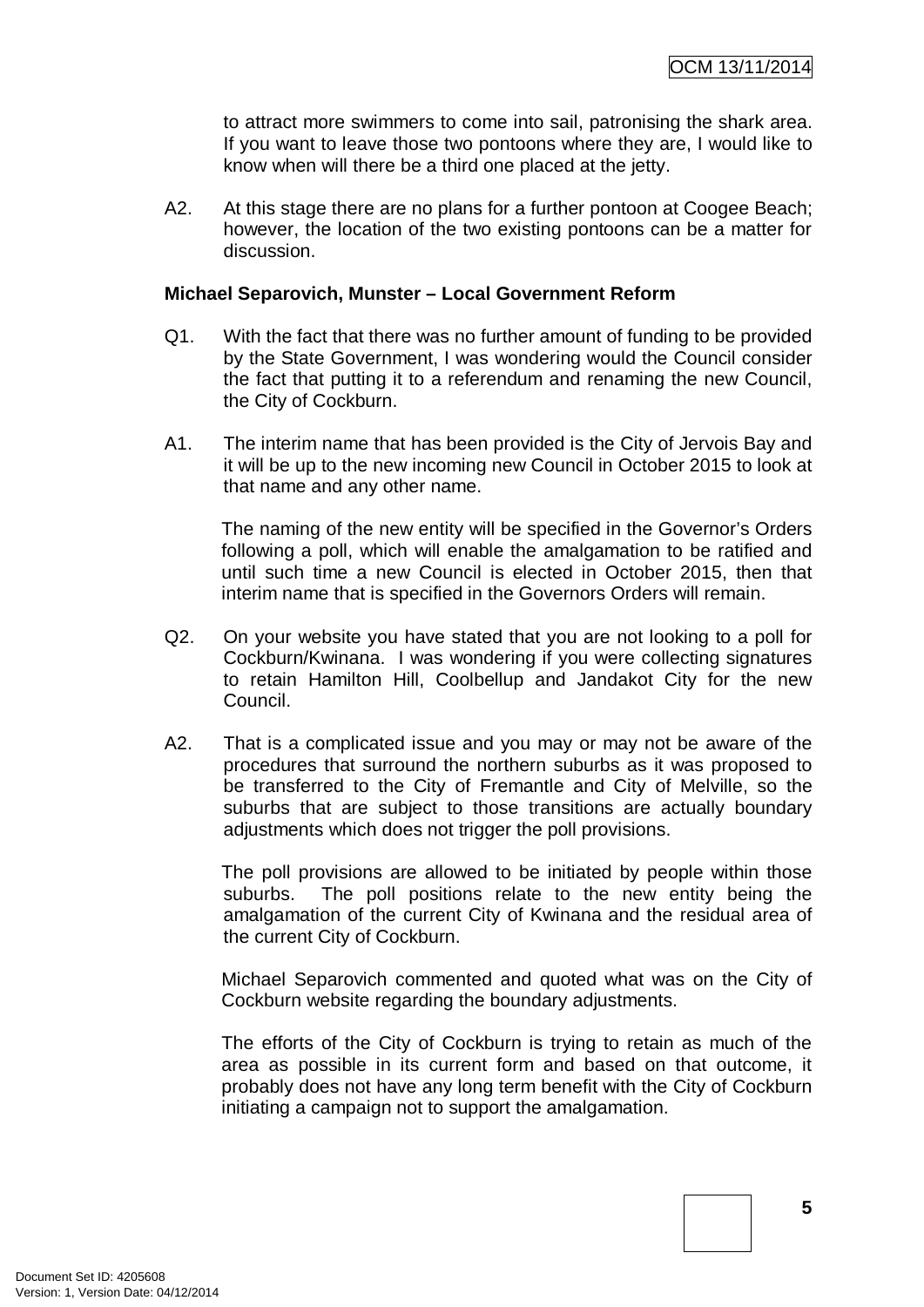to attract more swimmers to come into sail, patronising the shark area. If you want to leave those two pontoons where they are, I would like to know when will there be a third one placed at the jetty.

A2. At this stage there are no plans for a further pontoon at Coogee Beach; however, the location of the two existing pontoons can be a matter for discussion.

**Michael Separovich, Munster – Local Government Reform**

Q1. With the fact that there was no further amount of funding to be provided by the State Government, I was wondering would the Council consider the fact that putting it to a referendum and renaming the new Council, the City of Cockburn.

A1. The interim name that has been provided is the City of Jervois Bay and it will be up to the new incoming new Council in October 2015 to look at that name and any other name.

The naming of the new entity will be specified in the Governor's Orders following a poll, which will enable the amalgamation to be ratified and until such time a new Council is elected in October 2015, then that interim name that is specified in the Governors Orders will remain.

Q2. On your website you have stated that you are not looking to a poll for Cockburn/Kwinana. I was wondering if you were collecting signatures to retain Hamilton Hill, Coolbellup and Jandakot City for the new Council.

A2. That is a complicated issue and you may or may not be aware of the procedures that surround the northern suburbs as it was proposed to be transferred to the City of Fremantle and City of Melville, so the suburbs that are subject to those transitions are actually boundary adjustments which does not trigger the poll provisions.

The poll provisions are allowed to be initiated by people within those suburbs. The poll positions relate to the new entity being the amalgamation of the current City of Kwinana and the residual area of the current City of Cockburn.

Michael Separovich commented and quoted what was on the City of Cockburn website regarding the boundary adjustments.

The efforts of the City of Cockburn is trying to retain as much of the area as possible in its current form and based on that outcome, it probably does not have any long term benefit with the City of Cockburn initiating a campaign not to support the amalgamation.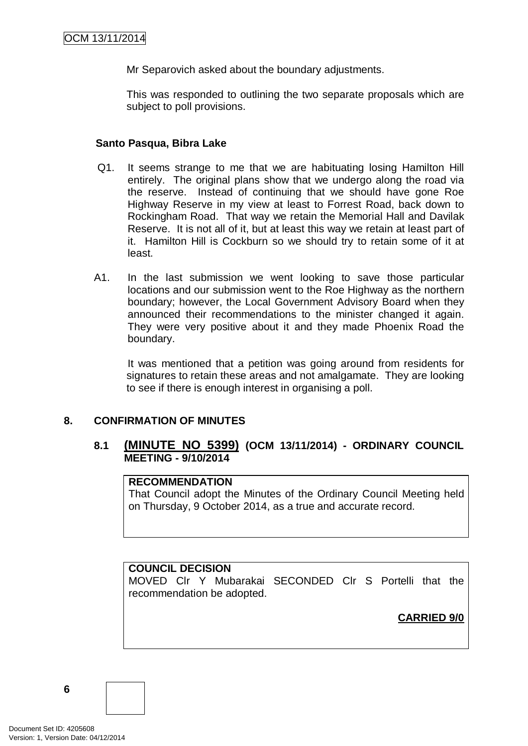Mr Separovich asked about the boundary adjustments.

This was responded to outlining the two separate proposals which are subject to poll provisions.

**Santo Pasqua, Bibra Lake**

Q1. It seems strange to me that we are habituating losing Hamilton Hill entirely. The original plans show that we undergo along the road via the reserve. Instead of continuing that we should have gone Roe Highway Reserve in my view at least to Forrest Road, back down to Rockingham Road. That way we retain the Memorial Hall and Davilak Reserve. It is not all of it, but at least this way we retain at least part of it. Hamilton Hill is Cockburn so we should try to retain some of it at least.

A1. In the last submission we went looking to save those particular locations and our submission went to the Roe Highway as the northern boundary; however, the Local Government Advisory Board when they announced their recommendations to the minister changed it again. They were very positive about it and they made Phoenix Road the boundary.

It was mentioned that a petition was going around from residents for signatures to retain these areas and not amalgamate. They are looking to see if there is enough interest in organising a poll.

## 8. CONFIRMATION OF MINUTES

### 8.1 (MINUTE NO 5399) (OCM 13/11/2014) - ORDINARY COUNCIL MEETING - 9/10/2014

**RECOMMENDATION**
That Council adopt the Minutes of the Ordinary Council Meeting held on Thursday, 9 October 2014, as a true and accurate record.

**COUNCIL DECISION**
MOVED Clr Y Mubarakai SECONDED Clr S Portelli that the recommendation be adopted.

**CARRIED 9/0**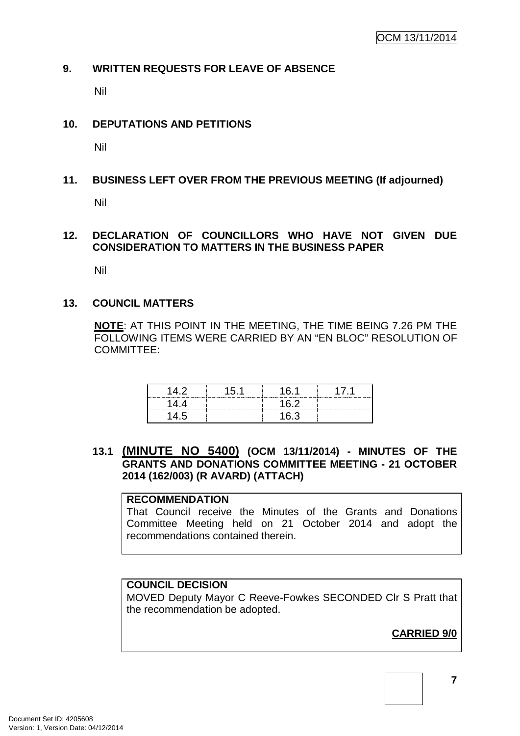## 9. WRITTEN REQUESTS FOR LEAVE OF ABSENCE

Nil

## 10. DEPUTATIONS AND PETITIONS

Nil

## 11. BUSINESS LEFT OVER FROM THE PREVIOUS MEETING (If adjourned)

Nil

## 12. DECLARATION OF COUNCILLORS WHO HAVE NOT GIVEN DUE CONSIDERATION TO MATTERS IN THE BUSINESS PAPER

Nil

## 13. COUNCIL MATTERS

**NOTE**: AT THIS POINT IN THE MEETING, THE TIME BEING 7.26 PM THE FOLLOWING ITEMS WERE CARRIED BY AN "EN BLOC" RESOLUTION OF COMMITTEE:

| | | | |
|---|---|---|---|
| 14.2 | 15.1 | 16.1 | 17.1 |
| 14.4 | | 16.2 | |
| 14.5 | | 16.3 | |

### 13.1 (MINUTE NO 5400) (OCM 13/11/2014) - MINUTES OF THE GRANTS AND DONATIONS COMMITTEE MEETING - 21 OCTOBER 2014 (162/003) (R AVARD) (ATTACH)

**RECOMMENDATION**
That Council receive the Minutes of the Grants and Donations Committee Meeting held on 21 October 2014 and adopt the recommendations contained therein.

**COUNCIL DECISION**
MOVED Deputy Mayor C Reeve-Fowkes SECONDED Clr S Pratt that the recommendation be adopted.

**CARRIED 9/0**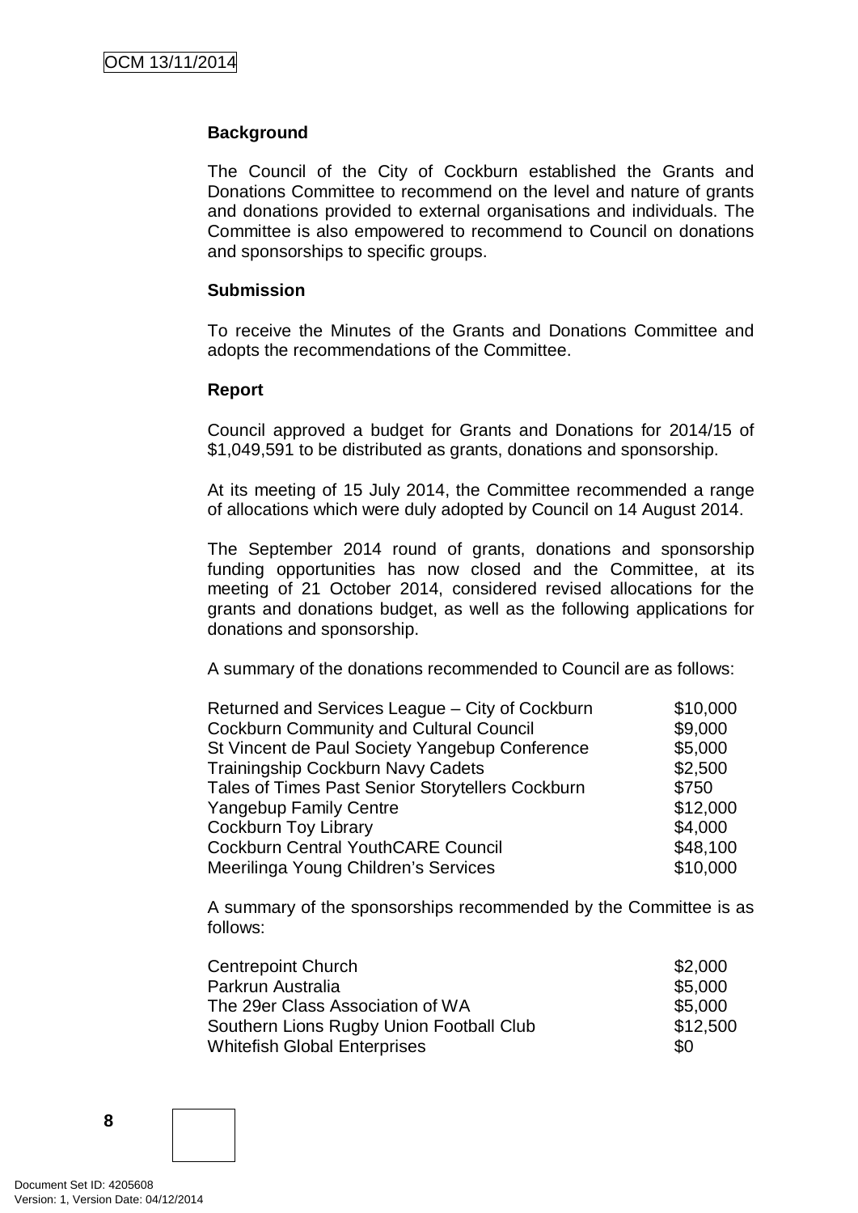**Background**

The Council of the City of Cockburn established the Grants and Donations Committee to recommend on the level and nature of grants and donations provided to external organisations and individuals. The Committee is also empowered to recommend to Council on donations and sponsorships to specific groups.

**Submission**

To receive the Minutes of the Grants and Donations Committee and adopts the recommendations of the Committee.

**Report**

Council approved a budget for Grants and Donations for 2014/15 of $1,049,591 to be distributed as grants, donations and sponsorship.

At its meeting of 15 July 2014, the Committee recommended a range of allocations which were duly adopted by Council on 14 August 2014.

The September 2014 round of grants, donations and sponsorship funding opportunities has now closed and the Committee, at its meeting of 21 October 2014, considered revised allocations for the grants and donations budget, as well as the following applications for donations and sponsorship.

A summary of the donations recommended to Council are as follows:

| | |
|---|---|
| Returned and Services League – City of Cockburn | $10,000 |
| Cockburn Community and Cultural Council | $9,000 |
| St Vincent de Paul Society Yangebup Conference | $5,000 |
| Trainingship Cockburn Navy Cadets | $2,500 |
| Tales of Times Past Senior Storytellers Cockburn | $750 |
| Yangebup Family Centre | $12,000 |
| Cockburn Toy Library | $4,000 |
| Cockburn Central YouthCARE Council | $48,100 |
| Meerilinga Young Children's Services | $10,000 |

A summary of the sponsorships recommended by the Committee is as follows:

| | |
|---|---|
| Centrepoint Church | $2,000 |
| Parkrun Australia | $5,000 |
| The 29er Class Association of WA | $5,000 |
| Southern Lions Rugby Union Football Club | $12,500 |
| Whitefish Global Enterprises | $0 |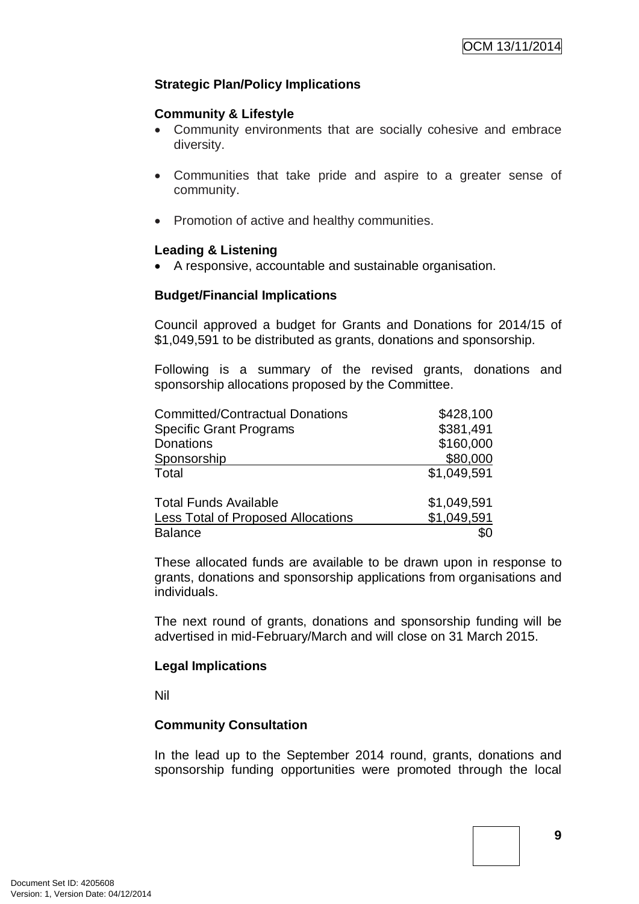**Strategic Plan/Policy Implications**

**Community & Lifestyle**

- Community environments that are socially cohesive and embrace diversity.
- Communities that take pride and aspire to a greater sense of community.
- Promotion of active and healthy communities.

**Leading & Listening**

- A responsive, accountable and sustainable organisation.

**Budget/Financial Implications**

Council approved a budget for Grants and Donations for 2014/15 of $1,049,591 to be distributed as grants, donations and sponsorship.

Following is a summary of the revised grants, donations and sponsorship allocations proposed by the Committee.

| | |
|---|---:|
| Committed/Contractual Donations | $428,100 |
| Specific Grant Programs | $381,491 |
| Donations | $160,000 |
| Sponsorship | $80,000 |
| Total | $1,049,591 |
| | |
| Total Funds Available | $1,049,591 |
| Less Total of Proposed Allocations | $1,049,591 |
| Balance | $0 |

These allocated funds are available to be drawn upon in response to grants, donations and sponsorship applications from organisations and individuals.

The next round of grants, donations and sponsorship funding will be advertised in mid-February/March and will close on 31 March 2015.

**Legal Implications**

Nil

**Community Consultation**

In the lead up to the September 2014 round, grants, donations and sponsorship funding opportunities were promoted through the local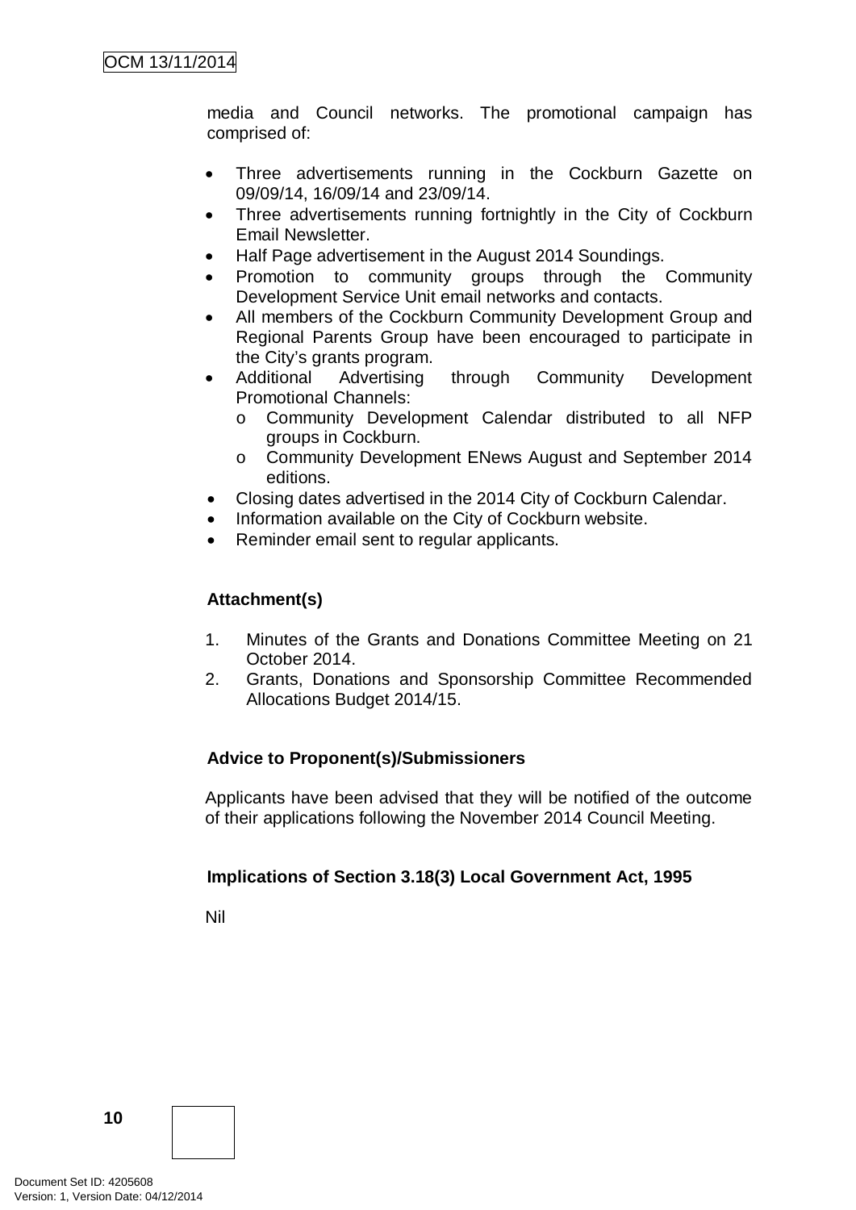media and Council networks. The promotional campaign has comprised of:

- Three advertisements running in the Cockburn Gazette on 09/09/14, 16/09/14 and 23/09/14.
- Three advertisements running fortnightly in the City of Cockburn Email Newsletter.
- Half Page advertisement in the August 2014 Soundings.
- Promotion to community groups through the Community Development Service Unit email networks and contacts.
- All members of the Cockburn Community Development Group and Regional Parents Group have been encouraged to participate in the City's grants program.
- Additional Advertising through Community Development Promotional Channels:
  - Community Development Calendar distributed to all NFP groups in Cockburn.
  - Community Development ENews August and September 2014 editions.
- Closing dates advertised in the 2014 City of Cockburn Calendar.
- Information available on the City of Cockburn website.
- Reminder email sent to regular applicants.

**Attachment(s)**

1. Minutes of the Grants and Donations Committee Meeting on 21 October 2014.
2. Grants, Donations and Sponsorship Committee Recommended Allocations Budget 2014/15.

**Advice to Proponent(s)/Submissioners**

Applicants have been advised that they will be notified of the outcome of their applications following the November 2014 Council Meeting.

**Implications of Section 3.18(3) Local Government Act, 1995**

Nil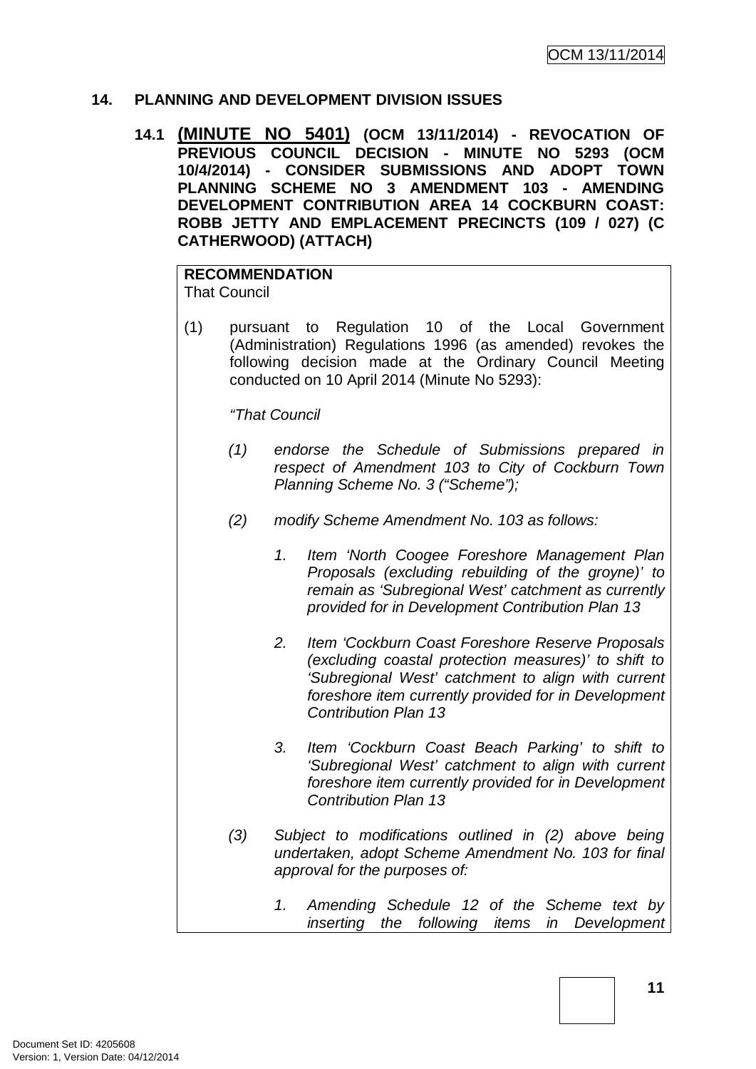## 14. PLANNING AND DEVELOPMENT DIVISION ISSUES

### 14.1 (MINUTE NO 5401) (OCM 13/11/2014) - REVOCATION OF PREVIOUS COUNCIL DECISION - MINUTE NO 5293 (OCM 10/4/2014) - CONSIDER SUBMISSIONS AND ADOPT TOWN PLANNING SCHEME NO 3 AMENDMENT 103 - AMENDING DEVELOPMENT CONTRIBUTION AREA 14 COCKBURN COAST: ROBB JETTY AND EMPLACEMENT PRECINCTS (109 / 027) (C CATHERWOOD) (ATTACH)

**RECOMMENDATION**
That Council

(1) pursuant to Regulation 10 of the Local Government (Administration) Regulations 1996 (as amended) revokes the following decision made at the Ordinary Council Meeting conducted on 10 April 2014 (Minute No 5293):

*"That Council*

*(1) endorse the Schedule of Submissions prepared in respect of Amendment 103 to City of Cockburn Town Planning Scheme No. 3 ("Scheme");*

*(2) modify Scheme Amendment No. 103 as follows:*

*1. Item 'North Coogee Foreshore Management Plan Proposals (excluding rebuilding of the groyne)' to remain as 'Subregional West' catchment as currently provided for in Development Contribution Plan 13*

*2. Item 'Cockburn Coast Foreshore Reserve Proposals (excluding coastal protection measures)' to shift to 'Subregional West' catchment to align with current foreshore item currently provided for in Development Contribution Plan 13*

*3. Item 'Cockburn Coast Beach Parking' to shift to 'Subregional West' catchment to align with current foreshore item currently provided for in Development Contribution Plan 13*

*(3) Subject to modifications outlined in (2) above being undertaken, adopt Scheme Amendment No. 103 for final approval for the purposes of:*

*1. Amending Schedule 12 of the Scheme text by inserting the following items in Development*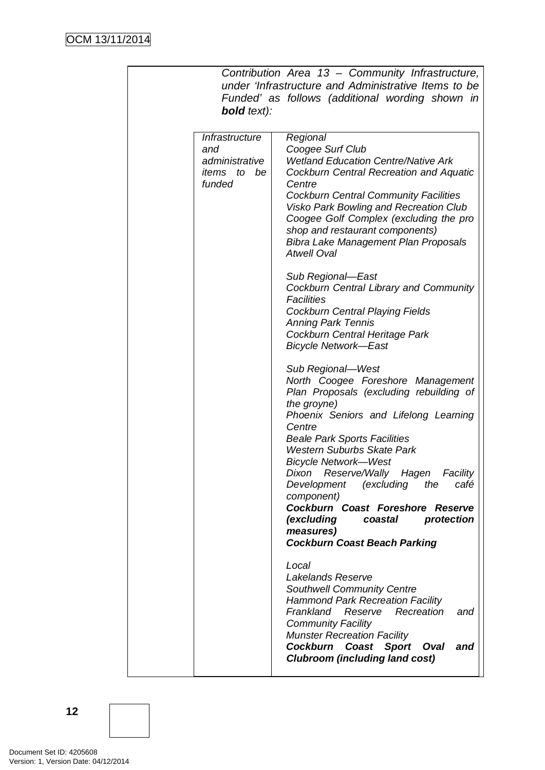*Contribution Area 13 – Community Infrastructure, under 'Infrastructure and Administrative Items to be Funded' as follows (additional wording shown in **bold** text):*

| | |
|---|---|
| *Infrastructure and administrative items to be funded* | *Regional*<br>*Coogee Surf Club*<br>*Wetland Education Centre/Native Ark*<br>*Cockburn Central Recreation and Aquatic Centre*<br>*Cockburn Central Community Facilities*<br>*Visko Park Bowling and Recreation Club*<br>*Coogee Golf Complex (excluding the pro shop and restaurant components)*<br>*Bibra Lake Management Plan Proposals*<br>*Atwell Oval*<br><br>*Sub Regional—East*<br>*Cockburn Central Library and Community Facilities*<br>*Cockburn Central Playing Fields*<br>*Anning Park Tennis*<br>*Cockburn Central Heritage Park*<br>*Bicycle Network—East*<br><br>*Sub Regional—West*<br>*North Coogee Foreshore Management Plan Proposals (excluding rebuilding of the groyne)*<br>*Phoenix Seniors and Lifelong Learning Centre*<br>*Beale Park Sports Facilities*<br>*Western Suburbs Skate Park*<br>*Bicycle Network—West*<br>*Dixon Reserve/Wally Hagen Facility Development (excluding the café component)*<br>***Cockburn Coast Foreshore Reserve (excluding coastal protection measures)***<br>***Cockburn Coast Beach Parking***<br><br>*Local*<br>*Lakelands Reserve*<br>*Southwell Community Centre*<br>*Hammond Park Recreation Facility*<br>*Frankland Reserve Recreation and Community Facility*<br>*Munster Recreation Facility*<br>***Cockburn Coast Sport Oval and Clubroom (including land cost)*** |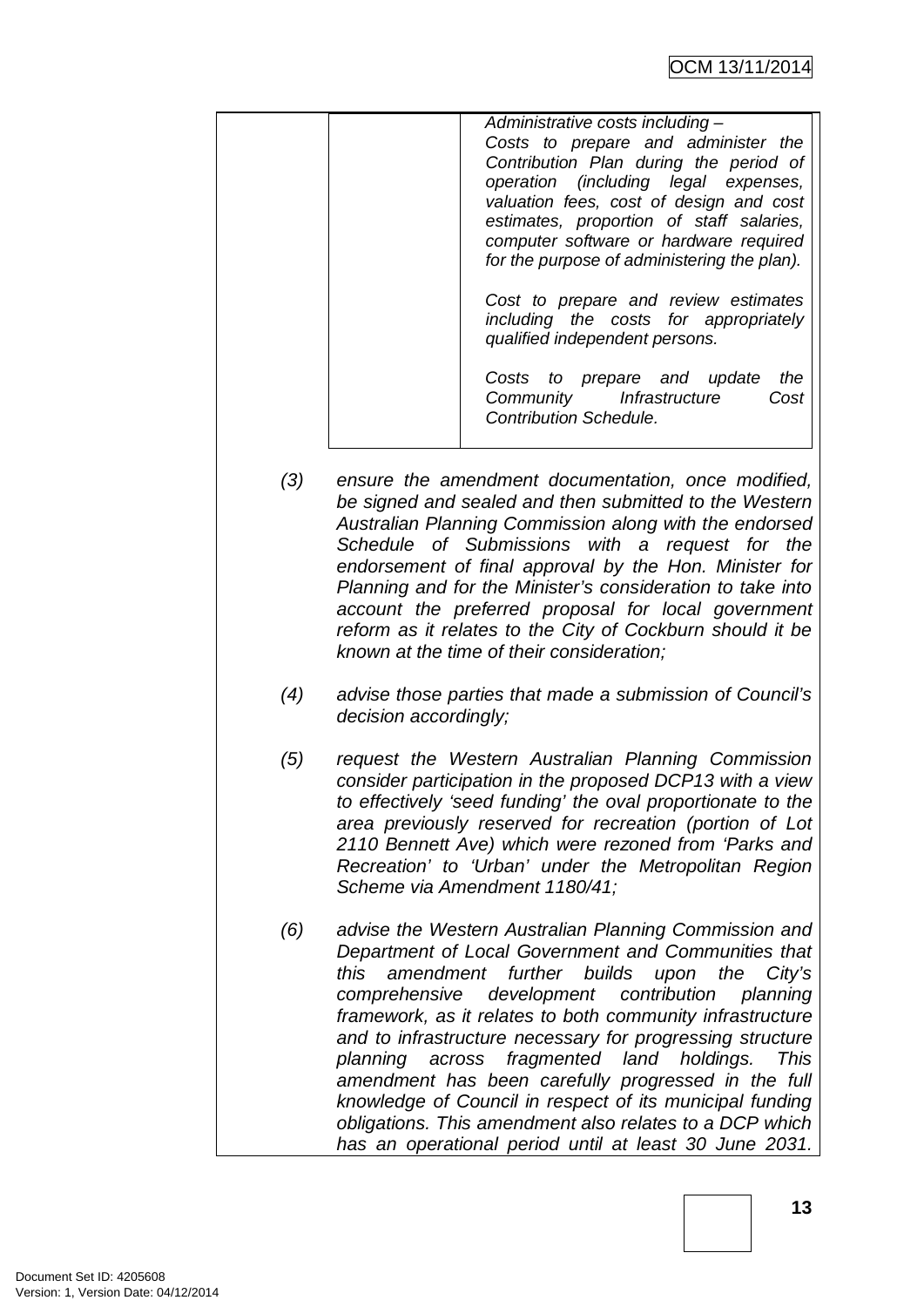| | | *Administrative costs including –*<br>*Costs to prepare and administer the Contribution Plan during the period of operation (including legal expenses, valuation fees, cost of design and cost estimates, proportion of staff salaries, computer software or hardware required for the purpose of administering the plan).*<br><br>*Cost to prepare and review estimates including the costs for appropriately qualified independent persons.*<br><br>*Costs to prepare and update the Community Infrastructure Cost Contribution Schedule.* |
|---|---|---|

*(3) ensure the amendment documentation, once modified, be signed and sealed and then submitted to the Western Australian Planning Commission along with the endorsed Schedule of Submissions with a request for the endorsement of final approval by the Hon. Minister for Planning and for the Minister's consideration to take into account the preferred proposal for local government reform as it relates to the City of Cockburn should it be known at the time of their consideration;*

*(4) advise those parties that made a submission of Council's decision accordingly;*

*(5) request the Western Australian Planning Commission consider participation in the proposed DCP13 with a view to effectively 'seed funding' the oval proportionate to the area previously reserved for recreation (portion of Lot 2110 Bennett Ave) which were rezoned from 'Parks and Recreation' to 'Urban' under the Metropolitan Region Scheme via Amendment 1180/41;*

*(6) advise the Western Australian Planning Commission and Department of Local Government and Communities that this amendment further builds upon the City's comprehensive development contribution planning framework, as it relates to both community infrastructure and to infrastructure necessary for progressing structure planning across fragmented land holdings. This amendment has been carefully progressed in the full knowledge of Council in respect of its municipal funding obligations. This amendment also relates to a DCP which has an operational period until at least 30 June 2031.*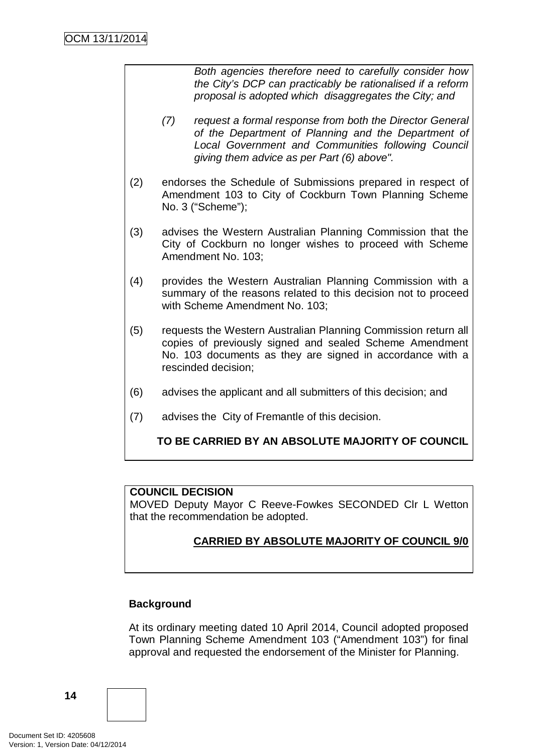*Both agencies therefore need to carefully consider how the City's DCP can practicably be rationalised if a reform proposal is adopted which disaggregates the City; and*

*(7) request a formal response from both the Director General of the Department of Planning and the Department of Local Government and Communities following Council giving them advice as per Part (6) above".*

(2) endorses the Schedule of Submissions prepared in respect of Amendment 103 to City of Cockburn Town Planning Scheme No. 3 ("Scheme");

(3) advises the Western Australian Planning Commission that the City of Cockburn no longer wishes to proceed with Scheme Amendment No. 103;

(4) provides the Western Australian Planning Commission with a summary of the reasons related to this decision not to proceed with Scheme Amendment No. 103;

(5) requests the Western Australian Planning Commission return all copies of previously signed and sealed Scheme Amendment No. 103 documents as they are signed in accordance with a rescinded decision;

(6) advises the applicant and all submitters of this decision; and

(7) advises the City of Fremantle of this decision.

**TO BE CARRIED BY AN ABSOLUTE MAJORITY OF COUNCIL**

**COUNCIL DECISION**
MOVED Deputy Mayor C Reeve-Fowkes SECONDED Clr L Wetton that the recommendation be adopted.

**CARRIED BY ABSOLUTE MAJORITY OF COUNCIL 9/0**

**Background**

At its ordinary meeting dated 10 April 2014, Council adopted proposed Town Planning Scheme Amendment 103 ("Amendment 103") for final approval and requested the endorsement of the Minister for Planning.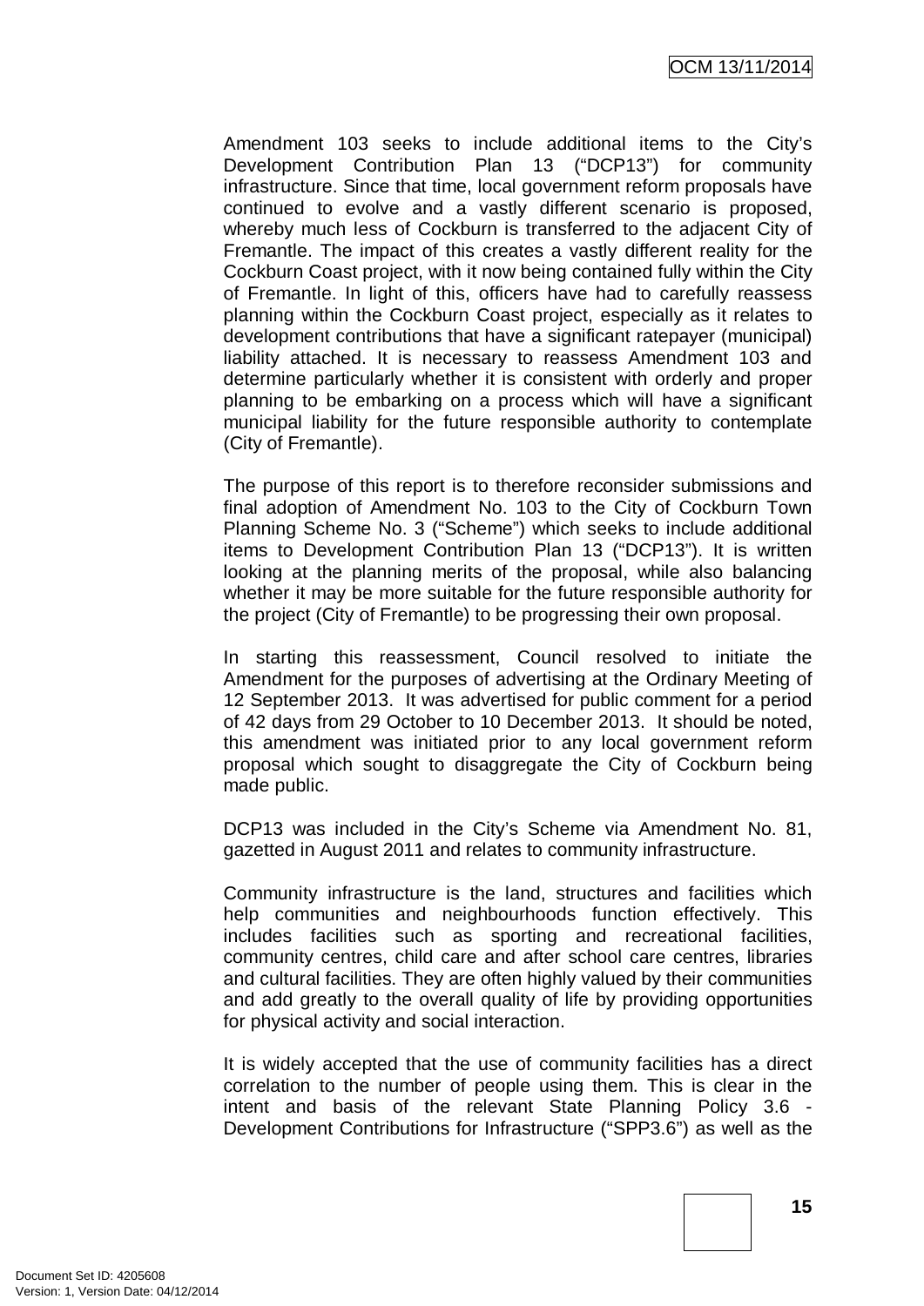Amendment 103 seeks to include additional items to the City's Development Contribution Plan 13 ("DCP13") for community infrastructure. Since that time, local government reform proposals have continued to evolve and a vastly different scenario is proposed, whereby much less of Cockburn is transferred to the adjacent City of Fremantle. The impact of this creates a vastly different reality for the Cockburn Coast project, with it now being contained fully within the City of Fremantle. In light of this, officers have had to carefully reassess planning within the Cockburn Coast project, especially as it relates to development contributions that have a significant ratepayer (municipal) liability attached. It is necessary to reassess Amendment 103 and determine particularly whether it is consistent with orderly and proper planning to be embarking on a process which will have a significant municipal liability for the future responsible authority to contemplate (City of Fremantle).

The purpose of this report is to therefore reconsider submissions and final adoption of Amendment No. 103 to the City of Cockburn Town Planning Scheme No. 3 ("Scheme") which seeks to include additional items to Development Contribution Plan 13 ("DCP13"). It is written looking at the planning merits of the proposal, while also balancing whether it may be more suitable for the future responsible authority for the project (City of Fremantle) to be progressing their own proposal.

In starting this reassessment, Council resolved to initiate the Amendment for the purposes of advertising at the Ordinary Meeting of 12 September 2013. It was advertised for public comment for a period of 42 days from 29 October to 10 December 2013. It should be noted, this amendment was initiated prior to any local government reform proposal which sought to disaggregate the City of Cockburn being made public.

DCP13 was included in the City's Scheme via Amendment No. 81, gazetted in August 2011 and relates to community infrastructure.

Community infrastructure is the land, structures and facilities which help communities and neighbourhoods function effectively. This includes facilities such as sporting and recreational facilities, community centres, child care and after school care centres, libraries and cultural facilities. They are often highly valued by their communities and add greatly to the overall quality of life by providing opportunities for physical activity and social interaction.

It is widely accepted that the use of community facilities has a direct correlation to the number of people using them. This is clear in the intent and basis of the relevant State Planning Policy 3.6 - Development Contributions for Infrastructure ("SPP3.6") as well as the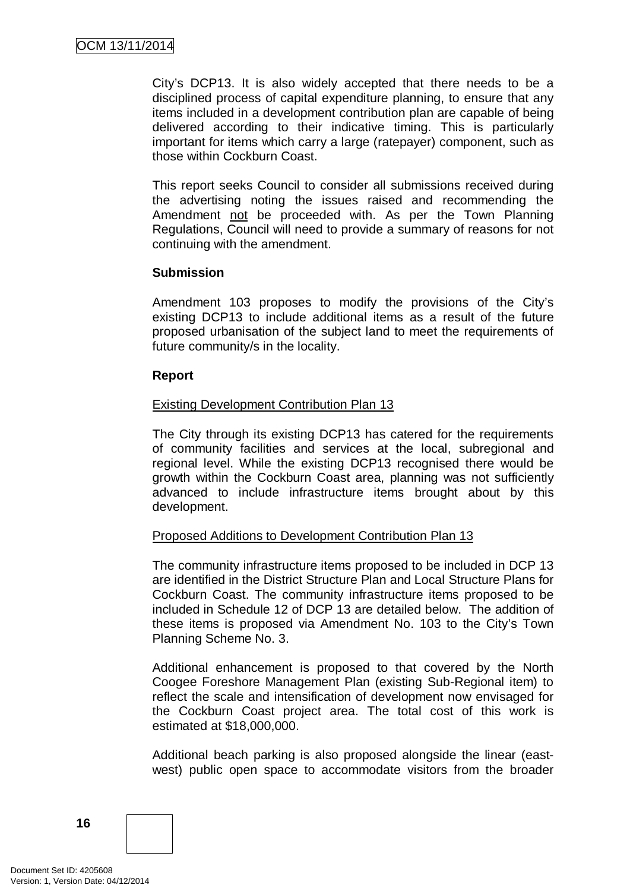City's DCP13. It is also widely accepted that there needs to be a disciplined process of capital expenditure planning, to ensure that any items included in a development contribution plan are capable of being delivered according to their indicative timing. This is particularly important for items which carry a large (ratepayer) component, such as those within Cockburn Coast.

This report seeks Council to consider all submissions received during the advertising noting the issues raised and recommending the Amendment not be proceeded with. As per the Town Planning Regulations, Council will need to provide a summary of reasons for not continuing with the amendment.

**Submission**

Amendment 103 proposes to modify the provisions of the City's existing DCP13 to include additional items as a result of the future proposed urbanisation of the subject land to meet the requirements of future community/s in the locality.

**Report**

Existing Development Contribution Plan 13

The City through its existing DCP13 has catered for the requirements of community facilities and services at the local, subregional and regional level. While the existing DCP13 recognised there would be growth within the Cockburn Coast area, planning was not sufficiently advanced to include infrastructure items brought about by this development.

Proposed Additions to Development Contribution Plan 13

The community infrastructure items proposed to be included in DCP 13 are identified in the District Structure Plan and Local Structure Plans for Cockburn Coast. The community infrastructure items proposed to be included in Schedule 12 of DCP 13 are detailed below. The addition of these items is proposed via Amendment No. 103 to the City's Town Planning Scheme No. 3.

Additional enhancement is proposed to that covered by the North Coogee Foreshore Management Plan (existing Sub-Regional item) to reflect the scale and intensification of development now envisaged for the Cockburn Coast project area. The total cost of this work is estimated at $18,000,000.

Additional beach parking is also proposed alongside the linear (east-west) public open space to accommodate visitors from the broader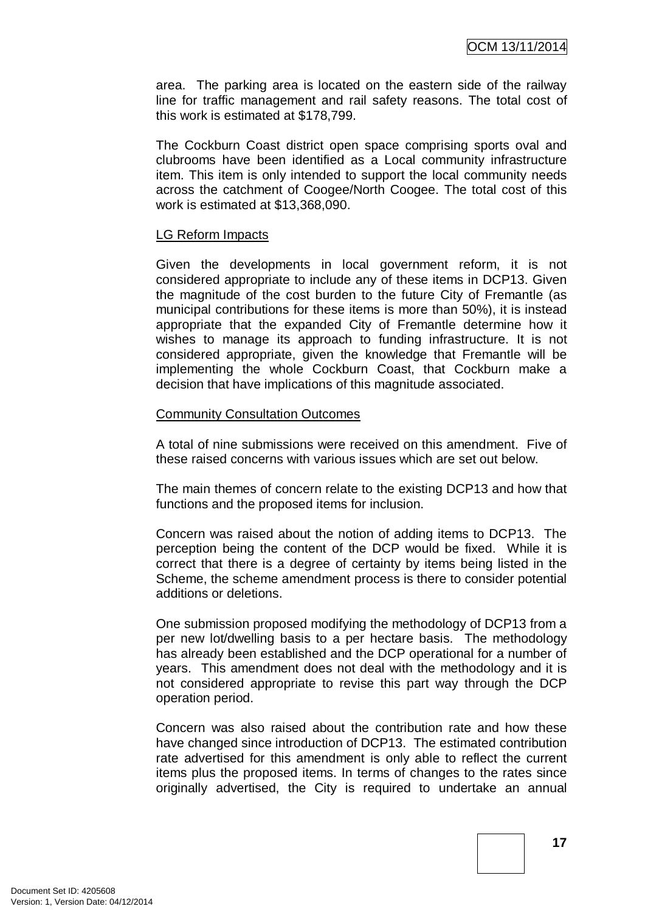area. The parking area is located on the eastern side of the railway line for traffic management and rail safety reasons. The total cost of this work is estimated at $178,799.

The Cockburn Coast district open space comprising sports oval and clubrooms have been identified as a Local community infrastructure item. This item is only intended to support the local community needs across the catchment of Coogee/North Coogee. The total cost of this work is estimated at $13,368,090.

<u>LG Reform Impacts</u>

Given the developments in local government reform, it is not considered appropriate to include any of these items in DCP13. Given the magnitude of the cost burden to the future City of Fremantle (as municipal contributions for these items is more than 50%), it is instead appropriate that the expanded City of Fremantle determine how it wishes to manage its approach to funding infrastructure. It is not considered appropriate, given the knowledge that Fremantle will be implementing the whole Cockburn Coast, that Cockburn make a decision that have implications of this magnitude associated.

<u>Community Consultation Outcomes</u>

A total of nine submissions were received on this amendment. Five of these raised concerns with various issues which are set out below.

The main themes of concern relate to the existing DCP13 and how that functions and the proposed items for inclusion.

Concern was raised about the notion of adding items to DCP13. The perception being the content of the DCP would be fixed. While it is correct that there is a degree of certainty by items being listed in the Scheme, the scheme amendment process is there to consider potential additions or deletions.

One submission proposed modifying the methodology of DCP13 from a per new lot/dwelling basis to a per hectare basis. The methodology has already been established and the DCP operational for a number of years. This amendment does not deal with the methodology and it is not considered appropriate to revise this part way through the DCP operation period.

Concern was also raised about the contribution rate and how these have changed since introduction of DCP13. The estimated contribution rate advertised for this amendment is only able to reflect the current items plus the proposed items. In terms of changes to the rates since originally advertised, the City is required to undertake an annual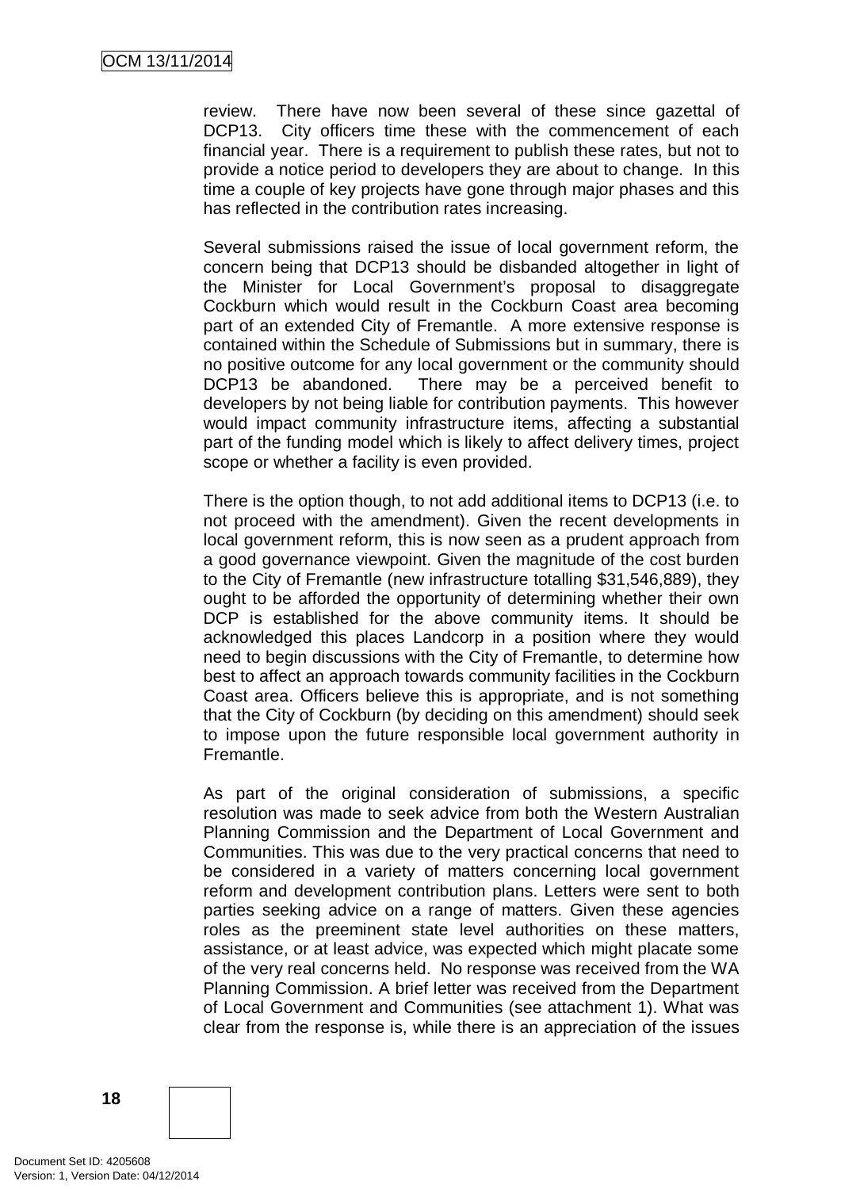review. There have now been several of these since gazettal of DCP13. City officers time these with the commencement of each financial year. There is a requirement to publish these rates, but not to provide a notice period to developers they are about to change. In this time a couple of key projects have gone through major phases and this has reflected in the contribution rates increasing.

Several submissions raised the issue of local government reform, the concern being that DCP13 should be disbanded altogether in light of the Minister for Local Government's proposal to disaggregate Cockburn which would result in the Cockburn Coast area becoming part of an extended City of Fremantle. A more extensive response is contained within the Schedule of Submissions but in summary, there is no positive outcome for any local government or the community should DCP13 be abandoned. There may be a perceived benefit to developers by not being liable for contribution payments. This however would impact community infrastructure items, affecting a substantial part of the funding model which is likely to affect delivery times, project scope or whether a facility is even provided.

There is the option though, to not add additional items to DCP13 (i.e. to not proceed with the amendment). Given the recent developments in local government reform, this is now seen as a prudent approach from a good governance viewpoint. Given the magnitude of the cost burden to the City of Fremantle (new infrastructure totalling $31,546,889), they ought to be afforded the opportunity of determining whether their own DCP is established for the above community items. It should be acknowledged this places Landcorp in a position where they would need to begin discussions with the City of Fremantle, to determine how best to affect an approach towards community facilities in the Cockburn Coast area. Officers believe this is appropriate, and is not something that the City of Cockburn (by deciding on this amendment) should seek to impose upon the future responsible local government authority in Fremantle.

As part of the original consideration of submissions, a specific resolution was made to seek advice from both the Western Australian Planning Commission and the Department of Local Government and Communities. This was due to the very practical concerns that need to be considered in a variety of matters concerning local government reform and development contribution plans. Letters were sent to both parties seeking advice on a range of matters. Given these agencies roles as the preeminent state level authorities on these matters, assistance, or at least advice, was expected which might placate some of the very real concerns held. No response was received from the WA Planning Commission. A brief letter was received from the Department of Local Government and Communities (see attachment 1). What was clear from the response is, while there is an appreciation of the issues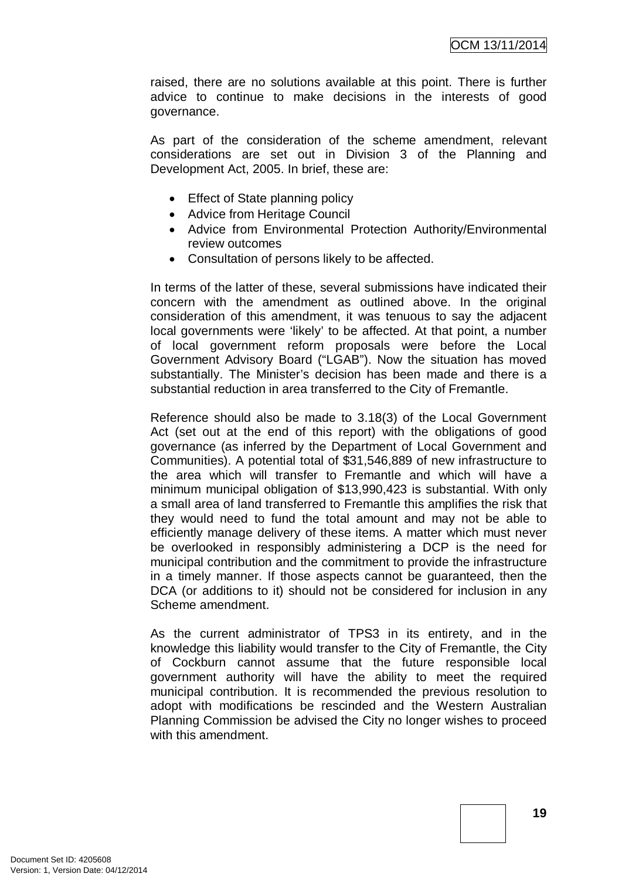raised, there are no solutions available at this point. There is further advice to continue to make decisions in the interests of good governance.

As part of the consideration of the scheme amendment, relevant considerations are set out in Division 3 of the Planning and Development Act, 2005. In brief, these are:

- Effect of State planning policy
- Advice from Heritage Council
- Advice from Environmental Protection Authority/Environmental review outcomes
- Consultation of persons likely to be affected.

In terms of the latter of these, several submissions have indicated their concern with the amendment as outlined above. In the original consideration of this amendment, it was tenuous to say the adjacent local governments were 'likely' to be affected. At that point, a number of local government reform proposals were before the Local Government Advisory Board ("LGAB"). Now the situation has moved substantially. The Minister's decision has been made and there is a substantial reduction in area transferred to the City of Fremantle.

Reference should also be made to 3.18(3) of the Local Government Act (set out at the end of this report) with the obligations of good governance (as inferred by the Department of Local Government and Communities). A potential total of $31,546,889 of new infrastructure to the area which will transfer to Fremantle and which will have a minimum municipal obligation of $13,990,423 is substantial. With only a small area of land transferred to Fremantle this amplifies the risk that they would need to fund the total amount and may not be able to efficiently manage delivery of these items. A matter which must never be overlooked in responsibly administering a DCP is the need for municipal contribution and the commitment to provide the infrastructure in a timely manner. If those aspects cannot be guaranteed, then the DCA (or additions to it) should not be considered for inclusion in any Scheme amendment.

As the current administrator of TPS3 in its entirety, and in the knowledge this liability would transfer to the City of Fremantle, the City of Cockburn cannot assume that the future responsible local government authority will have the ability to meet the required municipal contribution. It is recommended the previous resolution to adopt with modifications be rescinded and the Western Australian Planning Commission be advised the City no longer wishes to proceed with this amendment.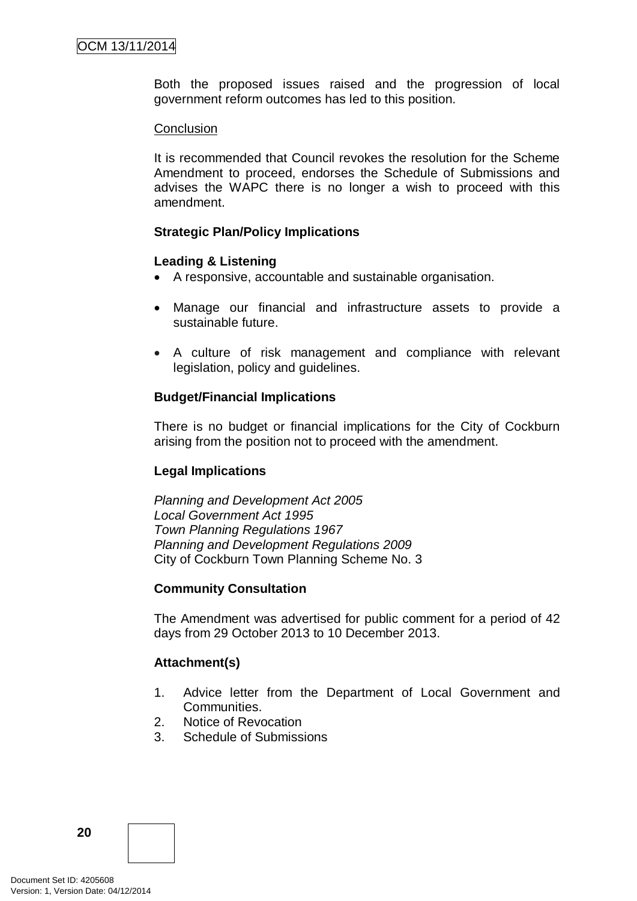Both the proposed issues raised and the progression of local government reform outcomes has led to this position.

Conclusion

It is recommended that Council revokes the resolution for the Scheme Amendment to proceed, endorses the Schedule of Submissions and advises the WAPC there is no longer a wish to proceed with this amendment.

**Strategic Plan/Policy Implications**

**Leading & Listening**

- A responsive, accountable and sustainable organisation.
- Manage our financial and infrastructure assets to provide a sustainable future.
- A culture of risk management and compliance with relevant legislation, policy and guidelines.

**Budget/Financial Implications**

There is no budget or financial implications for the City of Cockburn arising from the position not to proceed with the amendment.

**Legal Implications**

*Planning and Development Act 2005*
*Local Government Act 1995*
*Town Planning Regulations 1967*
*Planning and Development Regulations 2009*
City of Cockburn Town Planning Scheme No. 3

**Community Consultation**

The Amendment was advertised for public comment for a period of 42 days from 29 October 2013 to 10 December 2013.

**Attachment(s)**

1. Advice letter from the Department of Local Government and Communities.
2. Notice of Revocation
3. Schedule of Submissions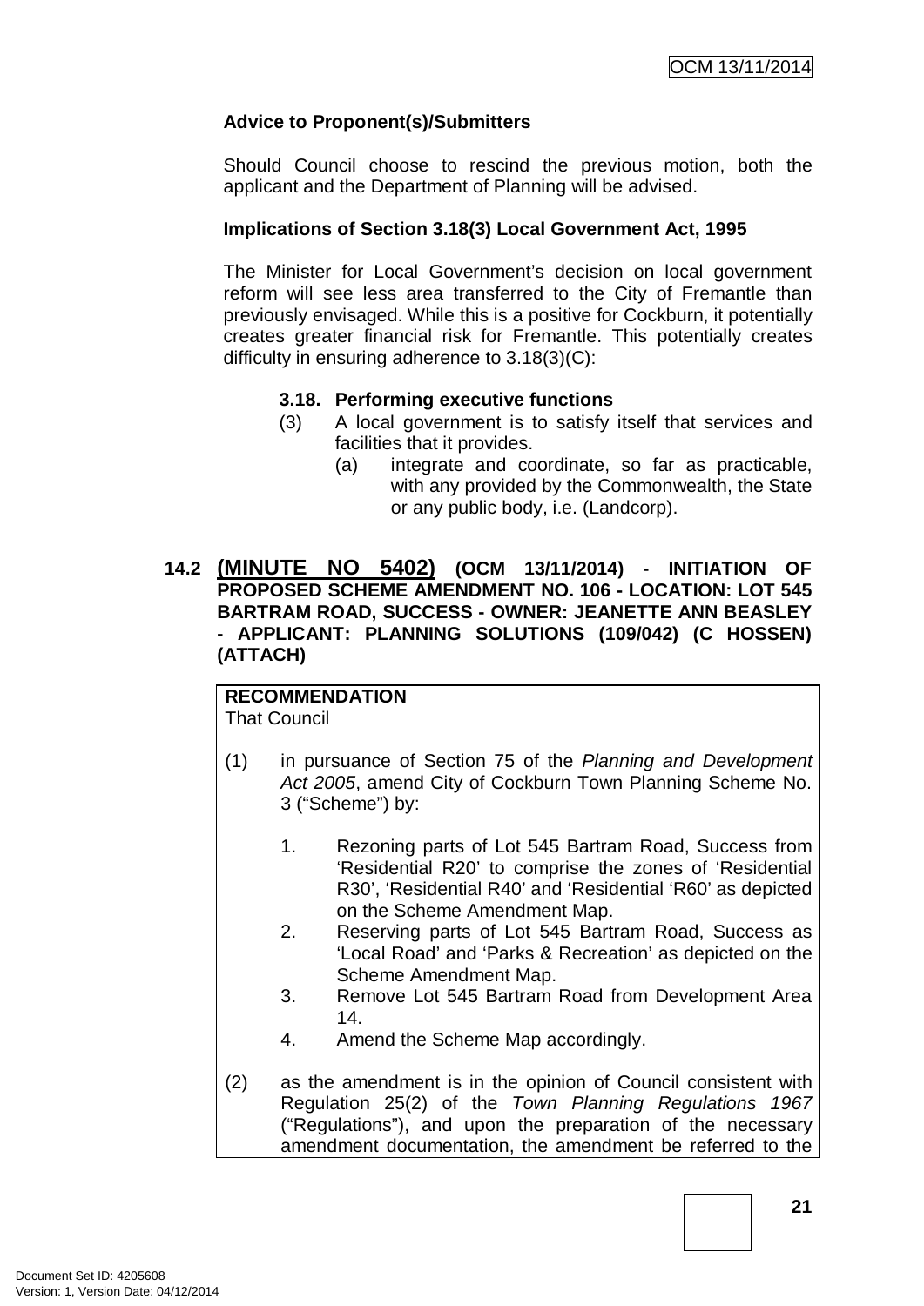**Advice to Proponent(s)/Submitters**

Should Council choose to rescind the previous motion, both the applicant and the Department of Planning will be advised.

**Implications of Section 3.18(3) Local Government Act, 1995**

The Minister for Local Government's decision on local government reform will see less area transferred to the City of Fremantle than previously envisaged. While this is a positive for Cockburn, it potentially creates greater financial risk for Fremantle. This potentially creates difficulty in ensuring adherence to 3.18(3)(C):

> **3.18. Performing executive functions**
>
> (3) A local government is to satisfy itself that services and facilities that it provides.
>
> (a) integrate and coordinate, so far as practicable, with any provided by the Commonwealth, the State or any public body, i.e. (Landcorp).

## 14.2 (MINUTE NO 5402) (OCM 13/11/2014) - INITIATION OF PROPOSED SCHEME AMENDMENT NO. 106 - LOCATION: LOT 545 BARTRAM ROAD, SUCCESS - OWNER: JEANETTE ANN BEASLEY - APPLICANT: PLANNING SOLUTIONS (109/042) (C HOSSEN) (ATTACH)

**RECOMMENDATION**

That Council

(1) in pursuance of Section 75 of the *Planning and Development Act 2005*, amend City of Cockburn Town Planning Scheme No. 3 ("Scheme") by:

1. Rezoning parts of Lot 545 Bartram Road, Success from 'Residential R20' to comprise the zones of 'Residential R30', 'Residential R40' and 'Residential 'R60' as depicted on the Scheme Amendment Map.
2. Reserving parts of Lot 545 Bartram Road, Success as 'Local Road' and 'Parks & Recreation' as depicted on the Scheme Amendment Map.
3. Remove Lot 545 Bartram Road from Development Area 14.
4. Amend the Scheme Map accordingly.

(2) as the amendment is in the opinion of Council consistent with Regulation 25(2) of the *Town Planning Regulations 1967* ("Regulations"), and upon the preparation of the necessary amendment documentation, the amendment be referred to the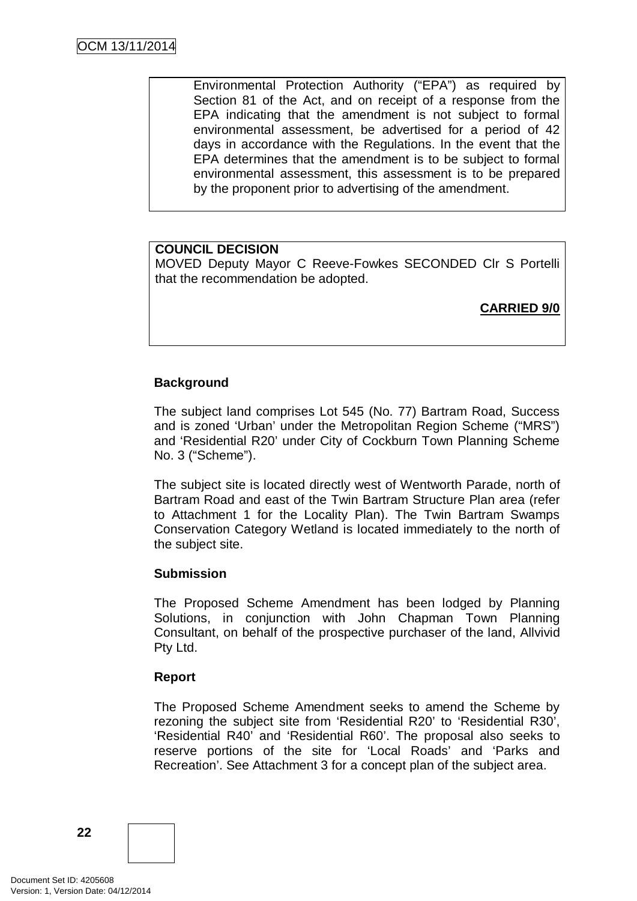Environmental Protection Authority ("EPA") as required by Section 81 of the Act, and on receipt of a response from the EPA indicating that the amendment is not subject to formal environmental assessment, be advertised for a period of 42 days in accordance with the Regulations. In the event that the EPA determines that the amendment is to be subject to formal environmental assessment, this assessment is to be prepared by the proponent prior to advertising of the amendment.

**COUNCIL DECISION**
MOVED Deputy Mayor C Reeve-Fowkes SECONDED Clr S Portelli that the recommendation be adopted.

**CARRIED 9/0**

**Background**

The subject land comprises Lot 545 (No. 77) Bartram Road, Success and is zoned 'Urban' under the Metropolitan Region Scheme ("MRS") and 'Residential R20' under City of Cockburn Town Planning Scheme No. 3 ("Scheme").

The subject site is located directly west of Wentworth Parade, north of Bartram Road and east of the Twin Bartram Structure Plan area (refer to Attachment 1 for the Locality Plan). The Twin Bartram Swamps Conservation Category Wetland is located immediately to the north of the subject site.

**Submission**

The Proposed Scheme Amendment has been lodged by Planning Solutions, in conjunction with John Chapman Town Planning Consultant, on behalf of the prospective purchaser of the land, Allvivid Pty Ltd.

**Report**

The Proposed Scheme Amendment seeks to amend the Scheme by rezoning the subject site from 'Residential R20' to 'Residential R30', 'Residential R40' and 'Residential R60'. The proposal also seeks to reserve portions of the site for 'Local Roads' and 'Parks and Recreation'. See Attachment 3 for a concept plan of the subject area.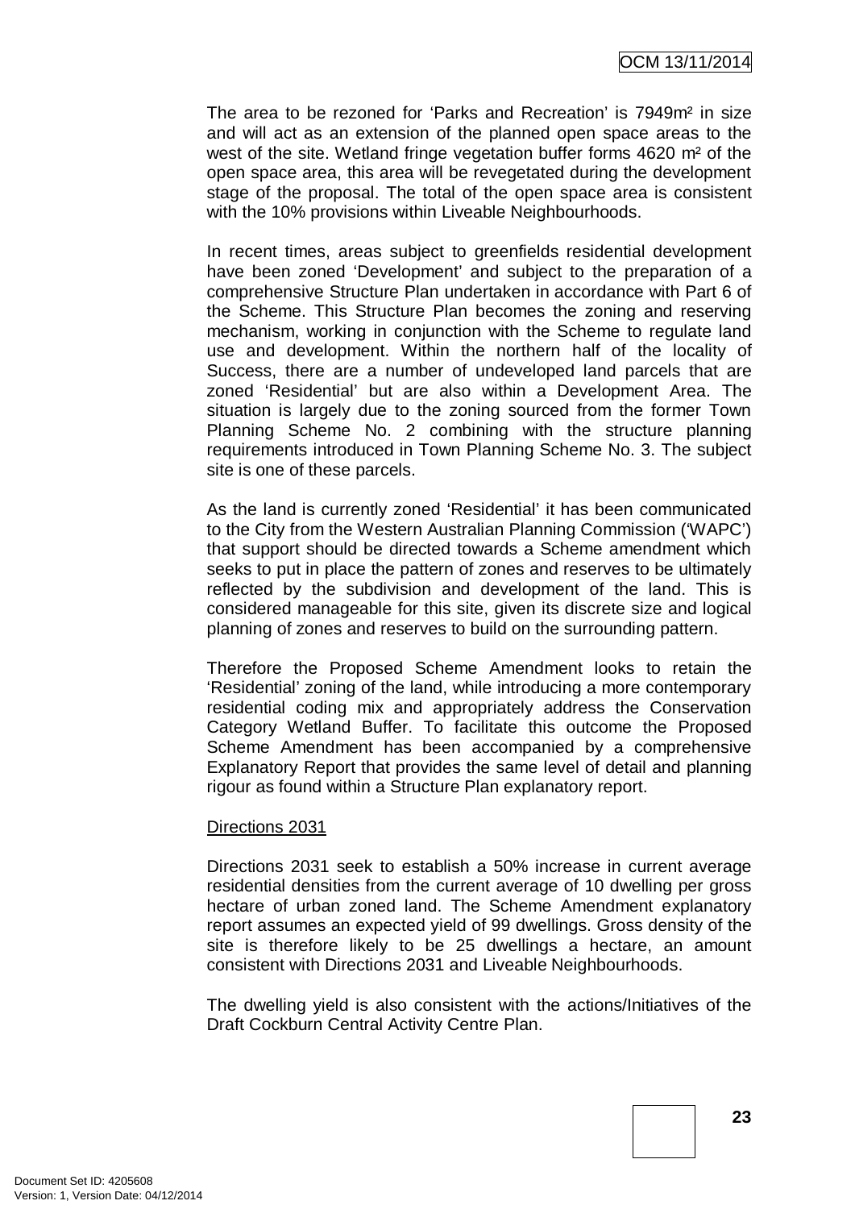The area to be rezoned for 'Parks and Recreation' is 7949m² in size and will act as an extension of the planned open space areas to the west of the site. Wetland fringe vegetation buffer forms 4620 m² of the open space area, this area will be revegetated during the development stage of the proposal. The total of the open space area is consistent with the 10% provisions within Liveable Neighbourhoods.

In recent times, areas subject to greenfields residential development have been zoned 'Development' and subject to the preparation of a comprehensive Structure Plan undertaken in accordance with Part 6 of the Scheme. This Structure Plan becomes the zoning and reserving mechanism, working in conjunction with the Scheme to regulate land use and development. Within the northern half of the locality of Success, there are a number of undeveloped land parcels that are zoned 'Residential' but are also within a Development Area. The situation is largely due to the zoning sourced from the former Town Planning Scheme No. 2 combining with the structure planning requirements introduced in Town Planning Scheme No. 3. The subject site is one of these parcels.

As the land is currently zoned 'Residential' it has been communicated to the City from the Western Australian Planning Commission ('WAPC') that support should be directed towards a Scheme amendment which seeks to put in place the pattern of zones and reserves to be ultimately reflected by the subdivision and development of the land. This is considered manageable for this site, given its discrete size and logical planning of zones and reserves to build on the surrounding pattern.

Therefore the Proposed Scheme Amendment looks to retain the 'Residential' zoning of the land, while introducing a more contemporary residential coding mix and appropriately address the Conservation Category Wetland Buffer. To facilitate this outcome the Proposed Scheme Amendment has been accompanied by a comprehensive Explanatory Report that provides the same level of detail and planning rigour as found within a Structure Plan explanatory report.

Directions 2031

Directions 2031 seek to establish a 50% increase in current average residential densities from the current average of 10 dwelling per gross hectare of urban zoned land. The Scheme Amendment explanatory report assumes an expected yield of 99 dwellings. Gross density of the site is therefore likely to be 25 dwellings a hectare, an amount consistent with Directions 2031 and Liveable Neighbourhoods.

The dwelling yield is also consistent with the actions/Initiatives of the Draft Cockburn Central Activity Centre Plan.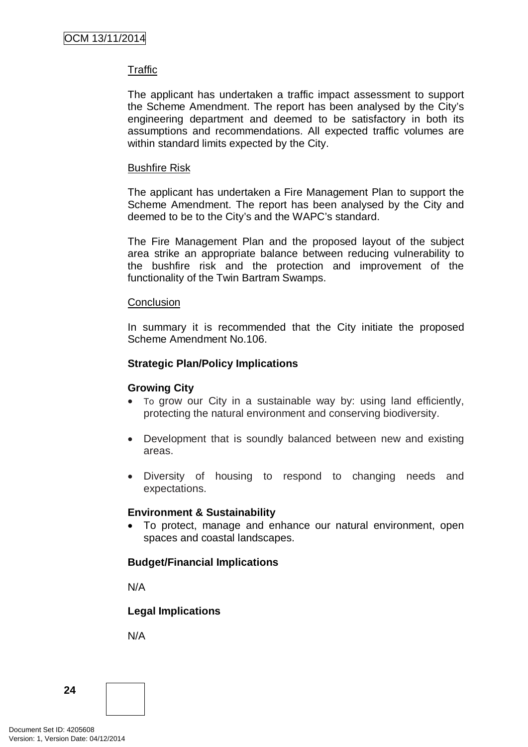Traffic

The applicant has undertaken a traffic impact assessment to support the Scheme Amendment. The report has been analysed by the City's engineering department and deemed to be satisfactory in both its assumptions and recommendations. All expected traffic volumes are within standard limits expected by the City.

Bushfire Risk

The applicant has undertaken a Fire Management Plan to support the Scheme Amendment. The report has been analysed by the City and deemed to be to the City's and the WAPC's standard.

The Fire Management Plan and the proposed layout of the subject area strike an appropriate balance between reducing vulnerability to the bushfire risk and the protection and improvement of the functionality of the Twin Bartram Swamps.

Conclusion

In summary it is recommended that the City initiate the proposed Scheme Amendment No.106.

**Strategic Plan/Policy Implications**

**Growing City**

- To grow our City in a sustainable way by: using land efficiently, protecting the natural environment and conserving biodiversity.

- Development that is soundly balanced between new and existing areas.

- Diversity of housing to respond to changing needs and expectations.

**Environment & Sustainability**

- To protect, manage and enhance our natural environment, open spaces and coastal landscapes.

**Budget/Financial Implications**

N/A

**Legal Implications**

N/A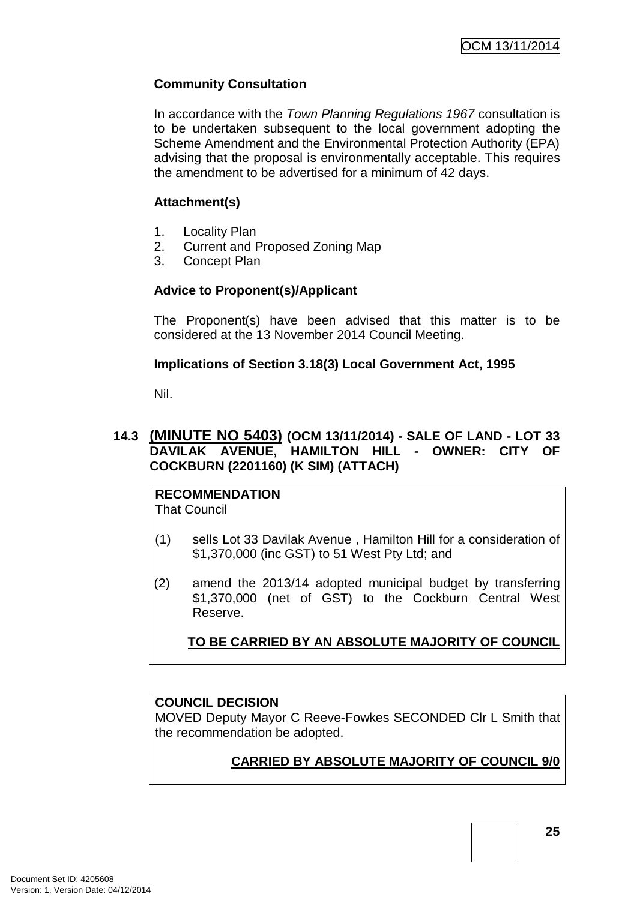**Community Consultation**

In accordance with the *Town Planning Regulations 1967* consultation is to be undertaken subsequent to the local government adopting the Scheme Amendment and the Environmental Protection Authority (EPA) advising that the proposal is environmentally acceptable. This requires the amendment to be advertised for a minimum of 42 days.

**Attachment(s)**

1. Locality Plan
2. Current and Proposed Zoning Map
3. Concept Plan

**Advice to Proponent(s)/Applicant**

The Proponent(s) have been advised that this matter is to be considered at the 13 November 2014 Council Meeting.

**Implications of Section 3.18(3) Local Government Act, 1995**

Nil.

## 14.3 (MINUTE NO 5403) (OCM 13/11/2014) - SALE OF LAND - LOT 33 DAVILAK AVENUE, HAMILTON HILL - OWNER: CITY OF COCKBURN (2201160) (K SIM) (ATTACH)

**RECOMMENDATION**
That Council

(1) sells Lot 33 Davilak Avenue , Hamilton Hill for a consideration of $1,370,000 (inc GST) to 51 West Pty Ltd; and

(2) amend the 2013/14 adopted municipal budget by transferring $1,370,000 (net of GST) to the Cockburn Central West Reserve.

**TO BE CARRIED BY AN ABSOLUTE MAJORITY OF COUNCIL**

**COUNCIL DECISION**
MOVED Deputy Mayor C Reeve-Fowkes SECONDED Clr L Smith that the recommendation be adopted.

**CARRIED BY ABSOLUTE MAJORITY OF COUNCIL 9/0**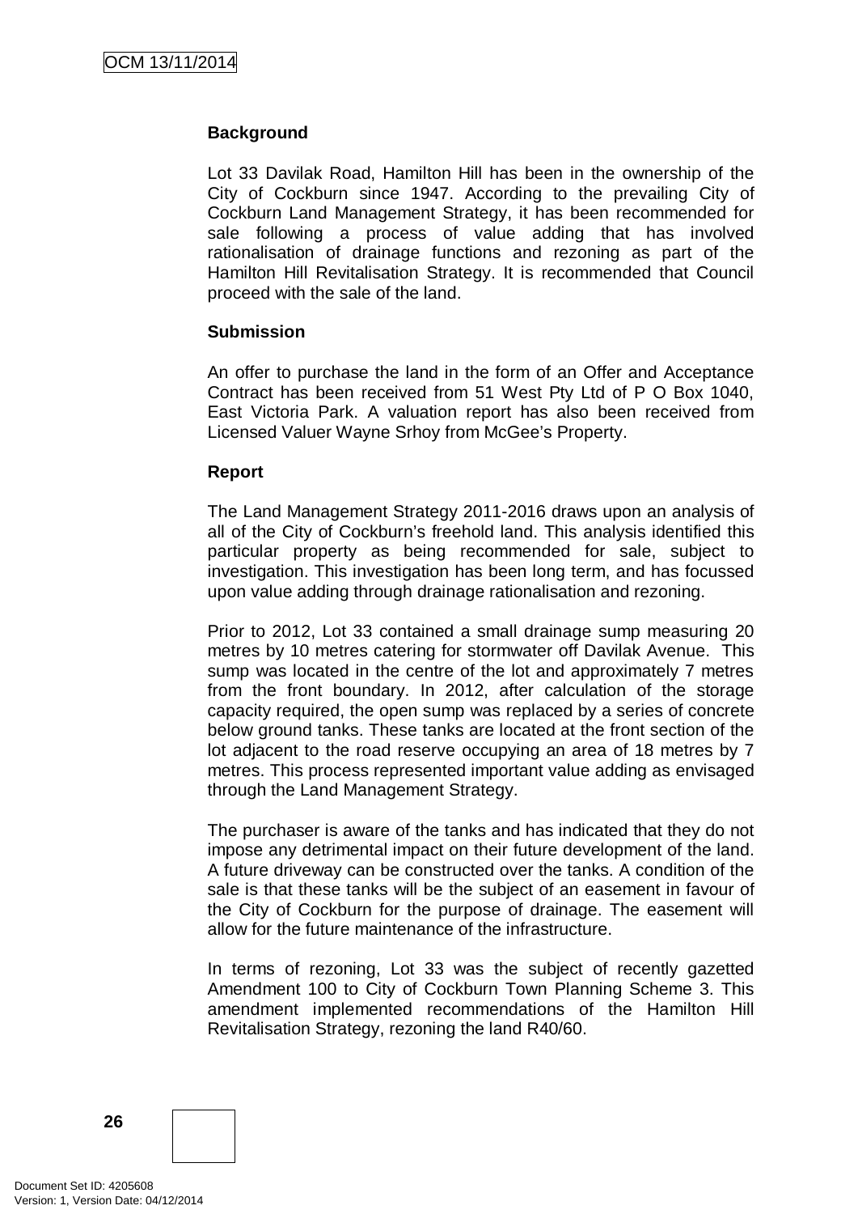**Background**

Lot 33 Davilak Road, Hamilton Hill has been in the ownership of the City of Cockburn since 1947. According to the prevailing City of Cockburn Land Management Strategy, it has been recommended for sale following a process of value adding that has involved rationalisation of drainage functions and rezoning as part of the Hamilton Hill Revitalisation Strategy. It is recommended that Council proceed with the sale of the land.

**Submission**

An offer to purchase the land in the form of an Offer and Acceptance Contract has been received from 51 West Pty Ltd of P O Box 1040, East Victoria Park. A valuation report has also been received from Licensed Valuer Wayne Srhoy from McGee's Property.

**Report**

The Land Management Strategy 2011-2016 draws upon an analysis of all of the City of Cockburn's freehold land. This analysis identified this particular property as being recommended for sale, subject to investigation. This investigation has been long term, and has focussed upon value adding through drainage rationalisation and rezoning.

Prior to 2012, Lot 33 contained a small drainage sump measuring 20 metres by 10 metres catering for stormwater off Davilak Avenue. This sump was located in the centre of the lot and approximately 7 metres from the front boundary. In 2012, after calculation of the storage capacity required, the open sump was replaced by a series of concrete below ground tanks. These tanks are located at the front section of the lot adjacent to the road reserve occupying an area of 18 metres by 7 metres. This process represented important value adding as envisaged through the Land Management Strategy.

The purchaser is aware of the tanks and has indicated that they do not impose any detrimental impact on their future development of the land. A future driveway can be constructed over the tanks. A condition of the sale is that these tanks will be the subject of an easement in favour of the City of Cockburn for the purpose of drainage. The easement will allow for the future maintenance of the infrastructure.

In terms of rezoning, Lot 33 was the subject of recently gazetted Amendment 100 to City of Cockburn Town Planning Scheme 3. This amendment implemented recommendations of the Hamilton Hill Revitalisation Strategy, rezoning the land R40/60.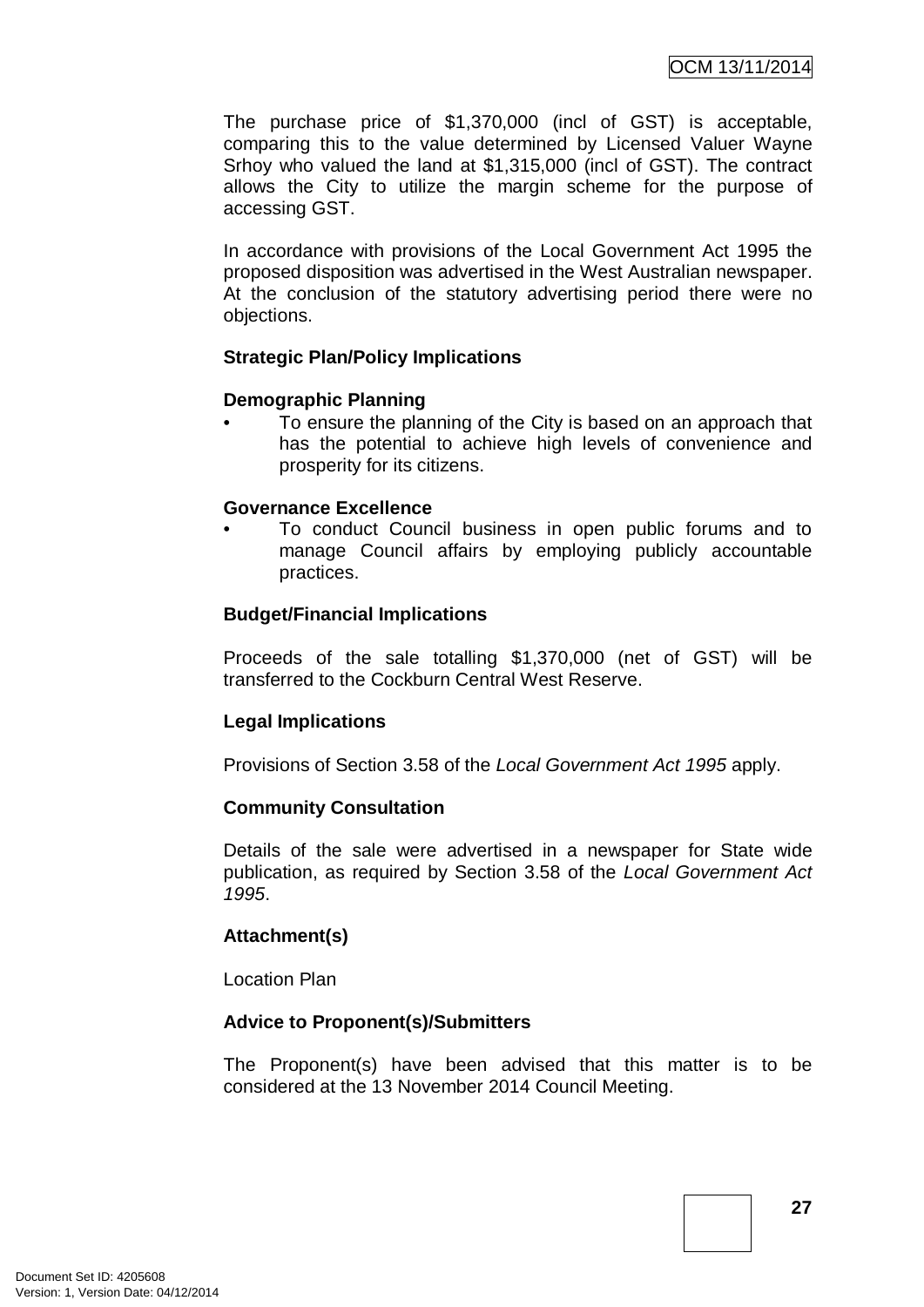The purchase price of $1,370,000 (incl of GST) is acceptable, comparing this to the value determined by Licensed Valuer Wayne Srhoy who valued the land at $1,315,000 (incl of GST). The contract allows the City to utilize the margin scheme for the purpose of accessing GST.

In accordance with provisions of the Local Government Act 1995 the proposed disposition was advertised in the West Australian newspaper. At the conclusion of the statutory advertising period there were no objections.

**Strategic Plan/Policy Implications**

**Demographic Planning**

- To ensure the planning of the City is based on an approach that has the potential to achieve high levels of convenience and prosperity for its citizens.

**Governance Excellence**

- To conduct Council business in open public forums and to manage Council affairs by employing publicly accountable practices.

**Budget/Financial Implications**

Proceeds of the sale totalling $1,370,000 (net of GST) will be transferred to the Cockburn Central West Reserve.

**Legal Implications**

Provisions of Section 3.58 of the *Local Government Act 1995* apply.

**Community Consultation**

Details of the sale were advertised in a newspaper for State wide publication, as required by Section 3.58 of the *Local Government Act 1995*.

**Attachment(s)**

Location Plan

**Advice to Proponent(s)/Submitters**

The Proponent(s) have been advised that this matter is to be considered at the 13 November 2014 Council Meeting.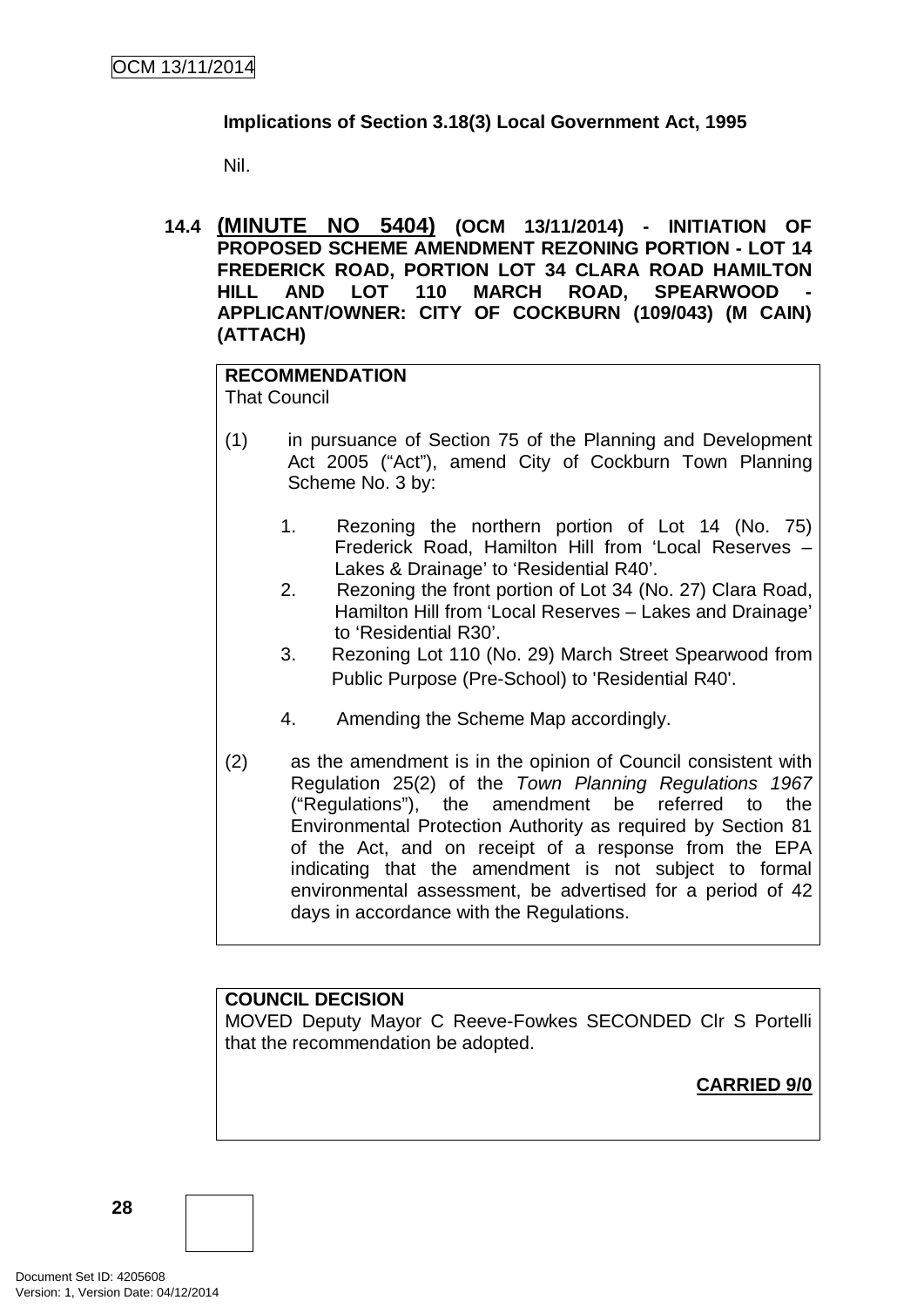**Implications of Section 3.18(3) Local Government Act, 1995**

Nil.

### 14.4 (MINUTE NO 5404) (OCM 13/11/2014) - INITIATION OF PROPOSED SCHEME AMENDMENT REZONING PORTION - LOT 14 FREDERICK ROAD, PORTION LOT 34 CLARA ROAD HAMILTON HILL AND LOT 110 MARCH ROAD, SPEARWOOD - APPLICANT/OWNER: CITY OF COCKBURN (109/043) (M CAIN) (ATTACH)

**RECOMMENDATION**
That Council

(1) in pursuance of Section 75 of the Planning and Development Act 2005 ("Act"), amend City of Cockburn Town Planning Scheme No. 3 by:

1. Rezoning the northern portion of Lot 14 (No. 75) Frederick Road, Hamilton Hill from 'Local Reserves – Lakes & Drainage' to 'Residential R40'.
2. Rezoning the front portion of Lot 34 (No. 27) Clara Road, Hamilton Hill from 'Local Reserves – Lakes and Drainage' to 'Residential R30'.
3. Rezoning Lot 110 (No. 29) March Street Spearwood from Public Purpose (Pre-School) to 'Residential R40'.
4. Amending the Scheme Map accordingly.

(2) as the amendment is in the opinion of Council consistent with Regulation 25(2) of the *Town Planning Regulations 1967* ("Regulations"), the amendment be referred to the Environmental Protection Authority as required by Section 81 of the Act, and on receipt of a response from the EPA indicating that the amendment is not subject to formal environmental assessment, be advertised for a period of 42 days in accordance with the Regulations.

**COUNCIL DECISION**
MOVED Deputy Mayor C Reeve-Fowkes SECONDED Clr S Portelli that the recommendation be adopted.

**CARRIED 9/0**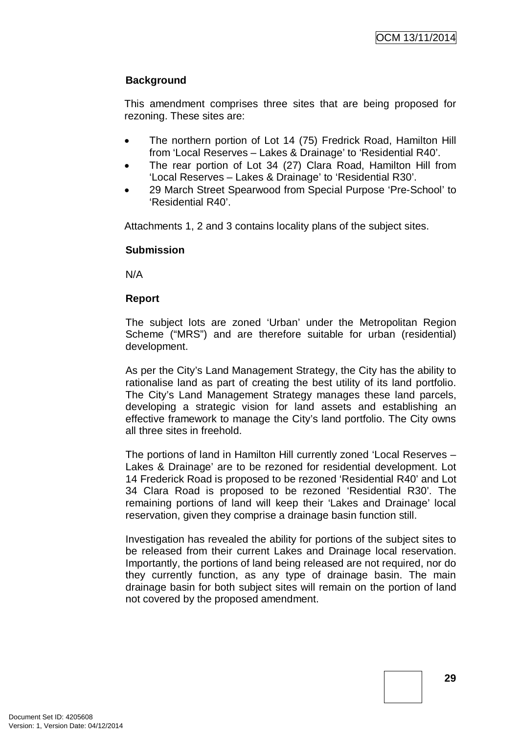**Background**

This amendment comprises three sites that are being proposed for rezoning. These sites are:

- The northern portion of Lot 14 (75) Fredrick Road, Hamilton Hill from 'Local Reserves – Lakes & Drainage' to 'Residential R40'.
- The rear portion of Lot 34 (27) Clara Road, Hamilton Hill from 'Local Reserves – Lakes & Drainage' to 'Residential R30'.
- 29 March Street Spearwood from Special Purpose 'Pre-School' to 'Residential R40'.

Attachments 1, 2 and 3 contains locality plans of the subject sites.

**Submission**

N/A

**Report**

The subject lots are zoned 'Urban' under the Metropolitan Region Scheme ("MRS") and are therefore suitable for urban (residential) development.

As per the City's Land Management Strategy, the City has the ability to rationalise land as part of creating the best utility of its land portfolio. The City's Land Management Strategy manages these land parcels, developing a strategic vision for land assets and establishing an effective framework to manage the City's land portfolio. The City owns all three sites in freehold.

The portions of land in Hamilton Hill currently zoned 'Local Reserves – Lakes & Drainage' are to be rezoned for residential development. Lot 14 Frederick Road is proposed to be rezoned 'Residential R40' and Lot 34 Clara Road is proposed to be rezoned 'Residential R30'. The remaining portions of land will keep their 'Lakes and Drainage' local reservation, given they comprise a drainage basin function still.

Investigation has revealed the ability for portions of the subject sites to be released from their current Lakes and Drainage local reservation. Importantly, the portions of land being released are not required, nor do they currently function, as any type of drainage basin. The main drainage basin for both subject sites will remain on the portion of land not covered by the proposed amendment.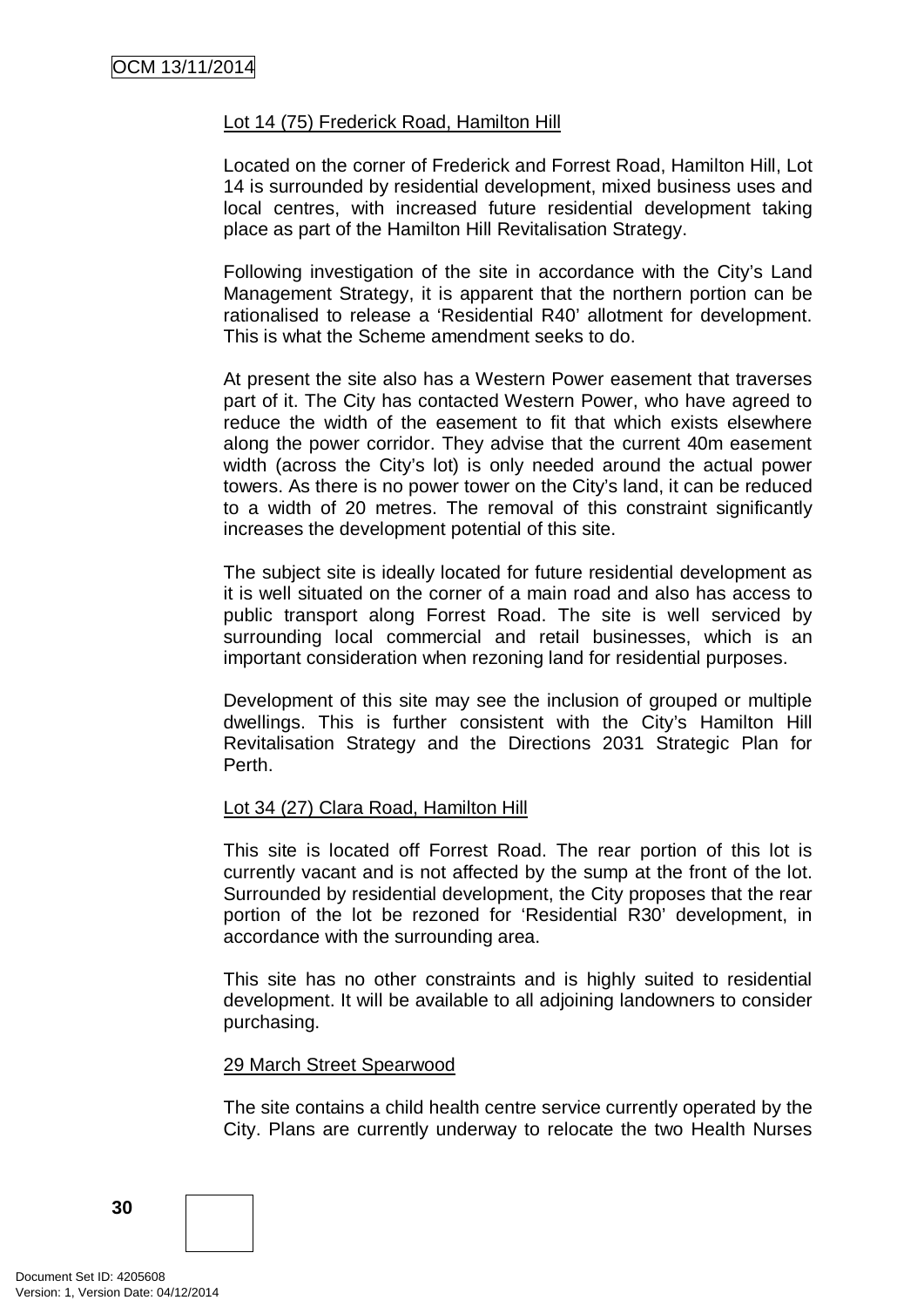Lot 14 (75) Frederick Road, Hamilton Hill

Located on the corner of Frederick and Forrest Road, Hamilton Hill, Lot 14 is surrounded by residential development, mixed business uses and local centres, with increased future residential development taking place as part of the Hamilton Hill Revitalisation Strategy.

Following investigation of the site in accordance with the City's Land Management Strategy, it is apparent that the northern portion can be rationalised to release a 'Residential R40' allotment for development. This is what the Scheme amendment seeks to do.

At present the site also has a Western Power easement that traverses part of it. The City has contacted Western Power, who have agreed to reduce the width of the easement to fit that which exists elsewhere along the power corridor. They advise that the current 40m easement width (across the City's lot) is only needed around the actual power towers. As there is no power tower on the City's land, it can be reduced to a width of 20 metres. The removal of this constraint significantly increases the development potential of this site.

The subject site is ideally located for future residential development as it is well situated on the corner of a main road and also has access to public transport along Forrest Road. The site is well serviced by surrounding local commercial and retail businesses, which is an important consideration when rezoning land for residential purposes.

Development of this site may see the inclusion of grouped or multiple dwellings. This is further consistent with the City's Hamilton Hill Revitalisation Strategy and the Directions 2031 Strategic Plan for Perth.

Lot 34 (27) Clara Road, Hamilton Hill

This site is located off Forrest Road. The rear portion of this lot is currently vacant and is not affected by the sump at the front of the lot. Surrounded by residential development, the City proposes that the rear portion of the lot be rezoned for 'Residential R30' development, in accordance with the surrounding area.

This site has no other constraints and is highly suited to residential development. It will be available to all adjoining landowners to consider purchasing.

29 March Street Spearwood

The site contains a child health centre service currently operated by the City. Plans are currently underway to relocate the two Health Nurses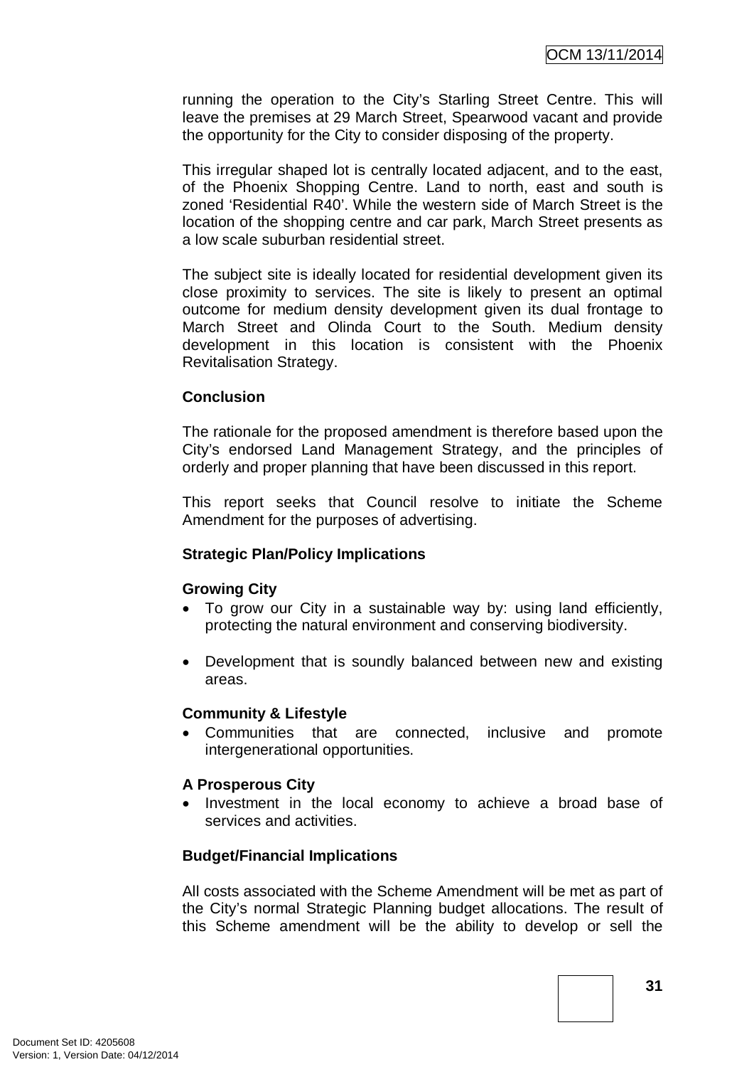running the operation to the City's Starling Street Centre. This will leave the premises at 29 March Street, Spearwood vacant and provide the opportunity for the City to consider disposing of the property.

This irregular shaped lot is centrally located adjacent, and to the east, of the Phoenix Shopping Centre. Land to north, east and south is zoned 'Residential R40'. While the western side of March Street is the location of the shopping centre and car park, March Street presents as a low scale suburban residential street.

The subject site is ideally located for residential development given its close proximity to services. The site is likely to present an optimal outcome for medium density development given its dual frontage to March Street and Olinda Court to the South. Medium density development in this location is consistent with the Phoenix Revitalisation Strategy.

**Conclusion**

The rationale for the proposed amendment is therefore based upon the City's endorsed Land Management Strategy, and the principles of orderly and proper planning that have been discussed in this report.

This report seeks that Council resolve to initiate the Scheme Amendment for the purposes of advertising.

**Strategic Plan/Policy Implications**

**Growing City**

- To grow our City in a sustainable way by: using land efficiently, protecting the natural environment and conserving biodiversity.

- Development that is soundly balanced between new and existing areas.

**Community & Lifestyle**

- Communities that are connected, inclusive and promote intergenerational opportunities.

**A Prosperous City**

- Investment in the local economy to achieve a broad base of services and activities.

**Budget/Financial Implications**

All costs associated with the Scheme Amendment will be met as part of the City's normal Strategic Planning budget allocations. The result of this Scheme amendment will be the ability to develop or sell the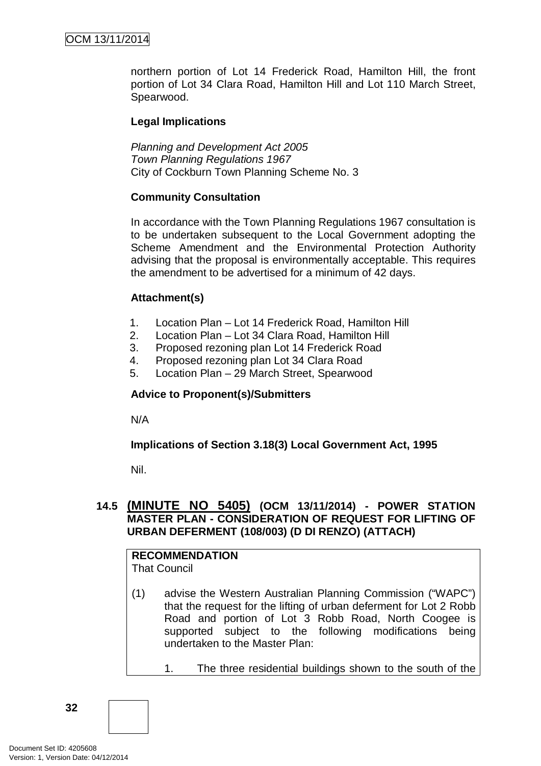northern portion of Lot 14 Frederick Road, Hamilton Hill, the front portion of Lot 34 Clara Road, Hamilton Hill and Lot 110 March Street, Spearwood.

**Legal Implications**

*Planning and Development Act 2005*
*Town Planning Regulations 1967*
City of Cockburn Town Planning Scheme No. 3

**Community Consultation**

In accordance with the Town Planning Regulations 1967 consultation is to be undertaken subsequent to the Local Government adopting the Scheme Amendment and the Environmental Protection Authority advising that the proposal is environmentally acceptable. This requires the amendment to be advertised for a minimum of 42 days.

**Attachment(s)**

1. Location Plan – Lot 14 Frederick Road, Hamilton Hill
2. Location Plan – Lot 34 Clara Road, Hamilton Hill
3. Proposed rezoning plan Lot 14 Frederick Road
4. Proposed rezoning plan Lot 34 Clara Road
5. Location Plan – 29 March Street, Spearwood

**Advice to Proponent(s)/Submitters**

N/A

**Implications of Section 3.18(3) Local Government Act, 1995**

Nil.

### 14.5 (MINUTE NO 5405) (OCM 13/11/2014) - POWER STATION MASTER PLAN - CONSIDERATION OF REQUEST FOR LIFTING OF URBAN DEFERMENT (108/003) (D DI RENZO) (ATTACH)

**RECOMMENDATION**
That Council

(1) advise the Western Australian Planning Commission ("WAPC") that the request for the lifting of urban deferment for Lot 2 Robb Road and portion of Lot 3 Robb Road, North Coogee is supported subject to the following modifications being undertaken to the Master Plan:

   1. The three residential buildings shown to the south of the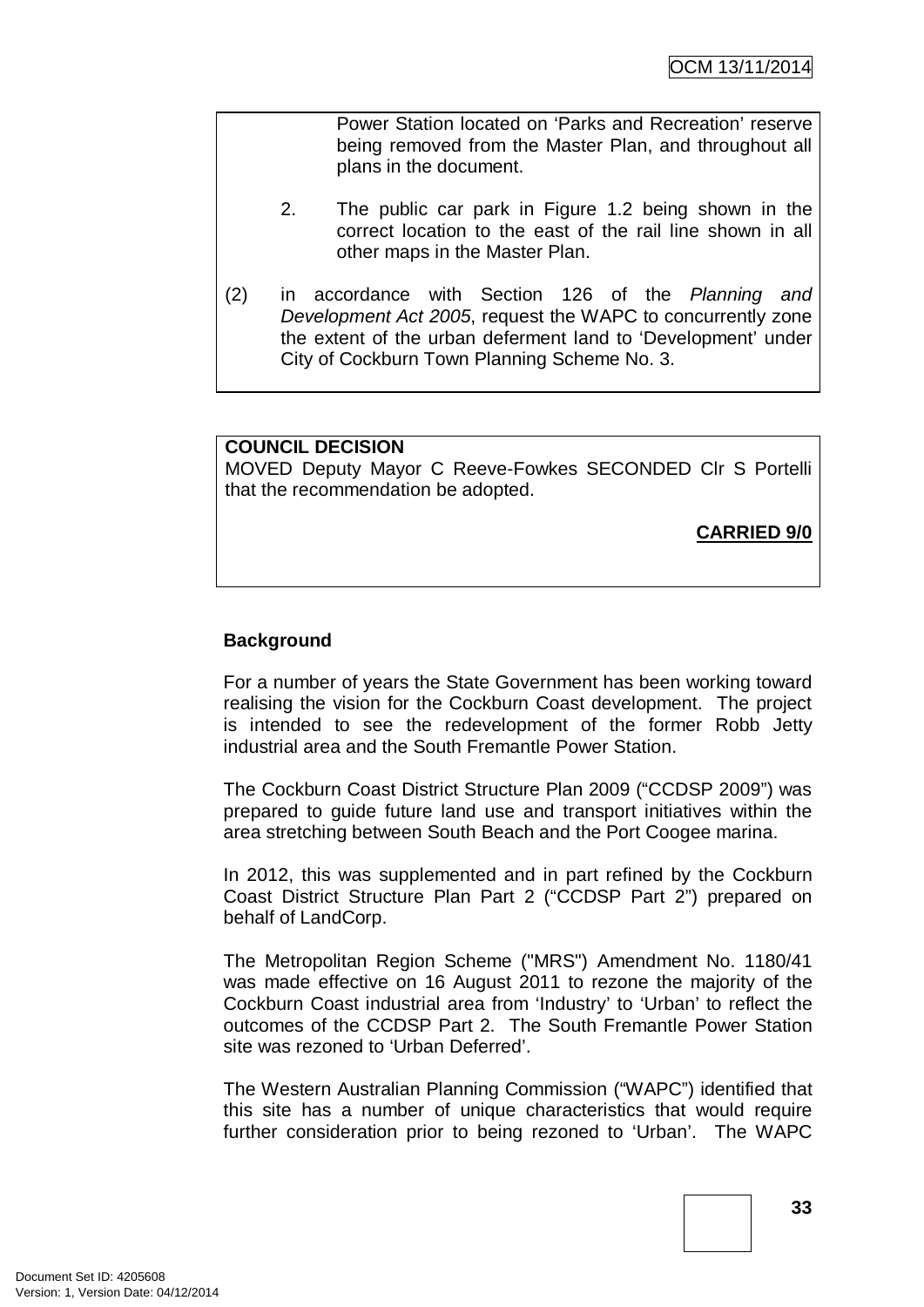Power Station located on 'Parks and Recreation' reserve being removed from the Master Plan, and throughout all plans in the document.

2. The public car park in Figure 1.2 being shown in the correct location to the east of the rail line shown in all other maps in the Master Plan.

(2) in accordance with Section 126 of the *Planning and Development Act 2005*, request the WAPC to concurrently zone the extent of the urban deferment land to 'Development' under City of Cockburn Town Planning Scheme No. 3.

**COUNCIL DECISION**

MOVED Deputy Mayor C Reeve-Fowkes SECONDED Clr S Portelli that the recommendation be adopted.

**CARRIED 9/0**

**Background**

For a number of years the State Government has been working toward realising the vision for the Cockburn Coast development. The project is intended to see the redevelopment of the former Robb Jetty industrial area and the South Fremantle Power Station.

The Cockburn Coast District Structure Plan 2009 ("CCDSP 2009") was prepared to guide future land use and transport initiatives within the area stretching between South Beach and the Port Coogee marina.

In 2012, this was supplemented and in part refined by the Cockburn Coast District Structure Plan Part 2 ("CCDSP Part 2") prepared on behalf of LandCorp.

The Metropolitan Region Scheme ("MRS") Amendment No. 1180/41 was made effective on 16 August 2011 to rezone the majority of the Cockburn Coast industrial area from 'Industry' to 'Urban' to reflect the outcomes of the CCDSP Part 2. The South Fremantle Power Station site was rezoned to 'Urban Deferred'.

The Western Australian Planning Commission ("WAPC") identified that this site has a number of unique characteristics that would require further consideration prior to being rezoned to 'Urban'. The WAPC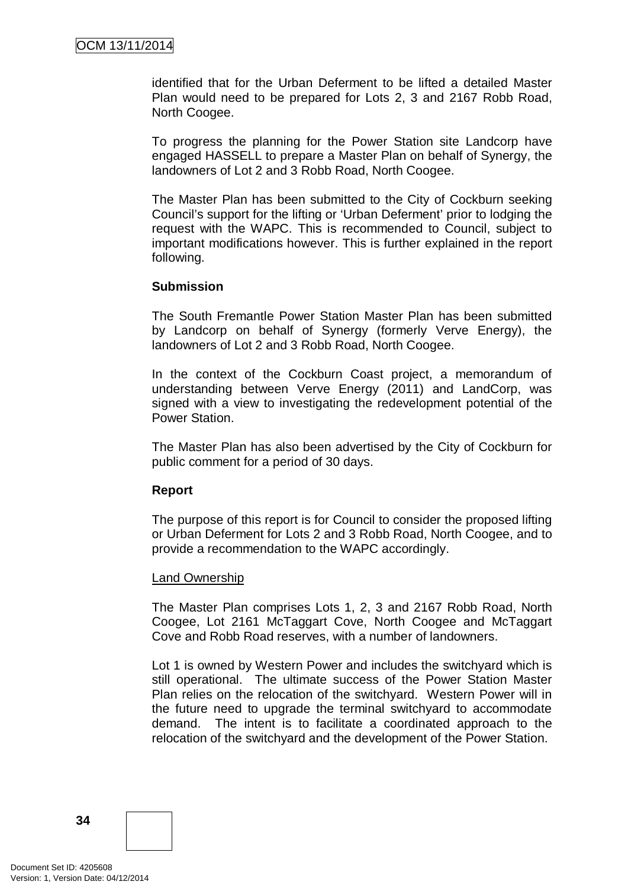identified that for the Urban Deferment to be lifted a detailed Master Plan would need to be prepared for Lots 2, 3 and 2167 Robb Road, North Coogee.

To progress the planning for the Power Station site Landcorp have engaged HASSELL to prepare a Master Plan on behalf of Synergy, the landowners of Lot 2 and 3 Robb Road, North Coogee.

The Master Plan has been submitted to the City of Cockburn seeking Council's support for the lifting or 'Urban Deferment' prior to lodging the request with the WAPC. This is recommended to Council, subject to important modifications however. This is further explained in the report following.

**Submission**

The South Fremantle Power Station Master Plan has been submitted by Landcorp on behalf of Synergy (formerly Verve Energy), the landowners of Lot 2 and 3 Robb Road, North Coogee.

In the context of the Cockburn Coast project, a memorandum of understanding between Verve Energy (2011) and LandCorp, was signed with a view to investigating the redevelopment potential of the Power Station.

The Master Plan has also been advertised by the City of Cockburn for public comment for a period of 30 days.

**Report**

The purpose of this report is for Council to consider the proposed lifting or Urban Deferment for Lots 2 and 3 Robb Road, North Coogee, and to provide a recommendation to the WAPC accordingly.

<u>Land Ownership</u>

The Master Plan comprises Lots 1, 2, 3 and 2167 Robb Road, North Coogee, Lot 2161 McTaggart Cove, North Coogee and McTaggart Cove and Robb Road reserves, with a number of landowners.

Lot 1 is owned by Western Power and includes the switchyard which is still operational. The ultimate success of the Power Station Master Plan relies on the relocation of the switchyard. Western Power will in the future need to upgrade the terminal switchyard to accommodate demand. The intent is to facilitate a coordinated approach to the relocation of the switchyard and the development of the Power Station.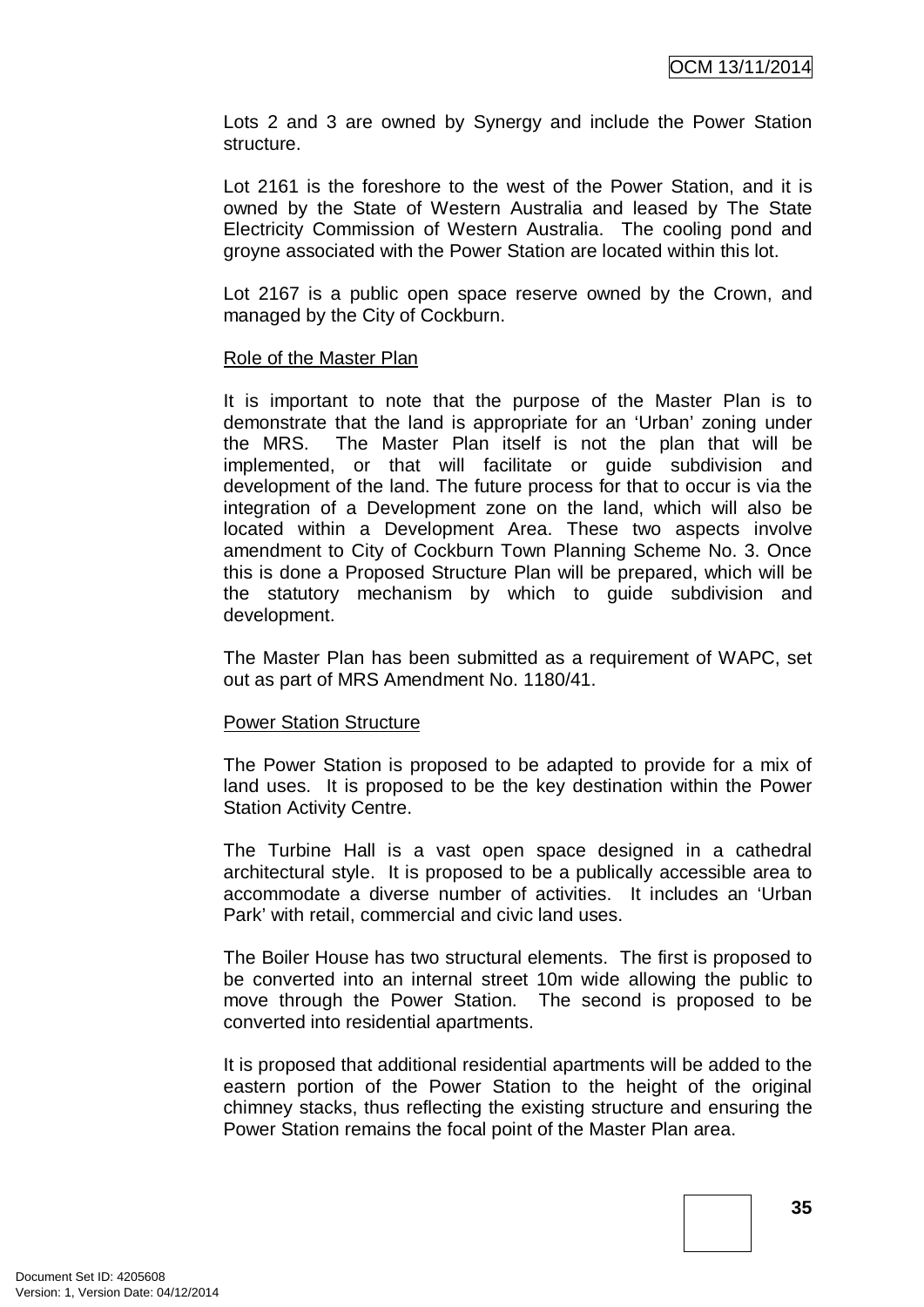Lots 2 and 3 are owned by Synergy and include the Power Station structure.

Lot 2161 is the foreshore to the west of the Power Station, and it is owned by the State of Western Australia and leased by The State Electricity Commission of Western Australia. The cooling pond and groyne associated with the Power Station are located within this lot.

Lot 2167 is a public open space reserve owned by the Crown, and managed by the City of Cockburn.

Role of the Master Plan

It is important to note that the purpose of the Master Plan is to demonstrate that the land is appropriate for an 'Urban' zoning under the MRS. The Master Plan itself is not the plan that will be implemented, or that will facilitate or guide subdivision and development of the land. The future process for that to occur is via the integration of a Development zone on the land, which will also be located within a Development Area. These two aspects involve amendment to City of Cockburn Town Planning Scheme No. 3. Once this is done a Proposed Structure Plan will be prepared, which will be the statutory mechanism by which to guide subdivision and development.

The Master Plan has been submitted as a requirement of WAPC, set out as part of MRS Amendment No. 1180/41.

Power Station Structure

The Power Station is proposed to be adapted to provide for a mix of land uses. It is proposed to be the key destination within the Power Station Activity Centre.

The Turbine Hall is a vast open space designed in a cathedral architectural style. It is proposed to be a publically accessible area to accommodate a diverse number of activities. It includes an 'Urban Park' with retail, commercial and civic land uses.

The Boiler House has two structural elements. The first is proposed to be converted into an internal street 10m wide allowing the public to move through the Power Station. The second is proposed to be converted into residential apartments.

It is proposed that additional residential apartments will be added to the eastern portion of the Power Station to the height of the original chimney stacks, thus reflecting the existing structure and ensuring the Power Station remains the focal point of the Master Plan area.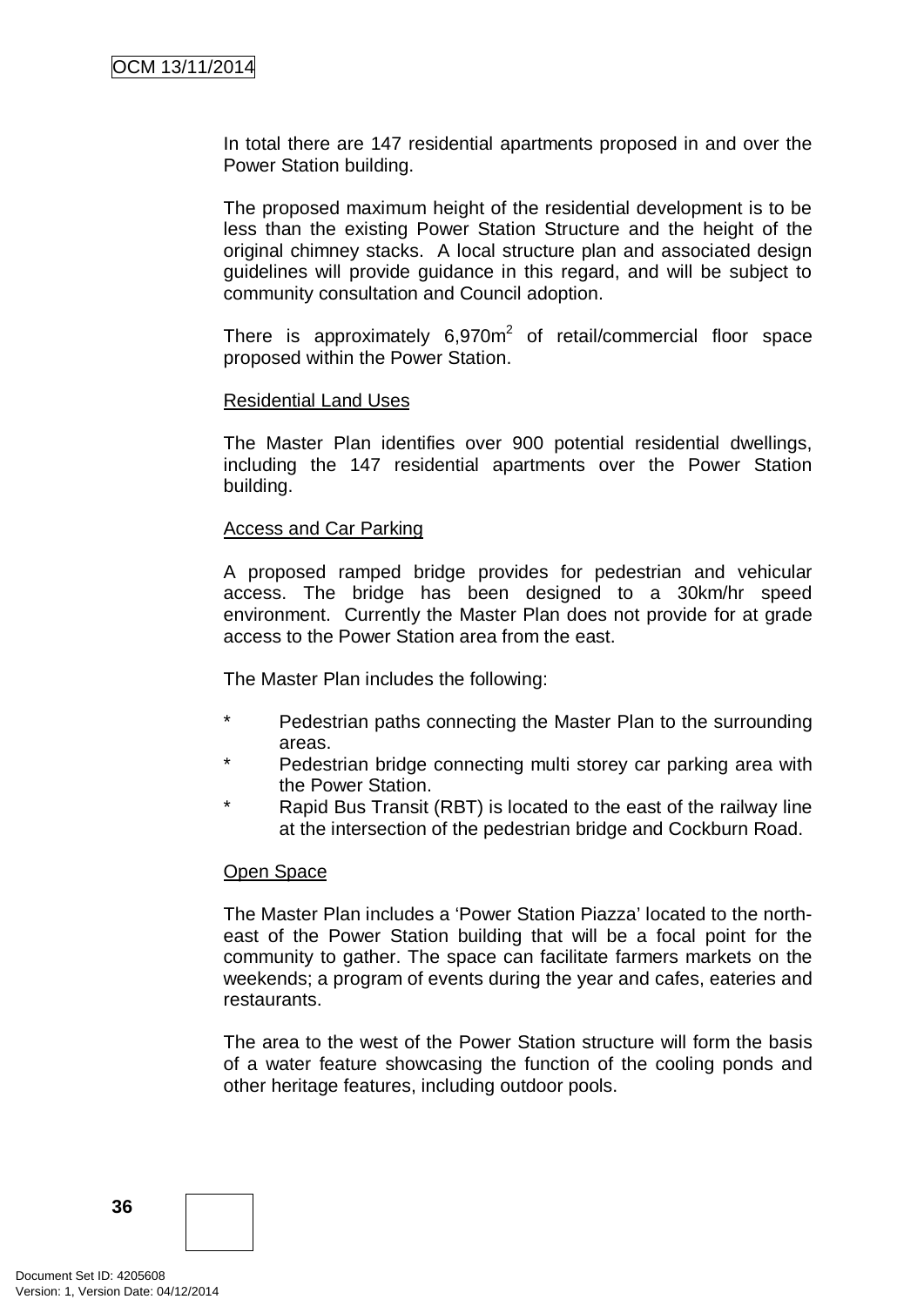In total there are 147 residential apartments proposed in and over the Power Station building.

The proposed maximum height of the residential development is to be less than the existing Power Station Structure and the height of the original chimney stacks. A local structure plan and associated design guidelines will provide guidance in this regard, and will be subject to community consultation and Council adoption.

There is approximately 6,970m$^2$ of retail/commercial floor space proposed within the Power Station.

<u>Residential Land Uses</u>

The Master Plan identifies over 900 potential residential dwellings, including the 147 residential apartments over the Power Station building.

<u>Access and Car Parking</u>

A proposed ramped bridge provides for pedestrian and vehicular access. The bridge has been designed to a 30km/hr speed environment. Currently the Master Plan does not provide for at grade access to the Power Station area from the east.

The Master Plan includes the following:

- Pedestrian paths connecting the Master Plan to the surrounding areas.
- Pedestrian bridge connecting multi storey car parking area with the Power Station.
- Rapid Bus Transit (RBT) is located to the east of the railway line at the intersection of the pedestrian bridge and Cockburn Road.

<u>Open Space</u>

The Master Plan includes a 'Power Station Piazza' located to the north-east of the Power Station building that will be a focal point for the community to gather. The space can facilitate farmers markets on the weekends; a program of events during the year and cafes, eateries and restaurants.

The area to the west of the Power Station structure will form the basis of a water feature showcasing the function of the cooling ponds and other heritage features, including outdoor pools.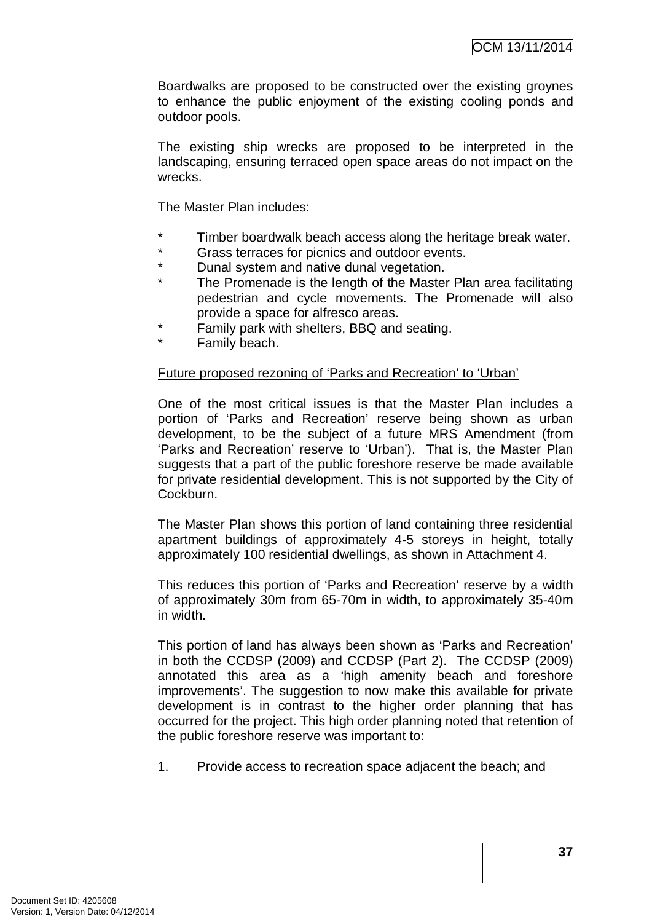Boardwalks are proposed to be constructed over the existing groynes to enhance the public enjoyment of the existing cooling ponds and outdoor pools.

The existing ship wrecks are proposed to be interpreted in the landscaping, ensuring terraced open space areas do not impact on the wrecks.

The Master Plan includes:

* Timber boardwalk beach access along the heritage break water.
* Grass terraces for picnics and outdoor events.
* Dunal system and native dunal vegetation.
* The Promenade is the length of the Master Plan area facilitating pedestrian and cycle movements. The Promenade will also provide a space for alfresco areas.
* Family park with shelters, BBQ and seating.
* Family beach.

<u>Future proposed rezoning of 'Parks and Recreation' to 'Urban'</u>

One of the most critical issues is that the Master Plan includes a portion of 'Parks and Recreation' reserve being shown as urban development, to be the subject of a future MRS Amendment (from 'Parks and Recreation' reserve to 'Urban'). That is, the Master Plan suggests that a part of the public foreshore reserve be made available for private residential development. This is not supported by the City of Cockburn.

The Master Plan shows this portion of land containing three residential apartment buildings of approximately 4-5 storeys in height, totally approximately 100 residential dwellings, as shown in Attachment 4.

This reduces this portion of 'Parks and Recreation' reserve by a width of approximately 30m from 65-70m in width, to approximately 35-40m in width.

This portion of land has always been shown as 'Parks and Recreation' in both the CCDSP (2009) and CCDSP (Part 2). The CCDSP (2009) annotated this area as a 'high amenity beach and foreshore improvements'. The suggestion to now make this available for private development is in contrast to the higher order planning that has occurred for the project. This high order planning noted that retention of the public foreshore reserve was important to:

1. Provide access to recreation space adjacent the beach; and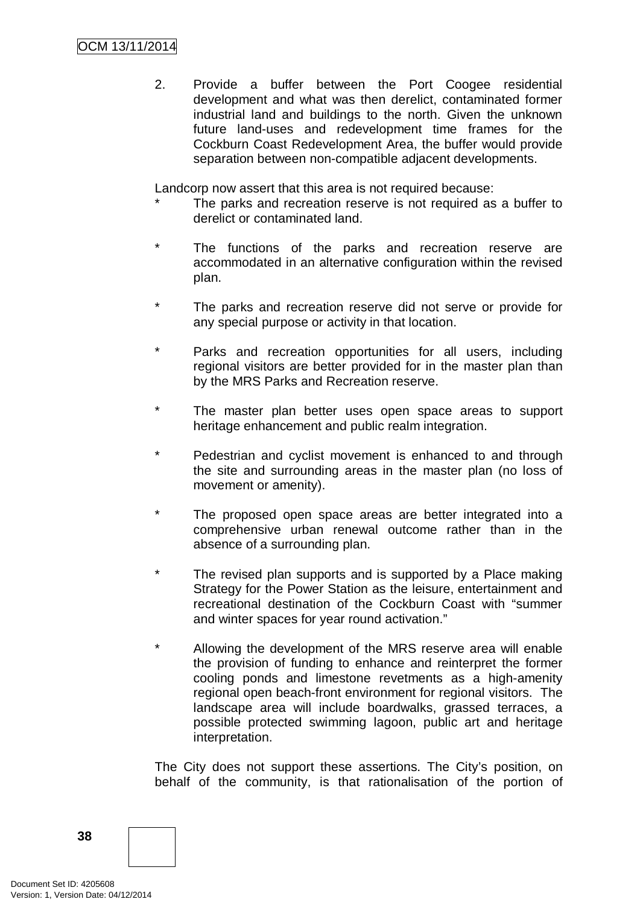2. Provide a buffer between the Port Coogee residential development and what was then derelict, contaminated former industrial land and buildings to the north. Given the unknown future land-uses and redevelopment time frames for the Cockburn Coast Redevelopment Area, the buffer would provide separation between non-compatible adjacent developments.

Landcorp now assert that this area is not required because:

* The parks and recreation reserve is not required as a buffer to derelict or contaminated land.

* The functions of the parks and recreation reserve are accommodated in an alternative configuration within the revised plan.

* The parks and recreation reserve did not serve or provide for any special purpose or activity in that location.

* Parks and recreation opportunities for all users, including regional visitors are better provided for in the master plan than by the MRS Parks and Recreation reserve.

* The master plan better uses open space areas to support heritage enhancement and public realm integration.

* Pedestrian and cyclist movement is enhanced to and through the site and surrounding areas in the master plan (no loss of movement or amenity).

* The proposed open space areas are better integrated into a comprehensive urban renewal outcome rather than in the absence of a surrounding plan.

* The revised plan supports and is supported by a Place making Strategy for the Power Station as the leisure, entertainment and recreational destination of the Cockburn Coast with "summer and winter spaces for year round activation."

* Allowing the development of the MRS reserve area will enable the provision of funding to enhance and reinterpret the former cooling ponds and limestone revetments as a high-amenity regional open beach-front environment for regional visitors. The landscape area will include boardwalks, grassed terraces, a possible protected swimming lagoon, public art and heritage interpretation.

The City does not support these assertions. The City's position, on behalf of the community, is that rationalisation of the portion of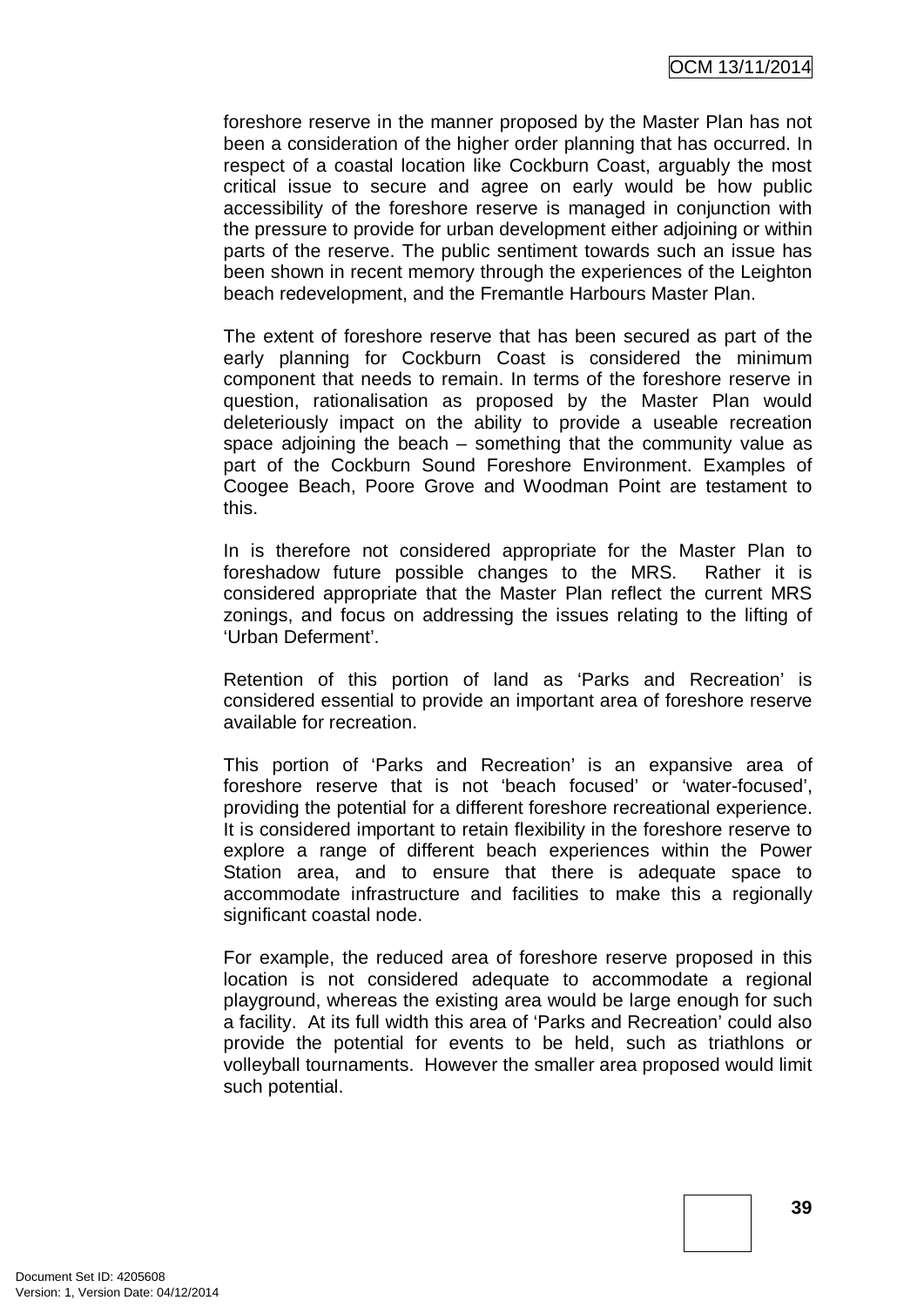foreshore reserve in the manner proposed by the Master Plan has not been a consideration of the higher order planning that has occurred. In respect of a coastal location like Cockburn Coast, arguably the most critical issue to secure and agree on early would be how public accessibility of the foreshore reserve is managed in conjunction with the pressure to provide for urban development either adjoining or within parts of the reserve. The public sentiment towards such an issue has been shown in recent memory through the experiences of the Leighton beach redevelopment, and the Fremantle Harbours Master Plan.

The extent of foreshore reserve that has been secured as part of the early planning for Cockburn Coast is considered the minimum component that needs to remain. In terms of the foreshore reserve in question, rationalisation as proposed by the Master Plan would deleteriously impact on the ability to provide a useable recreation space adjoining the beach – something that the community value as part of the Cockburn Sound Foreshore Environment. Examples of Coogee Beach, Poore Grove and Woodman Point are testament to this.

In is therefore not considered appropriate for the Master Plan to foreshadow future possible changes to the MRS. Rather it is considered appropriate that the Master Plan reflect the current MRS zonings, and focus on addressing the issues relating to the lifting of 'Urban Deferment'.

Retention of this portion of land as 'Parks and Recreation' is considered essential to provide an important area of foreshore reserve available for recreation.

This portion of 'Parks and Recreation' is an expansive area of foreshore reserve that is not 'beach focused' or 'water-focused', providing the potential for a different foreshore recreational experience. It is considered important to retain flexibility in the foreshore reserve to explore a range of different beach experiences within the Power Station area, and to ensure that there is adequate space to accommodate infrastructure and facilities to make this a regionally significant coastal node.

For example, the reduced area of foreshore reserve proposed in this location is not considered adequate to accommodate a regional playground, whereas the existing area would be large enough for such a facility. At its full width this area of 'Parks and Recreation' could also provide the potential for events to be held, such as triathlons or volleyball tournaments. However the smaller area proposed would limit such potential.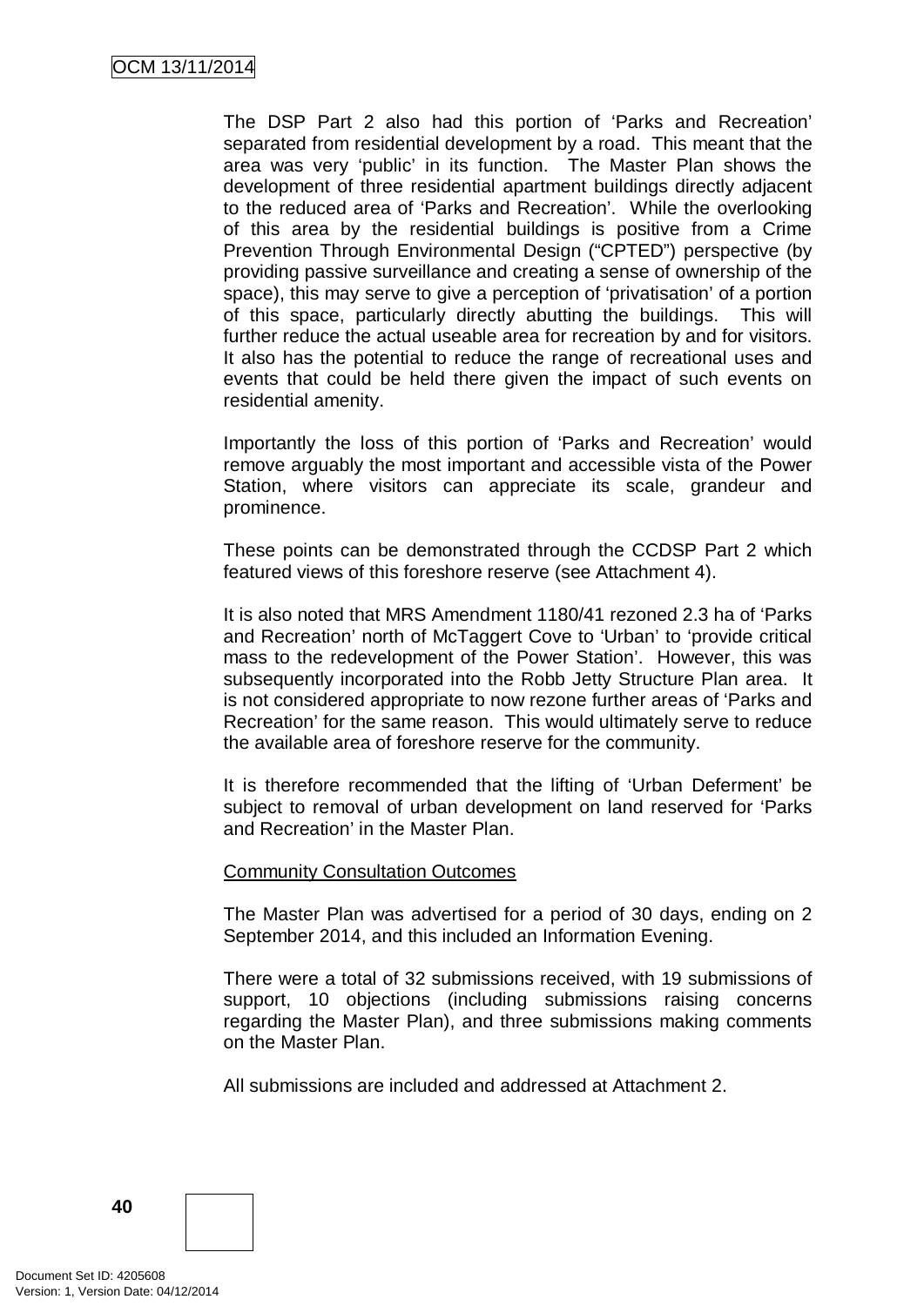The DSP Part 2 also had this portion of 'Parks and Recreation' separated from residential development by a road. This meant that the area was very 'public' in its function. The Master Plan shows the development of three residential apartment buildings directly adjacent to the reduced area of 'Parks and Recreation'. While the overlooking of this area by the residential buildings is positive from a Crime Prevention Through Environmental Design ("CPTED") perspective (by providing passive surveillance and creating a sense of ownership of the space), this may serve to give a perception of 'privatisation' of a portion of this space, particularly directly abutting the buildings. This will further reduce the actual useable area for recreation by and for visitors. It also has the potential to reduce the range of recreational uses and events that could be held there given the impact of such events on residential amenity.

Importantly the loss of this portion of 'Parks and Recreation' would remove arguably the most important and accessible vista of the Power Station, where visitors can appreciate its scale, grandeur and prominence.

These points can be demonstrated through the CCDSP Part 2 which featured views of this foreshore reserve (see Attachment 4).

It is also noted that MRS Amendment 1180/41 rezoned 2.3 ha of 'Parks and Recreation' north of McTaggert Cove to 'Urban' to 'provide critical mass to the redevelopment of the Power Station'. However, this was subsequently incorporated into the Robb Jetty Structure Plan area. It is not considered appropriate to now rezone further areas of 'Parks and Recreation' for the same reason. This would ultimately serve to reduce the available area of foreshore reserve for the community.

It is therefore recommended that the lifting of 'Urban Deferment' be subject to removal of urban development on land reserved for 'Parks and Recreation' in the Master Plan.

Community Consultation Outcomes

The Master Plan was advertised for a period of 30 days, ending on 2 September 2014, and this included an Information Evening.

There were a total of 32 submissions received, with 19 submissions of support, 10 objections (including submissions raising concerns regarding the Master Plan), and three submissions making comments on the Master Plan.

All submissions are included and addressed at Attachment 2.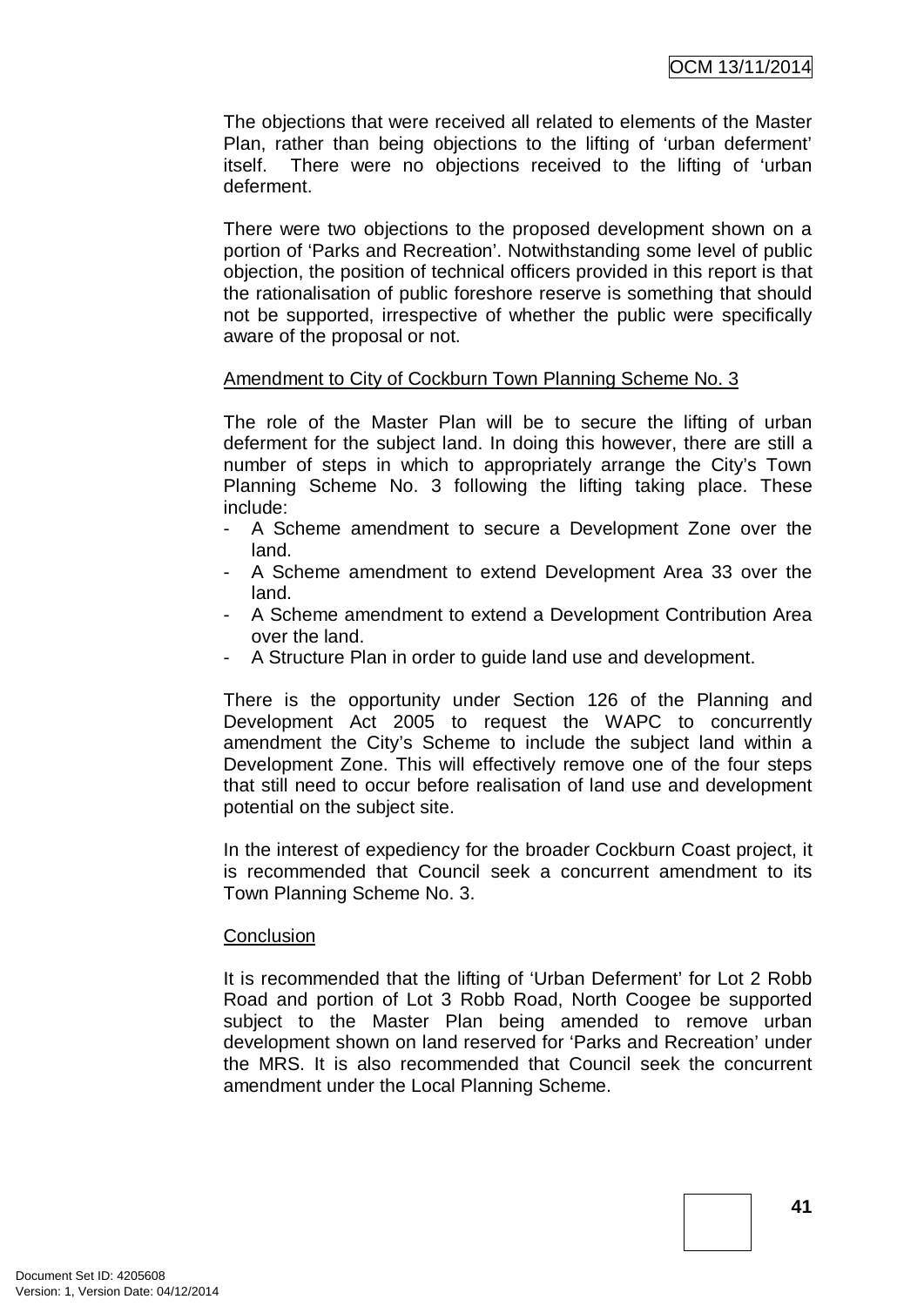The objections that were received all related to elements of the Master Plan, rather than being objections to the lifting of 'urban deferment' itself. There were no objections received to the lifting of 'urban deferment.

There were two objections to the proposed development shown on a portion of 'Parks and Recreation'. Notwithstanding some level of public objection, the position of technical officers provided in this report is that the rationalisation of public foreshore reserve is something that should not be supported, irrespective of whether the public were specifically aware of the proposal or not.

<u>Amendment to City of Cockburn Town Planning Scheme No. 3</u>

The role of the Master Plan will be to secure the lifting of urban deferment for the subject land. In doing this however, there are still a number of steps in which to appropriately arrange the City's Town Planning Scheme No. 3 following the lifting taking place. These include:

- A Scheme amendment to secure a Development Zone over the land.
- A Scheme amendment to extend Development Area 33 over the land.
- A Scheme amendment to extend a Development Contribution Area over the land.
- A Structure Plan in order to guide land use and development.

There is the opportunity under Section 126 of the Planning and Development Act 2005 to request the WAPC to concurrently amendment the City's Scheme to include the subject land within a Development Zone. This will effectively remove one of the four steps that still need to occur before realisation of land use and development potential on the subject site.

In the interest of expediency for the broader Cockburn Coast project, it is recommended that Council seek a concurrent amendment to its Town Planning Scheme No. 3.

<u>Conclusion</u>

It is recommended that the lifting of 'Urban Deferment' for Lot 2 Robb Road and portion of Lot 3 Robb Road, North Coogee be supported subject to the Master Plan being amended to remove urban development shown on land reserved for 'Parks and Recreation' under the MRS. It is also recommended that Council seek the concurrent amendment under the Local Planning Scheme.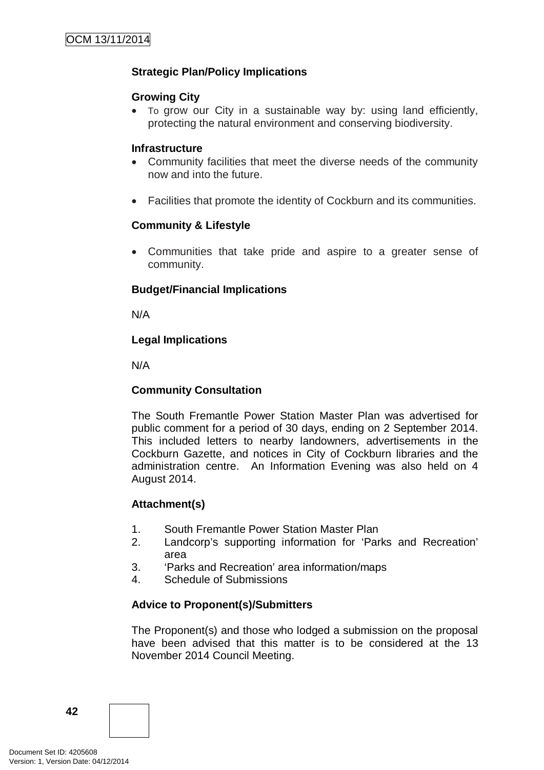**Strategic Plan/Policy Implications**

**Growing City**

- To grow our City in a sustainable way by: using land efficiently, protecting the natural environment and conserving biodiversity.

**Infrastructure**

- Community facilities that meet the diverse needs of the community now and into the future.

- Facilities that promote the identity of Cockburn and its communities.

**Community & Lifestyle**

- Communities that take pride and aspire to a greater sense of community.

**Budget/Financial Implications**

N/A

**Legal Implications**

N/A

**Community Consultation**

The South Fremantle Power Station Master Plan was advertised for public comment for a period of 30 days, ending on 2 September 2014. This included letters to nearby landowners, advertisements in the Cockburn Gazette, and notices in City of Cockburn libraries and the administration centre. An Information Evening was also held on 4 August 2014.

**Attachment(s)**

1. South Fremantle Power Station Master Plan
2. Landcorp's supporting information for 'Parks and Recreation' area
3. 'Parks and Recreation' area information/maps
4. Schedule of Submissions

**Advice to Proponent(s)/Submitters**

The Proponent(s) and those who lodged a submission on the proposal have been advised that this matter is to be considered at the 13 November 2014 Council Meeting.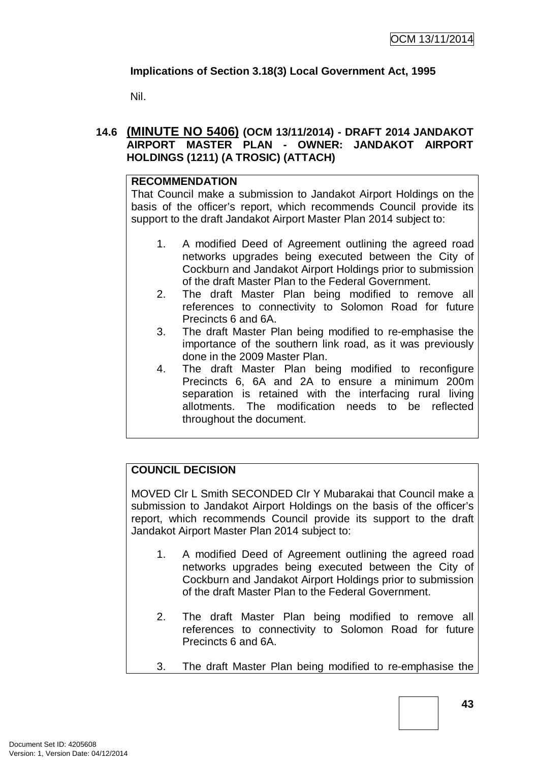**Implications of Section 3.18(3) Local Government Act, 1995**

Nil.

### 14.6 (MINUTE NO 5406) (OCM 13/11/2014) - DRAFT 2014 JANDAKOT AIRPORT MASTER PLAN - OWNER: JANDAKOT AIRPORT HOLDINGS (1211) (A TROSIC) (ATTACH)

**RECOMMENDATION**

That Council make a submission to Jandakot Airport Holdings on the basis of the officer's report, which recommends Council provide its support to the draft Jandakot Airport Master Plan 2014 subject to:

1. A modified Deed of Agreement outlining the agreed road networks upgrades being executed between the City of Cockburn and Jandakot Airport Holdings prior to submission of the draft Master Plan to the Federal Government.
2. The draft Master Plan being modified to remove all references to connectivity to Solomon Road for future Precincts 6 and 6A.
3. The draft Master Plan being modified to re-emphasise the importance of the southern link road, as it was previously done in the 2009 Master Plan.
4. The draft Master Plan being modified to reconfigure Precincts 6, 6A and 2A to ensure a minimum 200m separation is retained with the interfacing rural living allotments. The modification needs to be reflected throughout the document.

**COUNCIL DECISION**

MOVED Clr L Smith SECONDED Clr Y Mubarakai that Council make a submission to Jandakot Airport Holdings on the basis of the officer's report, which recommends Council provide its support to the draft Jandakot Airport Master Plan 2014 subject to:

1. A modified Deed of Agreement outlining the agreed road networks upgrades being executed between the City of Cockburn and Jandakot Airport Holdings prior to submission of the draft Master Plan to the Federal Government.

2. The draft Master Plan being modified to remove all references to connectivity to Solomon Road for future Precincts 6 and 6A.

3. The draft Master Plan being modified to re-emphasise the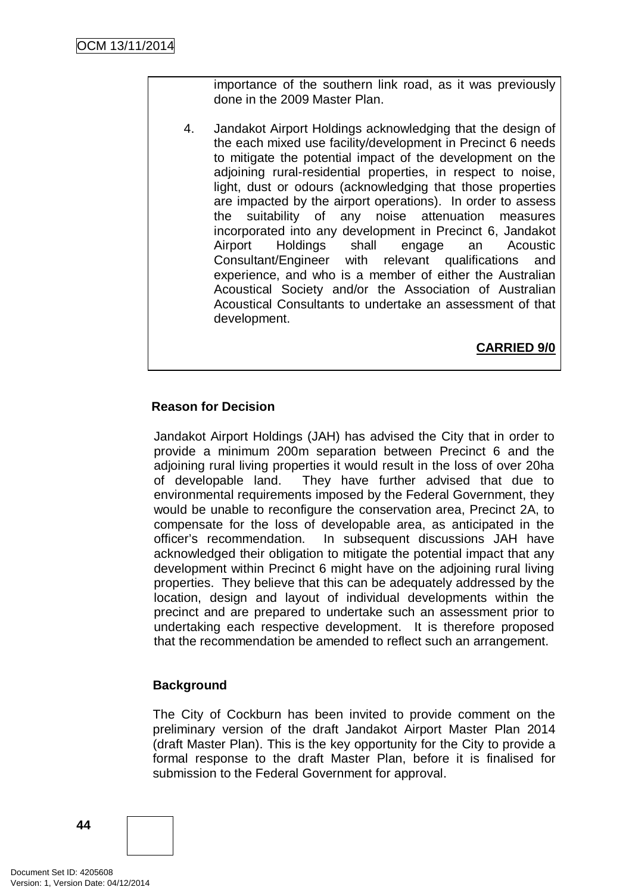importance of the southern link road, as it was previously done in the 2009 Master Plan.

4. Jandakot Airport Holdings acknowledging that the design of the each mixed use facility/development in Precinct 6 needs to mitigate the potential impact of the development on the adjoining rural-residential properties, in respect to noise, light, dust or odours (acknowledging that those properties are impacted by the airport operations). In order to assess the suitability of any noise attenuation measures incorporated into any development in Precinct 6, Jandakot Airport Holdings shall engage an Acoustic Consultant/Engineer with relevant qualifications and experience, and who is a member of either the Australian Acoustical Society and/or the Association of Australian Acoustical Consultants to undertake an assessment of that development.

**CARRIED 9/0**

### Reason for Decision

Jandakot Airport Holdings (JAH) has advised the City that in order to provide a minimum 200m separation between Precinct 6 and the adjoining rural living properties it would result in the loss of over 20ha of developable land. They have further advised that due to environmental requirements imposed by the Federal Government, they would be unable to reconfigure the conservation area, Precinct 2A, to compensate for the loss of developable area, as anticipated in the officer's recommendation. In subsequent discussions JAH have acknowledged their obligation to mitigate the potential impact that any development within Precinct 6 might have on the adjoining rural living properties. They believe that this can be adequately addressed by the location, design and layout of individual developments within the precinct and are prepared to undertake such an assessment prior to undertaking each respective development. It is therefore proposed that the recommendation be amended to reflect such an arrangement.

### Background

The City of Cockburn has been invited to provide comment on the preliminary version of the draft Jandakot Airport Master Plan 2014 (draft Master Plan). This is the key opportunity for the City to provide a formal response to the draft Master Plan, before it is finalised for submission to the Federal Government for approval.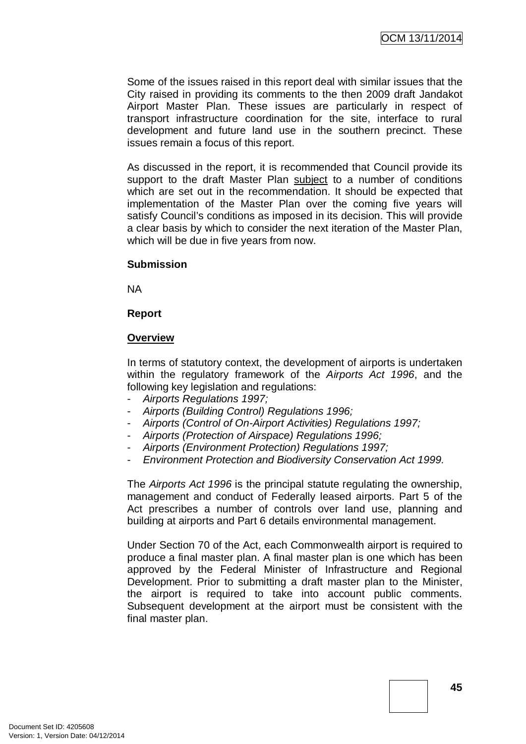Some of the issues raised in this report deal with similar issues that the City raised in providing its comments to the then 2009 draft Jandakot Airport Master Plan. These issues are particularly in respect of transport infrastructure coordination for the site, interface to rural development and future land use in the southern precinct. These issues remain a focus of this report.

As discussed in the report, it is recommended that Council provide its support to the draft Master Plan <u>subject</u> to a number of conditions which are set out in the recommendation. It should be expected that implementation of the Master Plan over the coming five years will satisfy Council's conditions as imposed in its decision. This will provide a clear basis by which to consider the next iteration of the Master Plan, which will be due in five years from now.

**Submission**

NA

**Report**

**<u>Overview</u>**

In terms of statutory context, the development of airports is undertaken within the regulatory framework of the *Airports Act 1996*, and the following key legislation and regulations:

- *Airports Regulations 1997;*
- *Airports (Building Control) Regulations 1996;*
- *Airports (Control of On-Airport Activities) Regulations 1997;*
- *Airports (Protection of Airspace) Regulations 1996;*
- *Airports (Environment Protection) Regulations 1997;*
- *Environment Protection and Biodiversity Conservation Act 1999.*

The *Airports Act 1996* is the principal statute regulating the ownership, management and conduct of Federally leased airports. Part 5 of the Act prescribes a number of controls over land use, planning and building at airports and Part 6 details environmental management.

Under Section 70 of the Act, each Commonwealth airport is required to produce a final master plan. A final master plan is one which has been approved by the Federal Minister of Infrastructure and Regional Development. Prior to submitting a draft master plan to the Minister, the airport is required to take into account public comments. Subsequent development at the airport must be consistent with the final master plan.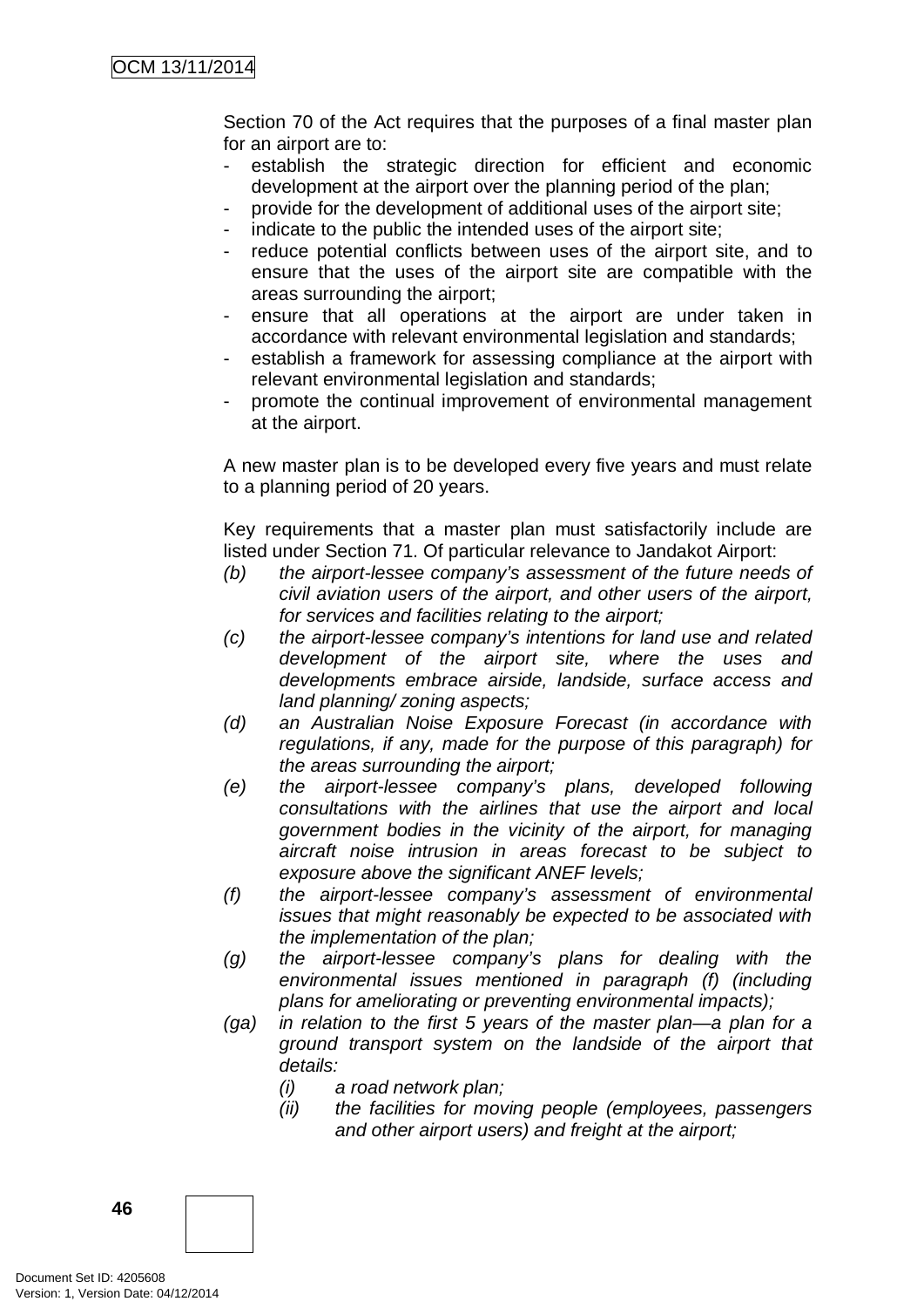Section 70 of the Act requires that the purposes of a final master plan for an airport are to:

- establish the strategic direction for efficient and economic development at the airport over the planning period of the plan;
- provide for the development of additional uses of the airport site;
- indicate to the public the intended uses of the airport site;
- reduce potential conflicts between uses of the airport site, and to ensure that the uses of the airport site are compatible with the areas surrounding the airport;
- ensure that all operations at the airport are under taken in accordance with relevant environmental legislation and standards;
- establish a framework for assessing compliance at the airport with relevant environmental legislation and standards;
- promote the continual improvement of environmental management at the airport.

A new master plan is to be developed every five years and must relate to a planning period of 20 years.

Key requirements that a master plan must satisfactorily include are listed under Section 71. Of particular relevance to Jandakot Airport:

*(b)* *the airport-lessee company's assessment of the future needs of civil aviation users of the airport, and other users of the airport, for services and facilities relating to the airport;*

*(c)* *the airport-lessee company's intentions for land use and related development of the airport site, where the uses and developments embrace airside, landside, surface access and land planning/ zoning aspects;*

*(d)* *an Australian Noise Exposure Forecast (in accordance with regulations, if any, made for the purpose of this paragraph) for the areas surrounding the airport;*

*(e)* *the airport-lessee company's plans, developed following consultations with the airlines that use the airport and local government bodies in the vicinity of the airport, for managing aircraft noise intrusion in areas forecast to be subject to exposure above the significant ANEF levels;*

*(f)* *the airport-lessee company's assessment of environmental issues that might reasonably be expected to be associated with the implementation of the plan;*

*(g)* *the airport-lessee company's plans for dealing with the environmental issues mentioned in paragraph (f) (including plans for ameliorating or preventing environmental impacts);*

*(ga)* *in relation to the first 5 years of the master plan—a plan for a ground transport system on the landside of the airport that details:*

   *(i)* *a road network plan;*

   *(ii)* *the facilities for moving people (employees, passengers and other airport users) and freight at the airport;*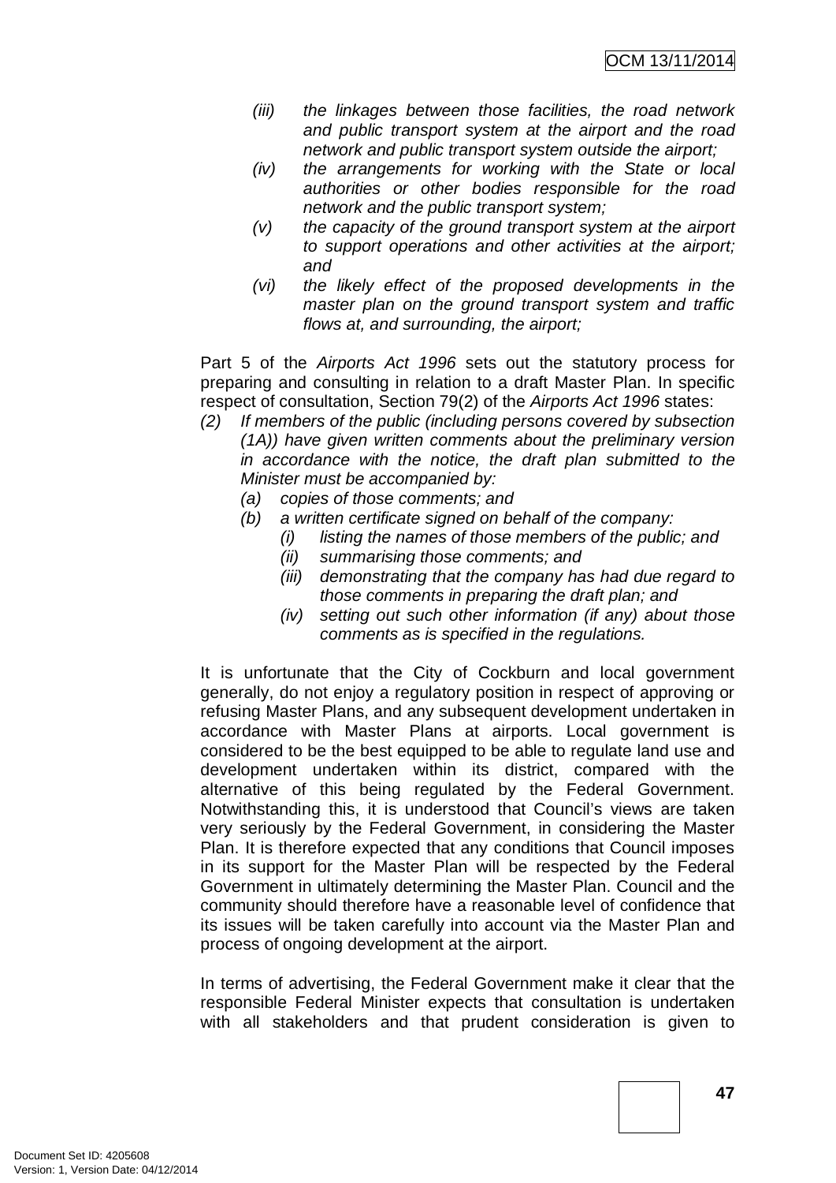*(iii) the linkages between those facilities, the road network and public transport system at the airport and the road network and public transport system outside the airport;*

*(iv) the arrangements for working with the State or local authorities or other bodies responsible for the road network and the public transport system;*

*(v) the capacity of the ground transport system at the airport to support operations and other activities at the airport; and*

*(vi) the likely effect of the proposed developments in the master plan on the ground transport system and traffic flows at, and surrounding, the airport;*

Part 5 of the *Airports Act 1996* sets out the statutory process for preparing and consulting in relation to a draft Master Plan. In specific respect of consultation, Section 79(2) of the *Airports Act 1996* states:

*(2) If members of the public (including persons covered by subsection (1A)) have given written comments about the preliminary version in accordance with the notice, the draft plan submitted to the Minister must be accompanied by:*

*(a) copies of those comments; and*

*(b) a written certificate signed on behalf of the company:*

*(i) listing the names of those members of the public; and*

*(ii) summarising those comments; and*

*(iii) demonstrating that the company has had due regard to those comments in preparing the draft plan; and*

*(iv) setting out such other information (if any) about those comments as is specified in the regulations.*

It is unfortunate that the City of Cockburn and local government generally, do not enjoy a regulatory position in respect of approving or refusing Master Plans, and any subsequent development undertaken in accordance with Master Plans at airports. Local government is considered to be the best equipped to be able to regulate land use and development undertaken within its district, compared with the alternative of this being regulated by the Federal Government. Notwithstanding this, it is understood that Council's views are taken very seriously by the Federal Government, in considering the Master Plan. It is therefore expected that any conditions that Council imposes in its support for the Master Plan will be respected by the Federal Government in ultimately determining the Master Plan. Council and the community should therefore have a reasonable level of confidence that its issues will be taken carefully into account via the Master Plan and process of ongoing development at the airport.

In terms of advertising, the Federal Government make it clear that the responsible Federal Minister expects that consultation is undertaken with all stakeholders and that prudent consideration is given to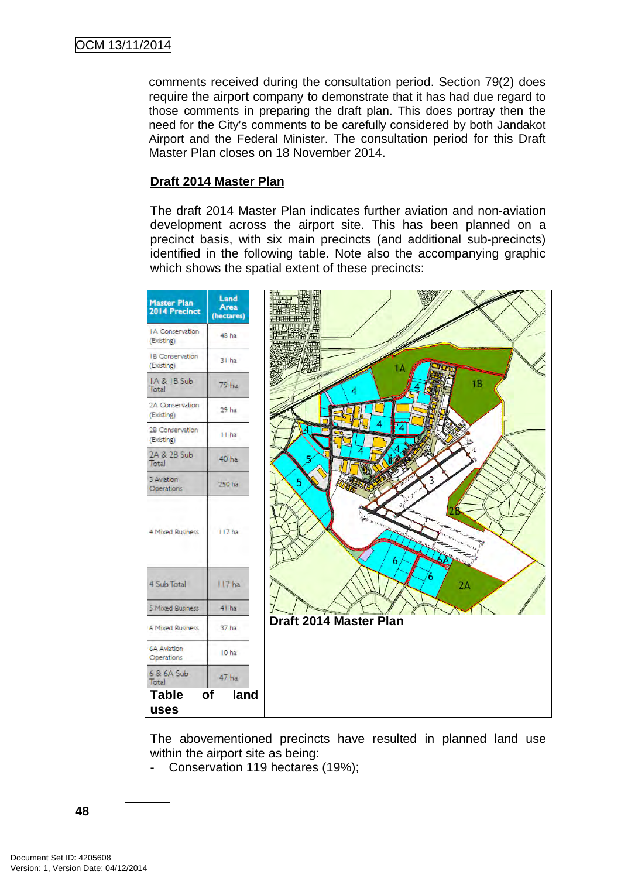comments received during the consultation period. Section 79(2) does require the airport company to demonstrate that it has had due regard to those comments in preparing the draft plan. This does portray then the need for the City's comments to be carefully considered by both Jandakot Airport and the Federal Minister. The consultation period for this Draft Master Plan closes on 18 November 2014.

**Draft 2014 Master Plan**

The draft 2014 Master Plan indicates further aviation and non-aviation development across the airport site. This has been planned on a precinct basis, with six main precincts (and additional sub-precincts) identified in the following table. Note also the accompanying graphic which shows the spatial extent of these precincts:

| Master Plan 2014 Precinct | Land Area (hectares) |
|---|---|
| 1A Conservation (Existing) | 48 ha |
| 1B Conservation (Existing) | 31 ha |
| 1A & 1B Sub Total | 79 ha |
| 2A Conservation (Existing) | 29 ha |
| 2B Conservation (Existing) | 11 ha |
| 2A & 2B Sub Total | 40 ha |
| 3 Aviation Operations | 250 ha |
| 4 Mixed Business | 117 ha |
| 4 Sub Total | 117 ha |
| 5 Mixed Business | 41 ha |
| 6 Mixed Business | 37 ha |
| 6A Aviation Operations | 10 ha |
| 6 & 6A Sub Total | 47 ha |

**Table of land uses**

**Draft 2014 Master Plan**

The abovementioned precincts have resulted in planned land use within the airport site as being:

- Conservation 119 hectares (19%);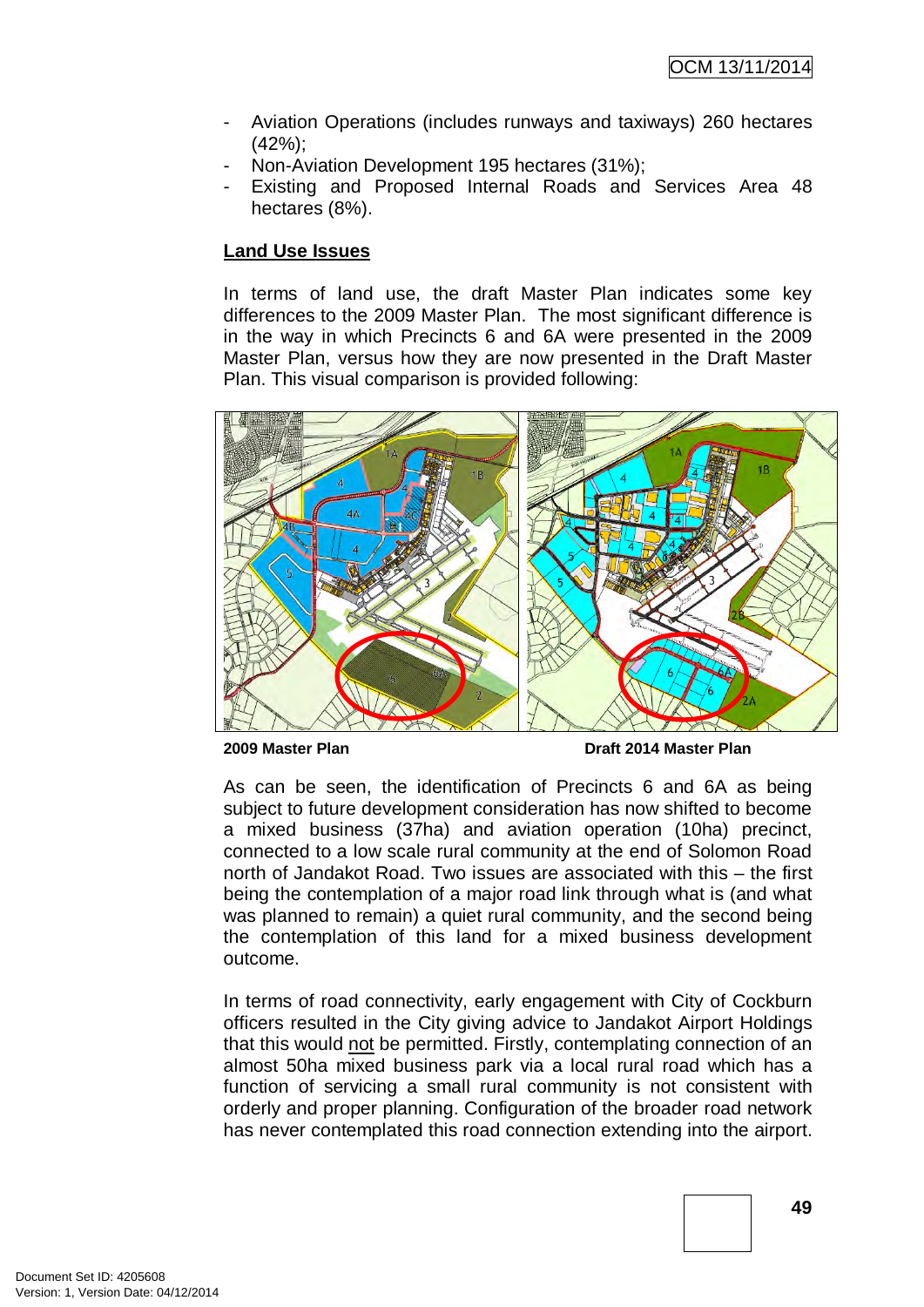- Aviation Operations (includes runways and taxiways) 260 hectares (42%);
- Non-Aviation Development 195 hectares (31%);
- Existing and Proposed Internal Roads and Services Area 48 hectares (8%).

**Land Use Issues**

In terms of land use, the draft Master Plan indicates some key differences to the 2009 Master Plan. The most significant difference is in the way in which Precincts 6 and 6A were presented in the 2009 Master Plan, versus how they are now presented in the Draft Master Plan. This visual comparison is provided following:

**2009 Master Plan** **Draft 2014 Master Plan**

As can be seen, the identification of Precincts 6 and 6A as being subject to future development consideration has now shifted to become a mixed business (37ha) and aviation operation (10ha) precinct, connected to a low scale rural community at the end of Solomon Road north of Jandakot Road. Two issues are associated with this – the first being the contemplation of a major road link through what is (and what was planned to remain) a quiet rural community, and the second being the contemplation of this land for a mixed business development outcome.

In terms of road connectivity, early engagement with City of Cockburn officers resulted in the City giving advice to Jandakot Airport Holdings that this would not be permitted. Firstly, contemplating connection of an almost 50ha mixed business park via a local rural road which has a function of servicing a small rural community is not consistent with orderly and proper planning. Configuration of the broader road network has never contemplated this road connection extending into the airport.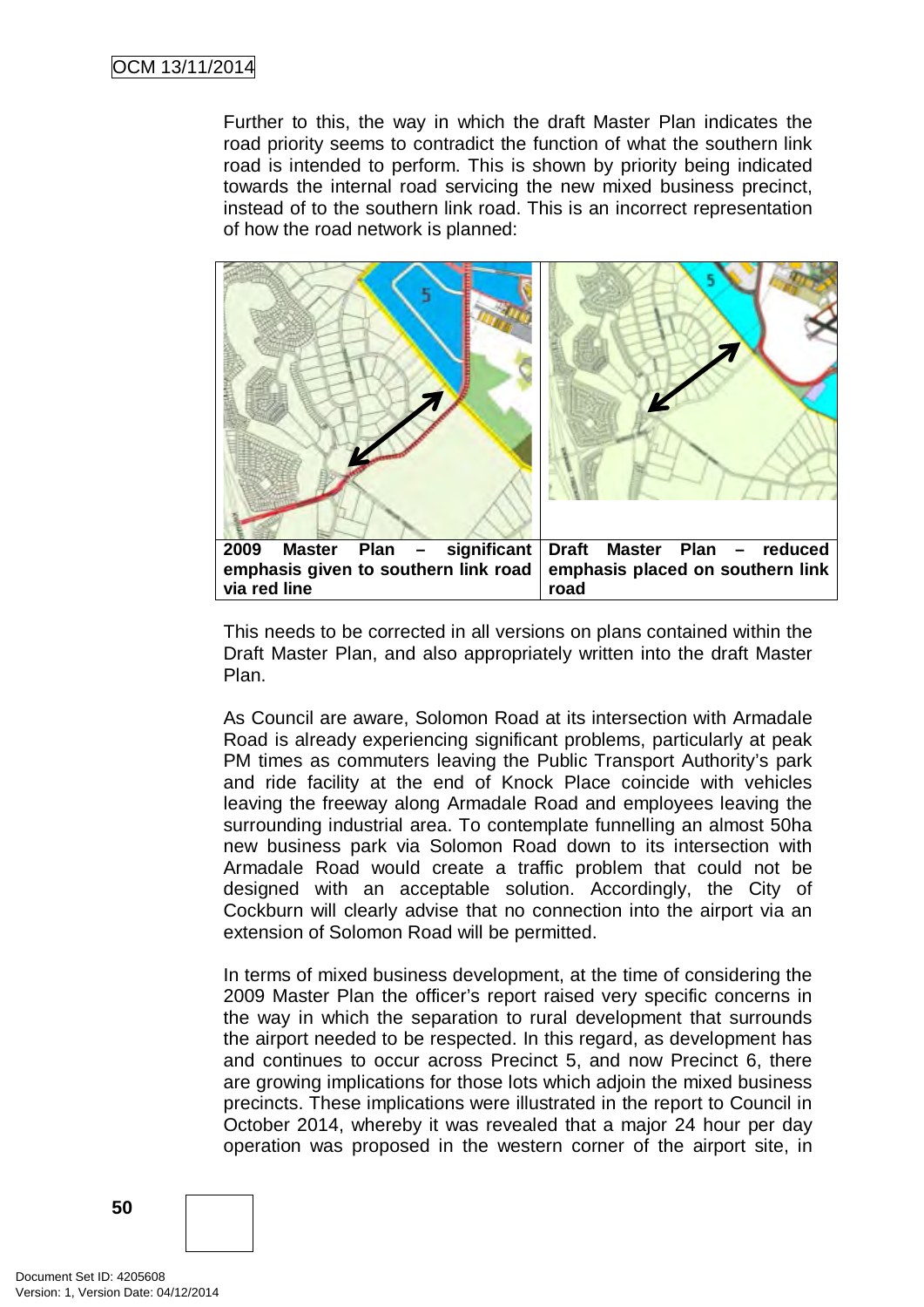Further to this, the way in which the draft Master Plan indicates the road priority seems to contradict the function of what the southern link road is intended to perform. This is shown by priority being indicated towards the internal road servicing the new mixed business precinct, instead of to the southern link road. This is an incorrect representation of how the road network is planned:

| **2009 Master Plan – significant emphasis given to southern link road via red line** | **Draft Master Plan – reduced emphasis placed on southern link road** |
| --- | --- |

This needs to be corrected in all versions on plans contained within the Draft Master Plan, and also appropriately written into the draft Master Plan.

As Council are aware, Solomon Road at its intersection with Armadale Road is already experiencing significant problems, particularly at peak PM times as commuters leaving the Public Transport Authority's park and ride facility at the end of Knock Place coincide with vehicles leaving the freeway along Armadale Road and employees leaving the surrounding industrial area. To contemplate funnelling an almost 50ha new business park via Solomon Road down to its intersection with Armadale Road would create a traffic problem that could not be designed with an acceptable solution. Accordingly, the City of Cockburn will clearly advise that no connection into the airport via an extension of Solomon Road will be permitted.

In terms of mixed business development, at the time of considering the 2009 Master Plan the officer's report raised very specific concerns in the way in which the separation to rural development that surrounds the airport needed to be respected. In this regard, as development has and continues to occur across Precinct 5, and now Precinct 6, there are growing implications for those lots which adjoin the mixed business precincts. These implications were illustrated in the report to Council in October 2014, whereby it was revealed that a major 24 hour per day operation was proposed in the western corner of the airport site, in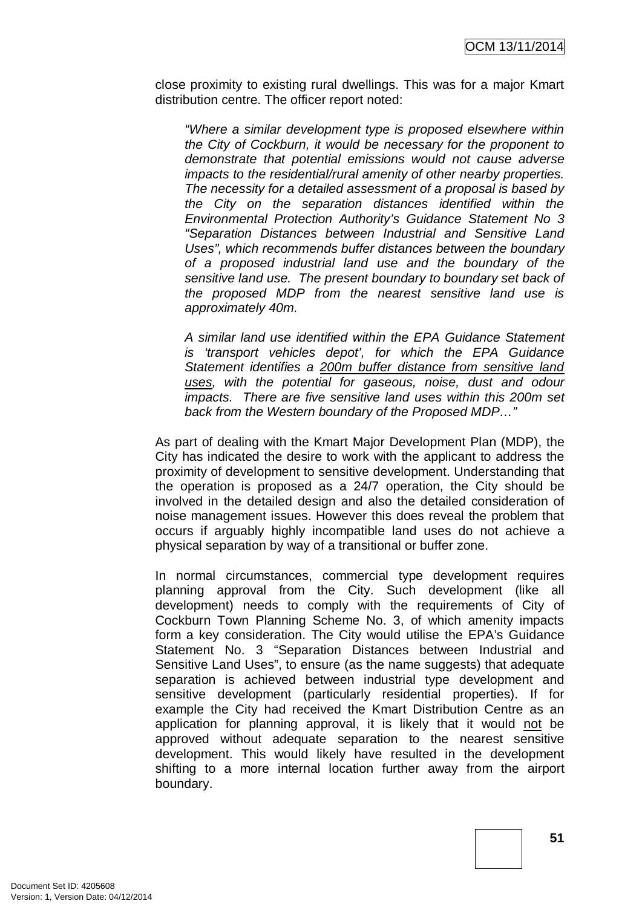close proximity to existing rural dwellings. This was for a major Kmart distribution centre. The officer report noted:

> *"Where a similar development type is proposed elsewhere within the City of Cockburn, it would be necessary for the proponent to demonstrate that potential emissions would not cause adverse impacts to the residential/rural amenity of other nearby properties. The necessity for a detailed assessment of a proposal is based by the City on the separation distances identified within the Environmental Protection Authority's Guidance Statement No 3 "Separation Distances between Industrial and Sensitive Land Uses", which recommends buffer distances between the boundary of a proposed industrial land use and the boundary of the sensitive land use. The present boundary to boundary set back of the proposed MDP from the nearest sensitive land use is approximately 40m.*
>
> *A similar land use identified within the EPA Guidance Statement is 'transport vehicles depot', for which the EPA Guidance Statement identifies a <u>200m buffer distance from sensitive land uses</u>, with the potential for gaseous, noise, dust and odour impacts. There are five sensitive land uses within this 200m set back from the Western boundary of the Proposed MDP…"*

As part of dealing with the Kmart Major Development Plan (MDP), the City has indicated the desire to work with the applicant to address the proximity of development to sensitive development. Understanding that the operation is proposed as a 24/7 operation, the City should be involved in the detailed design and also the detailed consideration of noise management issues. However this does reveal the problem that occurs if arguably highly incompatible land uses do not achieve a physical separation by way of a transitional or buffer zone.

In normal circumstances, commercial type development requires planning approval from the City. Such development (like all development) needs to comply with the requirements of City of Cockburn Town Planning Scheme No. 3, of which amenity impacts form a key consideration. The City would utilise the EPA's Guidance Statement No. 3 "Separation Distances between Industrial and Sensitive Land Uses", to ensure (as the name suggests) that adequate separation is achieved between industrial type development and sensitive development (particularly residential properties). If for example the City had received the Kmart Distribution Centre as an application for planning approval, it is likely that it would <u>not</u> be approved without adequate separation to the nearest sensitive development. This would likely have resulted in the development shifting to a more internal location further away from the airport boundary.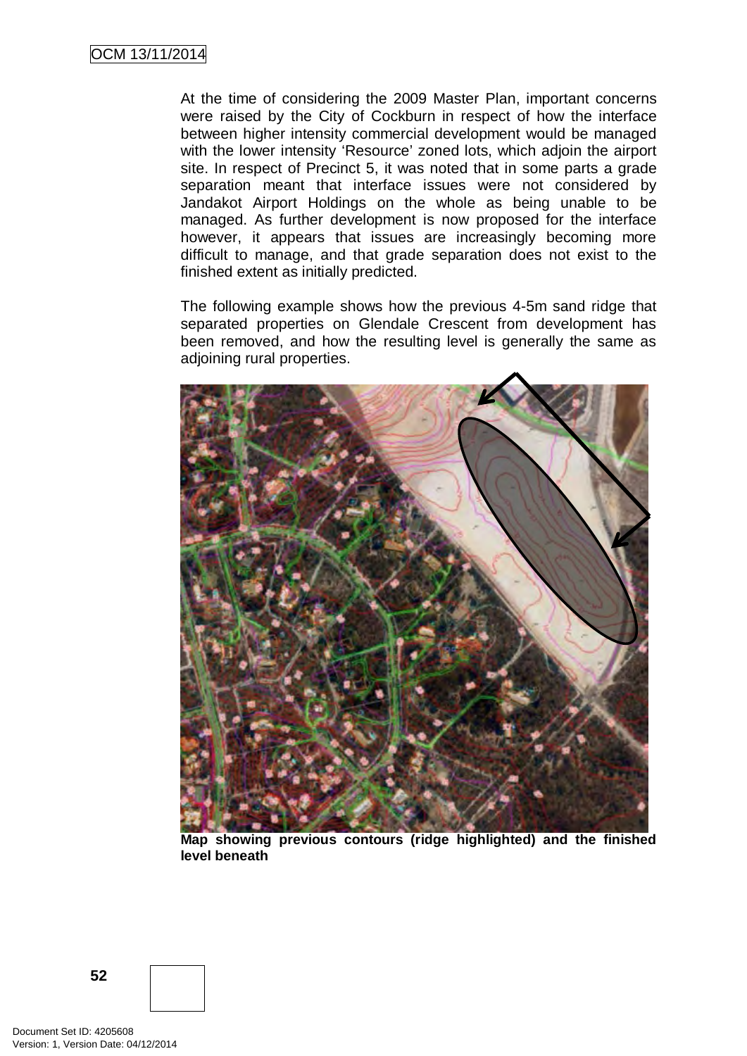At the time of considering the 2009 Master Plan, important concerns were raised by the City of Cockburn in respect of how the interface between higher intensity commercial development would be managed with the lower intensity 'Resource' zoned lots, which adjoin the airport site. In respect of Precinct 5, it was noted that in some parts a grade separation meant that interface issues were not considered by Jandakot Airport Holdings on the whole as being unable to be managed. As further development is now proposed for the interface however, it appears that issues are increasingly becoming more difficult to manage, and that grade separation does not exist to the finished extent as initially predicted.

The following example shows how the previous 4-5m sand ridge that separated properties on Glendale Crescent from development has been removed, and how the resulting level is generally the same as adjoining rural properties.

**Map showing previous contours (ridge highlighted) and the finished level beneath**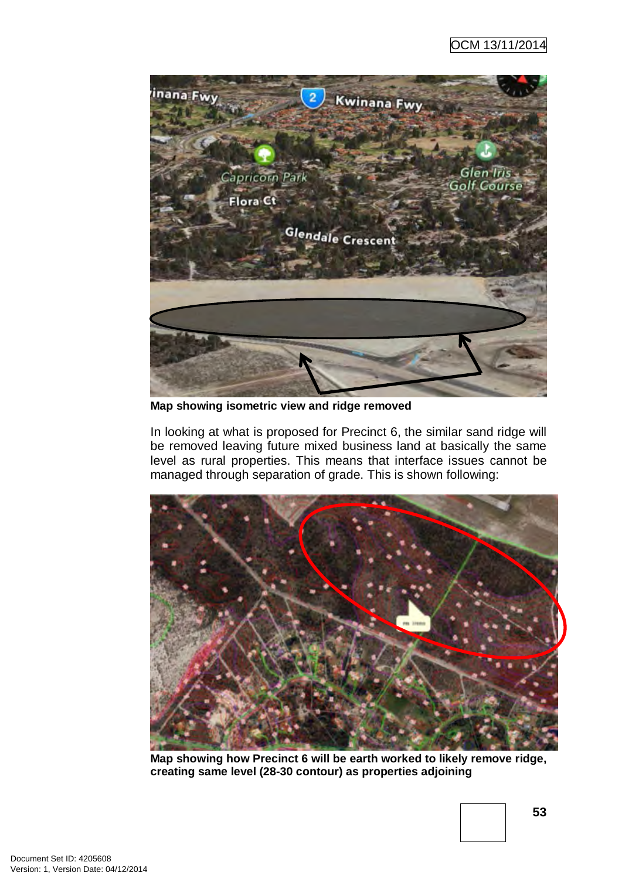**Map showing isometric view and ridge removed**

In looking at what is proposed for Precinct 6, the similar sand ridge will be removed leaving future mixed business land at basically the same level as rural properties. This means that interface issues cannot be managed through separation of grade. This is shown following:

**Map showing how Precinct 6 will be earth worked to likely remove ridge, creating same level (28-30 contour) as properties adjoining**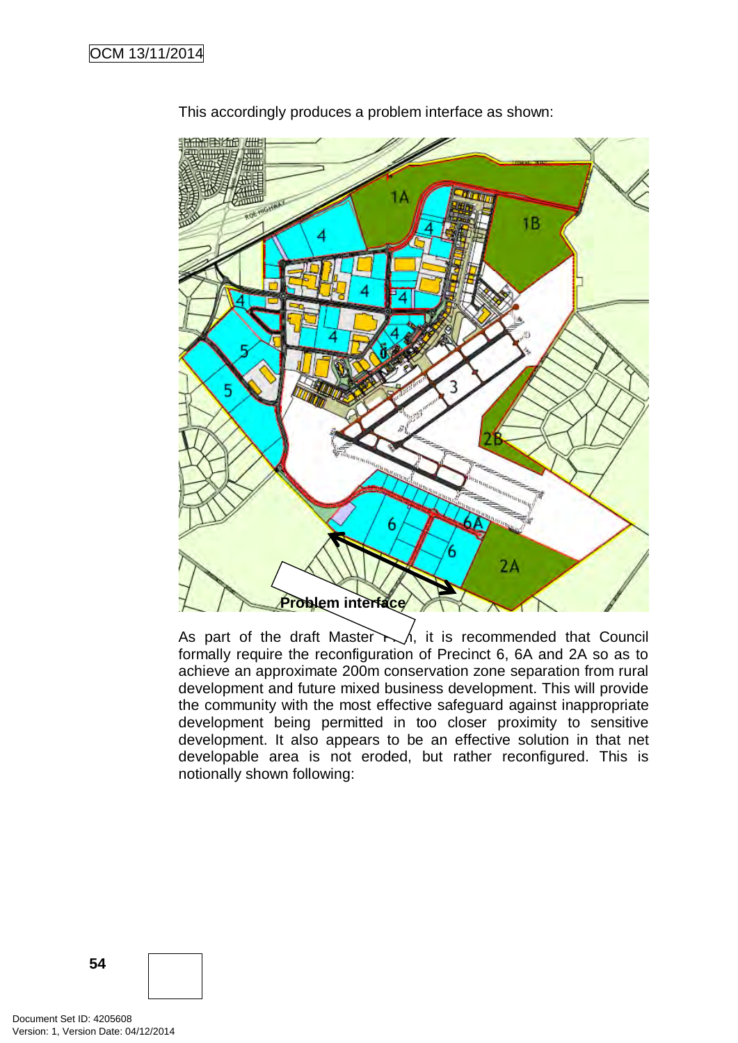This accordingly produces a problem interface as shown:

As part of the draft Master Plan, it is recommended that Council formally require the reconfiguration of Precinct 6, 6A and 2A so as to achieve an approximate 200m conservation zone separation from rural development and future mixed business development. This will provide the community with the most effective safeguard against inappropriate development being permitted in too closer proximity to sensitive development. It also appears to be an effective solution in that net developable area is not eroded, but rather reconfigured. This is notionally shown following: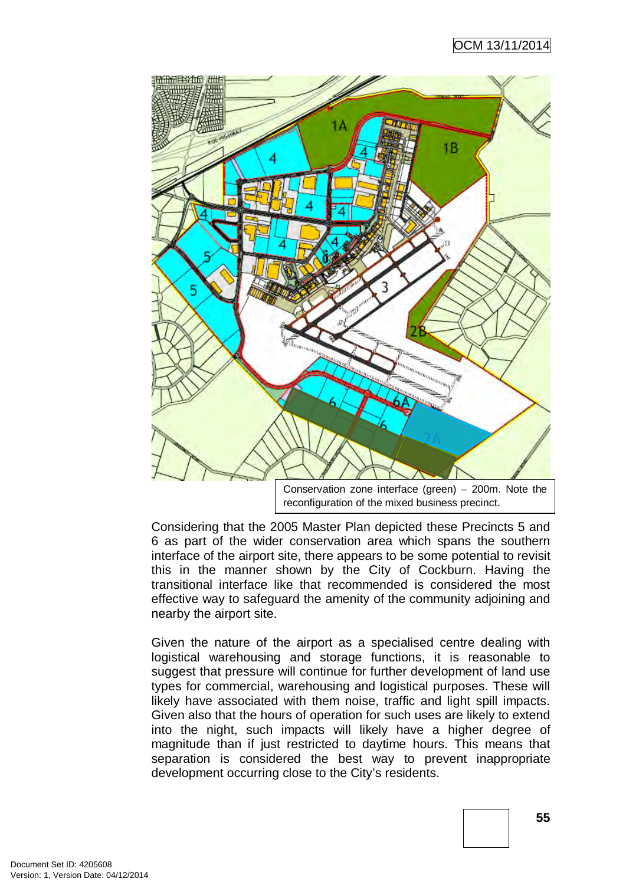Conservation zone interface (green) – 200m. Note the reconfiguration of the mixed business precinct.

Considering that the 2005 Master Plan depicted these Precincts 5 and 6 as part of the wider conservation area which spans the southern interface of the airport site, there appears to be some potential to revisit this in the manner shown by the City of Cockburn. Having the transitional interface like that recommended is considered the most effective way to safeguard the amenity of the community adjoining and nearby the airport site.

Given the nature of the airport as a specialised centre dealing with logistical warehousing and storage functions, it is reasonable to suggest that pressure will continue for further development of land use types for commercial, warehousing and logistical purposes. These will likely have associated with them noise, traffic and light spill impacts. Given also that the hours of operation for such uses are likely to extend into the night, such impacts will likely have a higher degree of magnitude than if just restricted to daytime hours. This means that separation is considered the best way to prevent inappropriate development occurring close to the City's residents.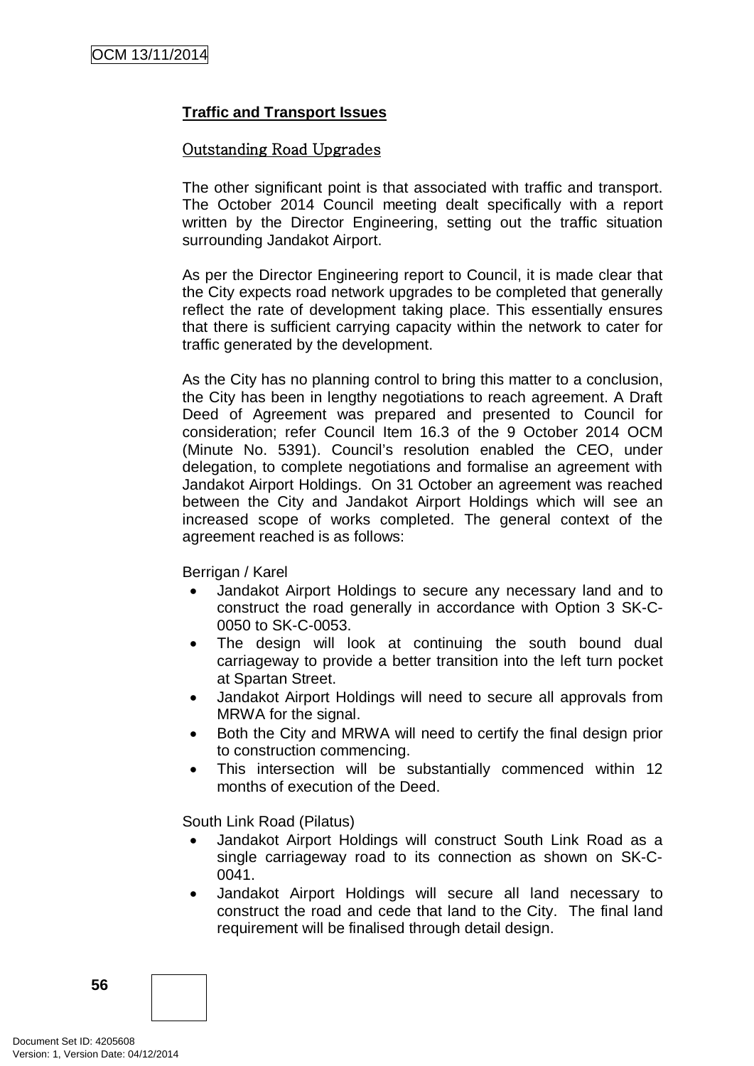**Traffic and Transport Issues**

Outstanding Road Upgrades

The other significant point is that associated with traffic and transport. The October 2014 Council meeting dealt specifically with a report written by the Director Engineering, setting out the traffic situation surrounding Jandakot Airport.

As per the Director Engineering report to Council, it is made clear that the City expects road network upgrades to be completed that generally reflect the rate of development taking place. This essentially ensures that there is sufficient carrying capacity within the network to cater for traffic generated by the development.

As the City has no planning control to bring this matter to a conclusion, the City has been in lengthy negotiations to reach agreement. A Draft Deed of Agreement was prepared and presented to Council for consideration; refer Council Item 16.3 of the 9 October 2014 OCM (Minute No. 5391). Council's resolution enabled the CEO, under delegation, to complete negotiations and formalise an agreement with Jandakot Airport Holdings. On 31 October an agreement was reached between the City and Jandakot Airport Holdings which will see an increased scope of works completed. The general context of the agreement reached is as follows:

Berrigan / Karel

- Jandakot Airport Holdings to secure any necessary land and to construct the road generally in accordance with Option 3 SK-C-0050 to SK-C-0053.
- The design will look at continuing the south bound dual carriageway to provide a better transition into the left turn pocket at Spartan Street.
- Jandakot Airport Holdings will need to secure all approvals from MRWA for the signal.
- Both the City and MRWA will need to certify the final design prior to construction commencing.
- This intersection will be substantially commenced within 12 months of execution of the Deed.

South Link Road (Pilatus)

- Jandakot Airport Holdings will construct South Link Road as a single carriageway road to its connection as shown on SK-C-0041.
- Jandakot Airport Holdings will secure all land necessary to construct the road and cede that land to the City. The final land requirement will be finalised through detail design.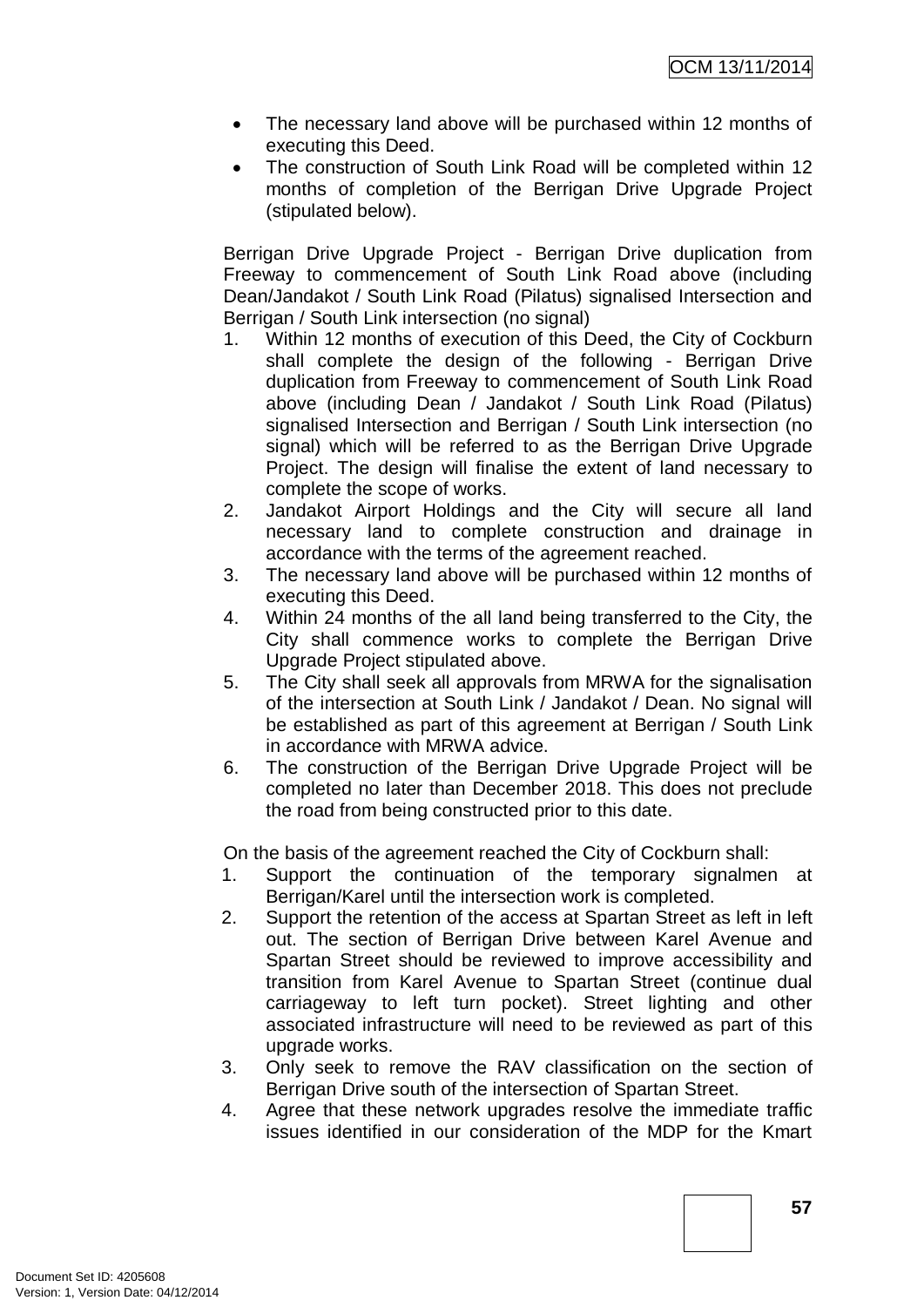- The necessary land above will be purchased within 12 months of executing this Deed.
- The construction of South Link Road will be completed within 12 months of completion of the Berrigan Drive Upgrade Project (stipulated below).

Berrigan Drive Upgrade Project - Berrigan Drive duplication from Freeway to commencement of South Link Road above (including Dean/Jandakot / South Link Road (Pilatus) signalised Intersection and Berrigan / South Link intersection (no signal)

1. Within 12 months of execution of this Deed, the City of Cockburn shall complete the design of the following - Berrigan Drive duplication from Freeway to commencement of South Link Road above (including Dean / Jandakot / South Link Road (Pilatus) signalised Intersection and Berrigan / South Link intersection (no signal) which will be referred to as the Berrigan Drive Upgrade Project. The design will finalise the extent of land necessary to complete the scope of works.
2. Jandakot Airport Holdings and the City will secure all land necessary land to complete construction and drainage in accordance with the terms of the agreement reached.
3. The necessary land above will be purchased within 12 months of executing this Deed.
4. Within 24 months of the all land being transferred to the City, the City shall commence works to complete the Berrigan Drive Upgrade Project stipulated above.
5. The City shall seek all approvals from MRWA for the signalisation of the intersection at South Link / Jandakot / Dean. No signal will be established as part of this agreement at Berrigan / South Link in accordance with MRWA advice.
6. The construction of the Berrigan Drive Upgrade Project will be completed no later than December 2018. This does not preclude the road from being constructed prior to this date.

On the basis of the agreement reached the City of Cockburn shall:

1. Support the continuation of the temporary signalmen at Berrigan/Karel until the intersection work is completed.
2. Support the retention of the access at Spartan Street as left in left out. The section of Berrigan Drive between Karel Avenue and Spartan Street should be reviewed to improve accessibility and transition from Karel Avenue to Spartan Street (continue dual carriageway to left turn pocket). Street lighting and other associated infrastructure will need to be reviewed as part of this upgrade works.
3. Only seek to remove the RAV classification on the section of Berrigan Drive south of the intersection of Spartan Street.
4. Agree that these network upgrades resolve the immediate traffic issues identified in our consideration of the MDP for the Kmart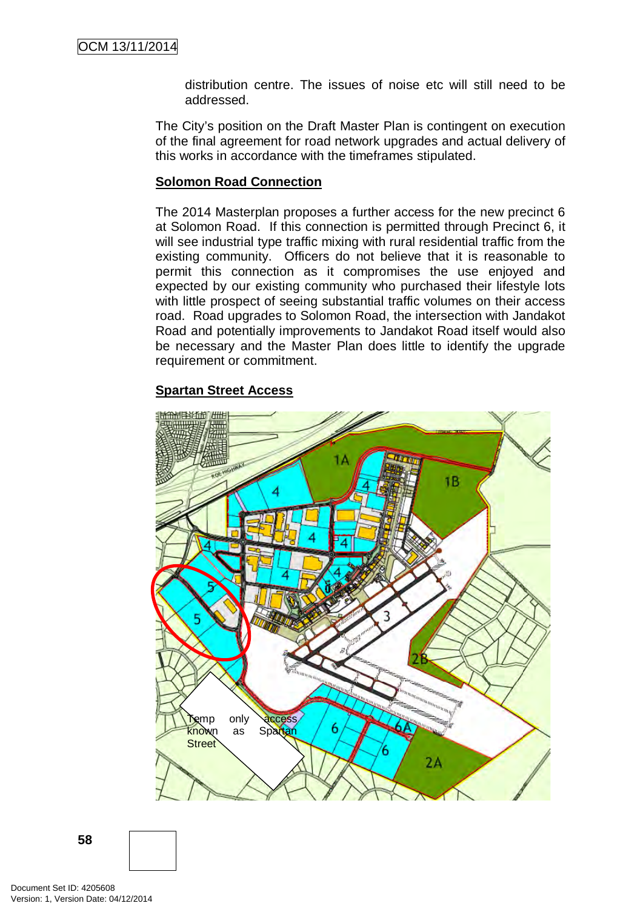distribution centre. The issues of noise etc will still need to be addressed.

The City's position on the Draft Master Plan is contingent on execution of the final agreement for road network upgrades and actual delivery of this works in accordance with the timeframes stipulated.

**Solomon Road Connection**

The 2014 Masterplan proposes a further access for the new precinct 6 at Solomon Road. If this connection is permitted through Precinct 6, it will see industrial type traffic mixing with rural residential traffic from the existing community. Officers do not believe that it is reasonable to permit this connection as it compromises the use enjoyed and expected by our existing community who purchased their lifestyle lots with little prospect of seeing substantial traffic volumes on their access road. Road upgrades to Solomon Road, the intersection with Jandakot Road and potentially improvements to Jandakot Road itself would also be necessary and the Master Plan does little to identify the upgrade requirement or commitment.

**Spartan Street Access**

Temp only access known as Spartan Street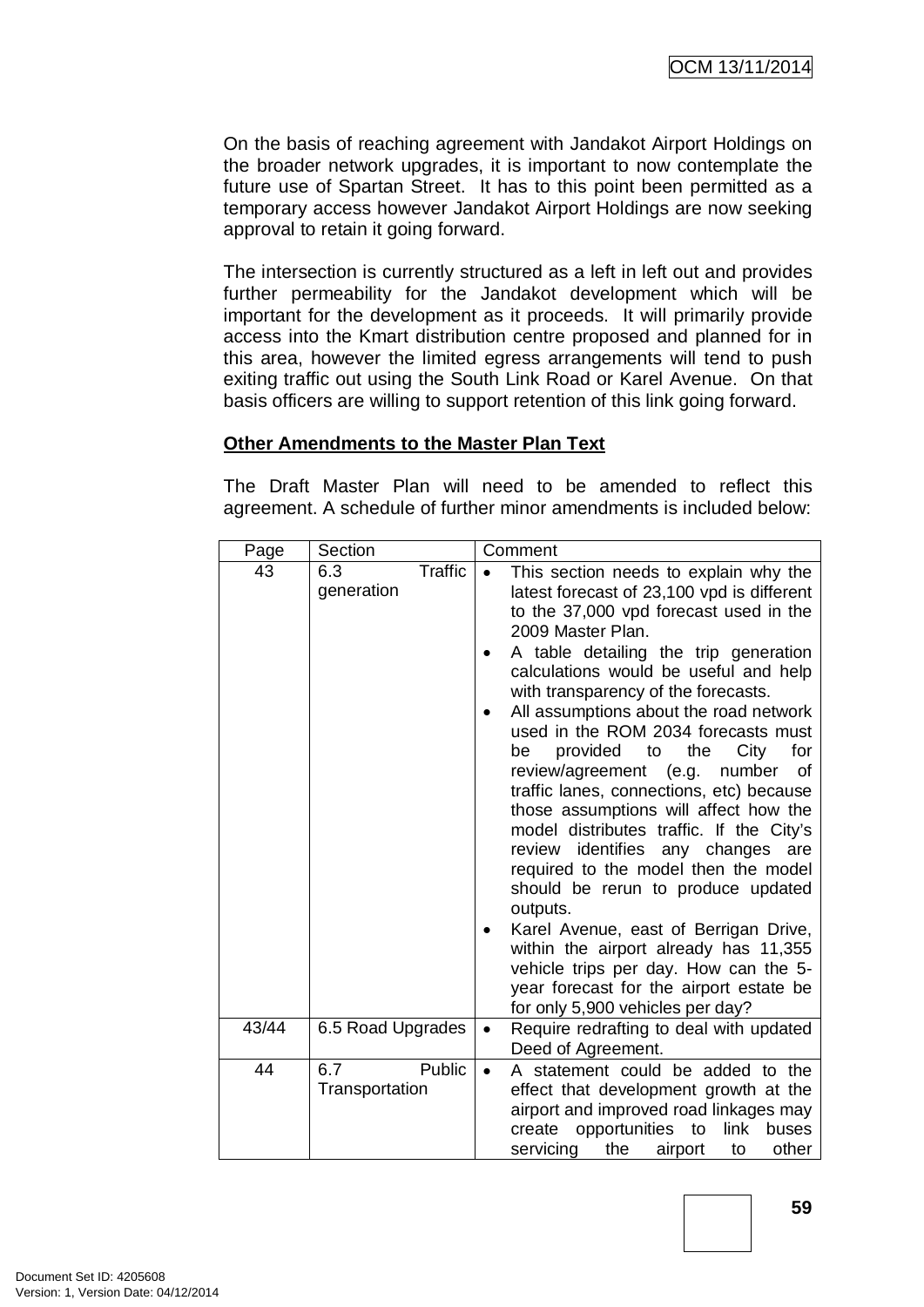On the basis of reaching agreement with Jandakot Airport Holdings on the broader network upgrades, it is important to now contemplate the future use of Spartan Street. It has to this point been permitted as a temporary access however Jandakot Airport Holdings are now seeking approval to retain it going forward.

The intersection is currently structured as a left in left out and provides further permeability for the Jandakot development which will be important for the development as it proceeds. It will primarily provide access into the Kmart distribution centre proposed and planned for in this area, however the limited egress arrangements will tend to push exiting traffic out using the South Link Road or Karel Avenue. On that basis officers are willing to support retention of this link going forward.

**Other Amendments to the Master Plan Text**

The Draft Master Plan will need to be amended to reflect this agreement. A schedule of further minor amendments is included below:

| Page | Section | Comment |
|---|---|---|
| 43 | 6.3 Traffic generation | • This section needs to explain why the latest forecast of 23,100 vpd is different to the 37,000 vpd forecast used in the 2009 Master Plan.<br>• A table detailing the trip generation calculations would be useful and help with transparency of the forecasts.<br>• All assumptions about the road network used in the ROM 2034 forecasts must be provided to the City for review/agreement (e.g. number of traffic lanes, connections, etc) because those assumptions will affect how the model distributes traffic. If the City's review identifies any changes are required to the model then the model should be rerun to produce updated outputs.<br>• Karel Avenue, east of Berrigan Drive, within the airport already has 11,355 vehicle trips per day. How can the 5-year forecast for the airport estate be for only 5,900 vehicles per day? |
| 43/44 | 6.5 Road Upgrades | • Require redrafting to deal with updated Deed of Agreement. |
| 44 | 6.7 Public Transportation | • A statement could be added to the effect that development growth at the airport and improved road linkages may create opportunities to link buses servicing the airport to other |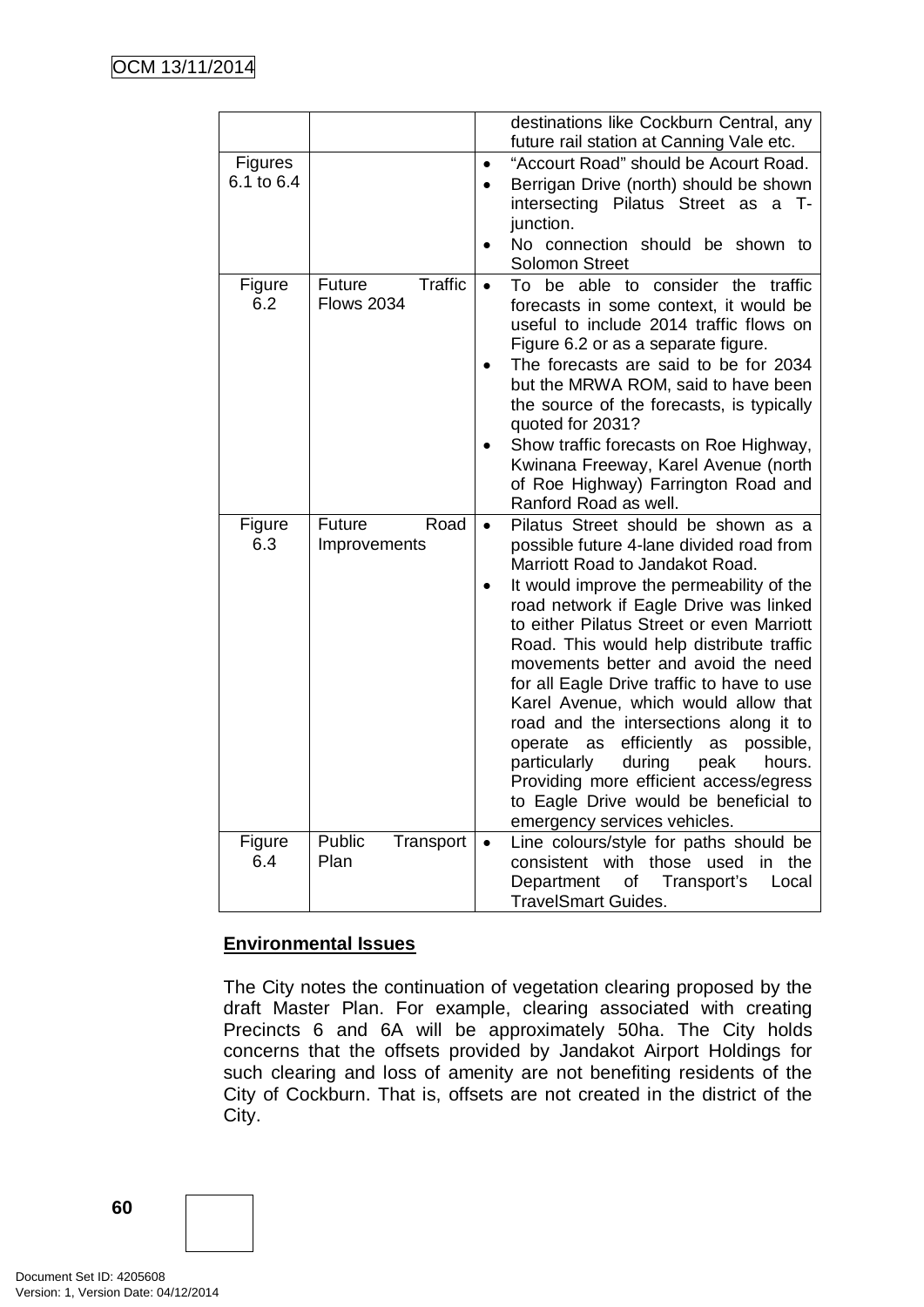| | | |
|---|---|---|
| | | destinations like Cockburn Central, any future rail station at Canning Vale etc. |
| Figures 6.1 to 6.4 | | • "Accourt Road" should be Acourt Road.<br>• Berrigan Drive (north) should be shown intersecting Pilatus Street as a T-junction.<br>• No connection should be shown to Solomon Street |
| Figure 6.2 | Future Traffic Flows 2034 | • To be able to consider the traffic forecasts in some context, it would be useful to include 2014 traffic flows on Figure 6.2 or as a separate figure.<br>• The forecasts are said to be for 2034 but the MRWA ROM, said to have been the source of the forecasts, is typically quoted for 2031?<br>• Show traffic forecasts on Roe Highway, Kwinana Freeway, Karel Avenue (north of Roe Highway) Farrington Road and Ranford Road as well. |
| Figure 6.3 | Future Road Improvements | • Pilatus Street should be shown as a possible future 4-lane divided road from Marriott Road to Jandakot Road.<br>• It would improve the permeability of the road network if Eagle Drive was linked to either Pilatus Street or even Marriott Road. This would help distribute traffic movements better and avoid the need for all Eagle Drive traffic to have to use Karel Avenue, which would allow that road and the intersections along it to operate as efficiently as possible, particularly during peak hours. Providing more efficient access/egress to Eagle Drive would be beneficial to emergency services vehicles. |
| Figure 6.4 | Public Transport Plan | • Line colours/style for paths should be consistent with those used in the Department of Transport's Local TravelSmart Guides. |

**Environmental Issues**

The City notes the continuation of vegetation clearing proposed by the draft Master Plan. For example, clearing associated with creating Precincts 6 and 6A will be approximately 50ha. The City holds concerns that the offsets provided by Jandakot Airport Holdings for such clearing and loss of amenity are not benefiting residents of the City of Cockburn. That is, offsets are not created in the district of the City.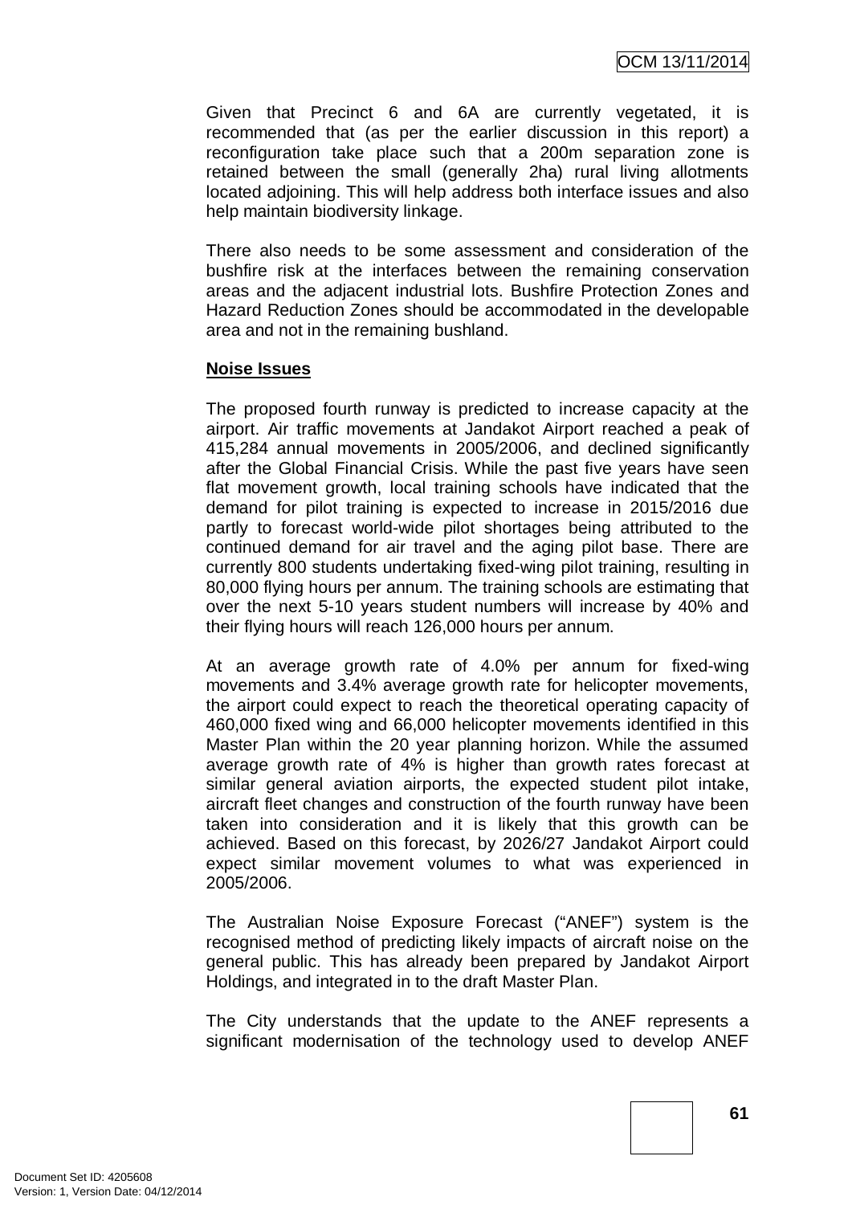Given that Precinct 6 and 6A are currently vegetated, it is recommended that (as per the earlier discussion in this report) a reconfiguration take place such that a 200m separation zone is retained between the small (generally 2ha) rural living allotments located adjoining. This will help address both interface issues and also help maintain biodiversity linkage.

There also needs to be some assessment and consideration of the bushfire risk at the interfaces between the remaining conservation areas and the adjacent industrial lots. Bushfire Protection Zones and Hazard Reduction Zones should be accommodated in the developable area and not in the remaining bushland.

**Noise Issues**

The proposed fourth runway is predicted to increase capacity at the airport. Air traffic movements at Jandakot Airport reached a peak of 415,284 annual movements in 2005/2006, and declined significantly after the Global Financial Crisis. While the past five years have seen flat movement growth, local training schools have indicated that the demand for pilot training is expected to increase in 2015/2016 due partly to forecast world-wide pilot shortages being attributed to the continued demand for air travel and the aging pilot base. There are currently 800 students undertaking fixed-wing pilot training, resulting in 80,000 flying hours per annum. The training schools are estimating that over the next 5-10 years student numbers will increase by 40% and their flying hours will reach 126,000 hours per annum.

At an average growth rate of 4.0% per annum for fixed-wing movements and 3.4% average growth rate for helicopter movements, the airport could expect to reach the theoretical operating capacity of 460,000 fixed wing and 66,000 helicopter movements identified in this Master Plan within the 20 year planning horizon. While the assumed average growth rate of 4% is higher than growth rates forecast at similar general aviation airports, the expected student pilot intake, aircraft fleet changes and construction of the fourth runway have been taken into consideration and it is likely that this growth can be achieved. Based on this forecast, by 2026/27 Jandakot Airport could expect similar movement volumes to what was experienced in 2005/2006.

The Australian Noise Exposure Forecast ("ANEF") system is the recognised method of predicting likely impacts of aircraft noise on the general public. This has already been prepared by Jandakot Airport Holdings, and integrated in to the draft Master Plan.

The City understands that the update to the ANEF represents a significant modernisation of the technology used to develop ANEF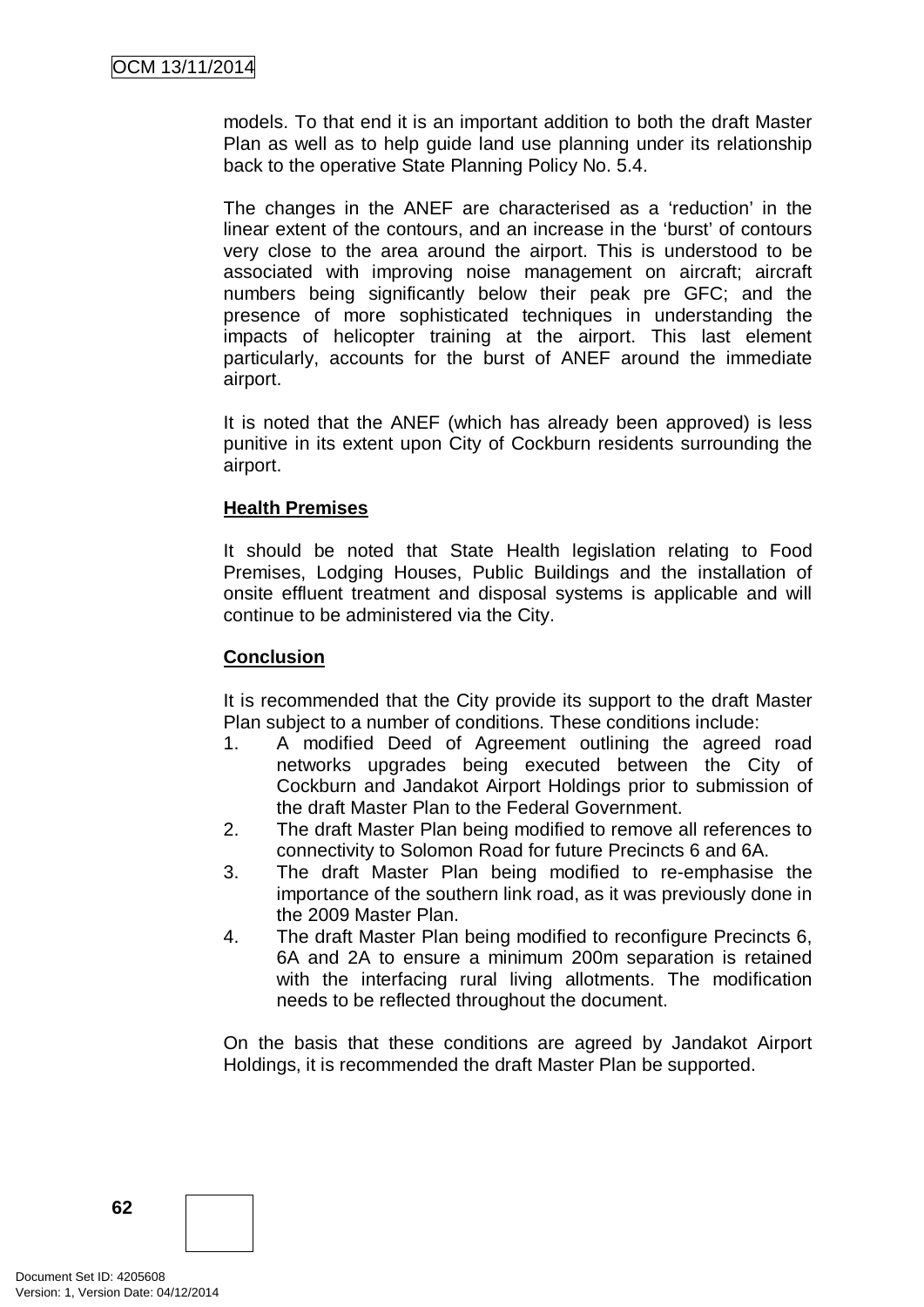models. To that end it is an important addition to both the draft Master Plan as well as to help guide land use planning under its relationship back to the operative State Planning Policy No. 5.4.

The changes in the ANEF are characterised as a 'reduction' in the linear extent of the contours, and an increase in the 'burst' of contours very close to the area around the airport. This is understood to be associated with improving noise management on aircraft; aircraft numbers being significantly below their peak pre GFC; and the presence of more sophisticated techniques in understanding the impacts of helicopter training at the airport. This last element particularly, accounts for the burst of ANEF around the immediate airport.

It is noted that the ANEF (which has already been approved) is less punitive in its extent upon City of Cockburn residents surrounding the airport.

**Health Premises**

It should be noted that State Health legislation relating to Food Premises, Lodging Houses, Public Buildings and the installation of onsite effluent treatment and disposal systems is applicable and will continue to be administered via the City.

**Conclusion**

It is recommended that the City provide its support to the draft Master Plan subject to a number of conditions. These conditions include:

1. A modified Deed of Agreement outlining the agreed road networks upgrades being executed between the City of Cockburn and Jandakot Airport Holdings prior to submission of the draft Master Plan to the Federal Government.
2. The draft Master Plan being modified to remove all references to connectivity to Solomon Road for future Precincts 6 and 6A.
3. The draft Master Plan being modified to re-emphasise the importance of the southern link road, as it was previously done in the 2009 Master Plan.
4. The draft Master Plan being modified to reconfigure Precincts 6, 6A and 2A to ensure a minimum 200m separation is retained with the interfacing rural living allotments. The modification needs to be reflected throughout the document.

On the basis that these conditions are agreed by Jandakot Airport Holdings, it is recommended the draft Master Plan be supported.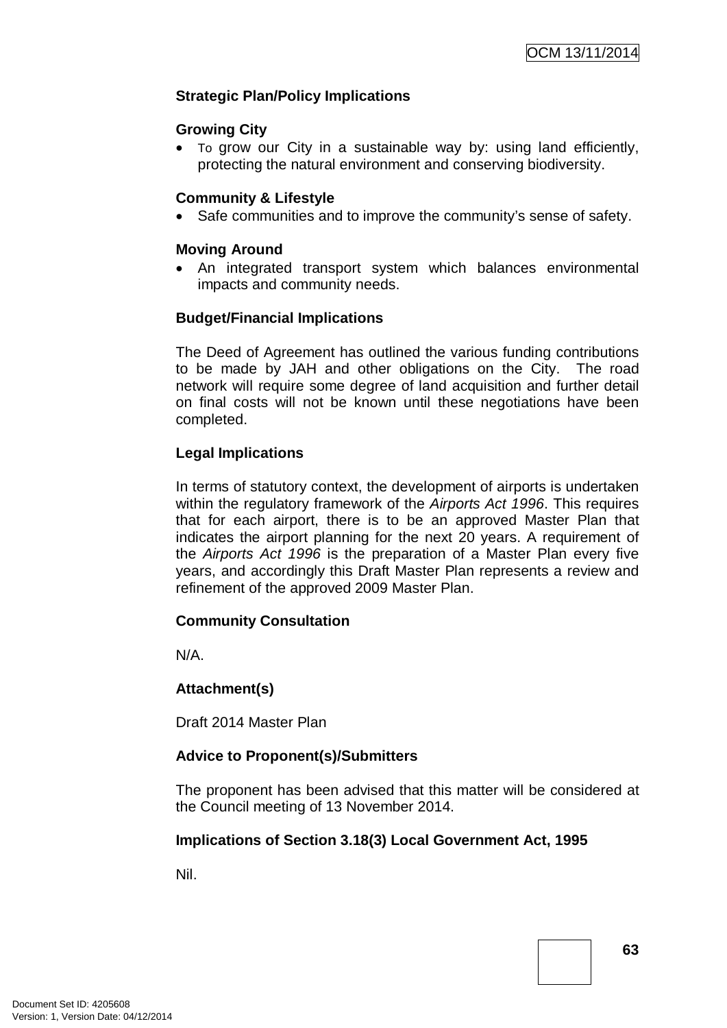**Strategic Plan/Policy Implications**

**Growing City**

- To grow our City in a sustainable way by: using land efficiently, protecting the natural environment and conserving biodiversity.

**Community & Lifestyle**

- Safe communities and to improve the community's sense of safety.

**Moving Around**

- An integrated transport system which balances environmental impacts and community needs.

**Budget/Financial Implications**

The Deed of Agreement has outlined the various funding contributions to be made by JAH and other obligations on the City. The road network will require some degree of land acquisition and further detail on final costs will not be known until these negotiations have been completed.

**Legal Implications**

In terms of statutory context, the development of airports is undertaken within the regulatory framework of the *Airports Act 1996*. This requires that for each airport, there is to be an approved Master Plan that indicates the airport planning for the next 20 years. A requirement of the *Airports Act 1996* is the preparation of a Master Plan every five years, and accordingly this Draft Master Plan represents a review and refinement of the approved 2009 Master Plan.

**Community Consultation**

N/A.

**Attachment(s)**

Draft 2014 Master Plan

**Advice to Proponent(s)/Submitters**

The proponent has been advised that this matter will be considered at the Council meeting of 13 November 2014.

**Implications of Section 3.18(3) Local Government Act, 1995**

Nil.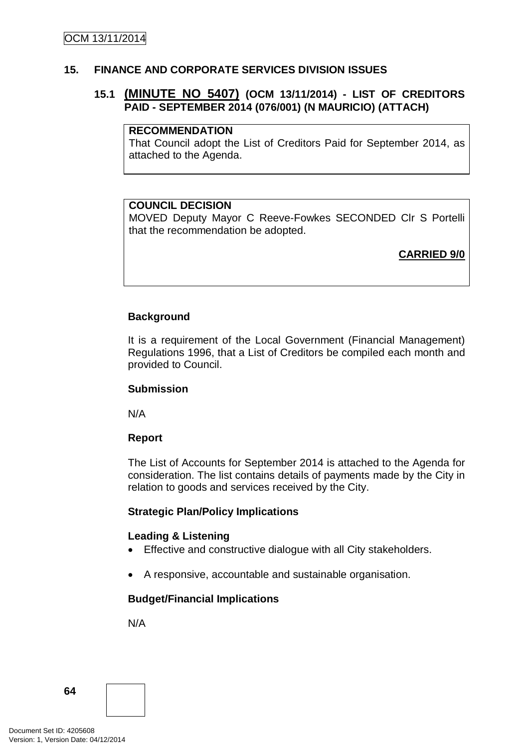## 15. FINANCE AND CORPORATE SERVICES DIVISION ISSUES

### 15.1 (MINUTE NO 5407) (OCM 13/11/2014) - LIST OF CREDITORS PAID - SEPTEMBER 2014 (076/001) (N MAURICIO) (ATTACH)

**RECOMMENDATION**
That Council adopt the List of Creditors Paid for September 2014, as attached to the Agenda.

**COUNCIL DECISION**
MOVED Deputy Mayor C Reeve-Fowkes SECONDED Clr S Portelli that the recommendation be adopted.

**CARRIED 9/0**

**Background**

It is a requirement of the Local Government (Financial Management) Regulations 1996, that a List of Creditors be compiled each month and provided to Council.

**Submission**

N/A

**Report**

The List of Accounts for September 2014 is attached to the Agenda for consideration. The list contains details of payments made by the City in relation to goods and services received by the City.

**Strategic Plan/Policy Implications**

**Leading & Listening**

- Effective and constructive dialogue with all City stakeholders.
- A responsive, accountable and sustainable organisation.

**Budget/Financial Implications**

N/A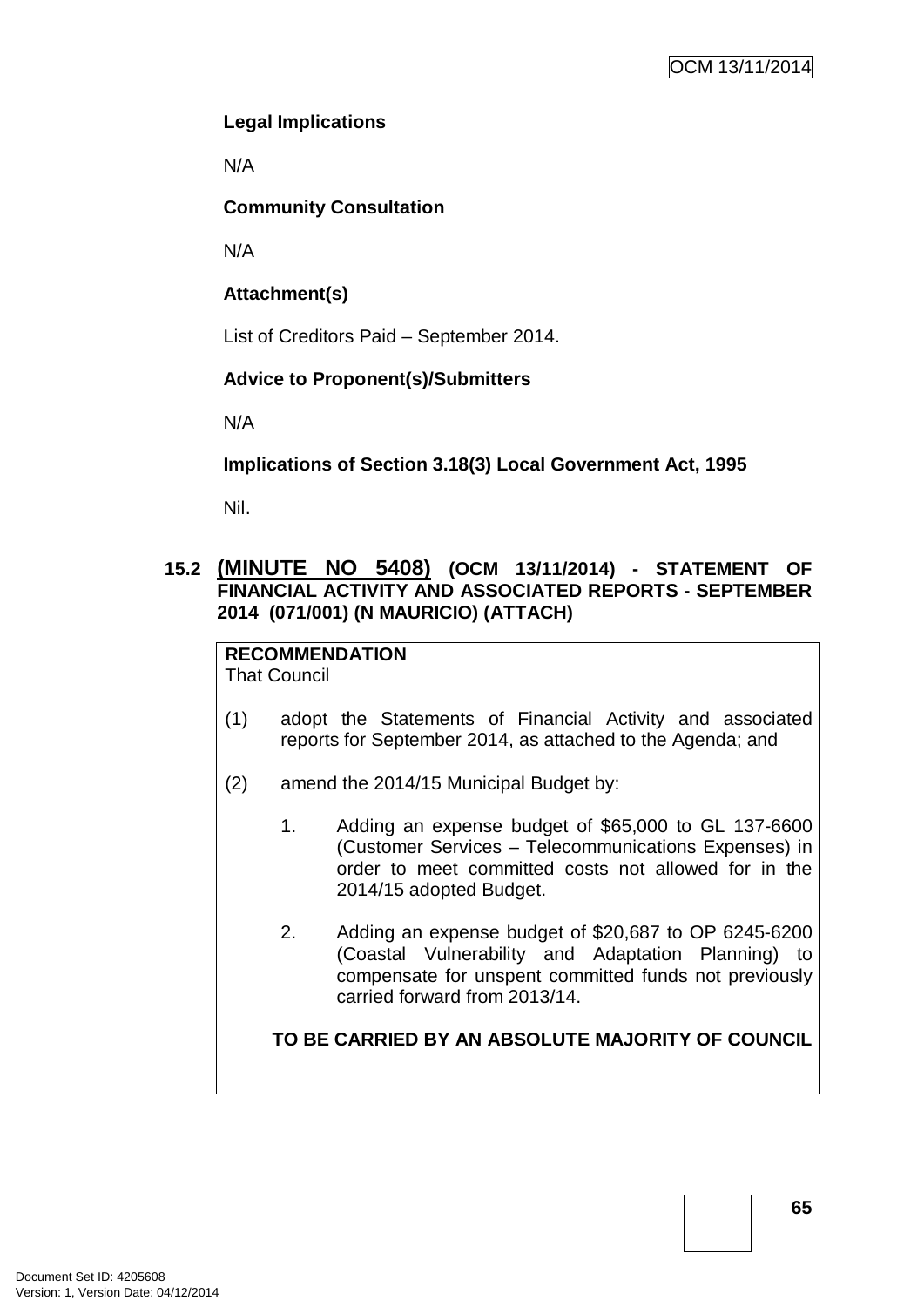**Legal Implications**

N/A

**Community Consultation**

N/A

**Attachment(s)**

List of Creditors Paid – September 2014.

**Advice to Proponent(s)/Submitters**

N/A

**Implications of Section 3.18(3) Local Government Act, 1995**

Nil.

## 15.2 (MINUTE NO 5408) (OCM 13/11/2014) - STATEMENT OF FINANCIAL ACTIVITY AND ASSOCIATED REPORTS - SEPTEMBER 2014 (071/001) (N MAURICIO) (ATTACH)

**RECOMMENDATION**
That Council

(1) adopt the Statements of Financial Activity and associated reports for September 2014, as attached to the Agenda; and

(2) amend the 2014/15 Municipal Budget by:

  1. Adding an expense budget of $65,000 to GL 137-6600 (Customer Services – Telecommunications Expenses) in order to meet committed costs not allowed for in the 2014/15 adopted Budget.

  2. Adding an expense budget of $20,687 to OP 6245-6200 (Coastal Vulnerability and Adaptation Planning) to compensate for unspent committed funds not previously carried forward from 2013/14.

**TO BE CARRIED BY AN ABSOLUTE MAJORITY OF COUNCIL**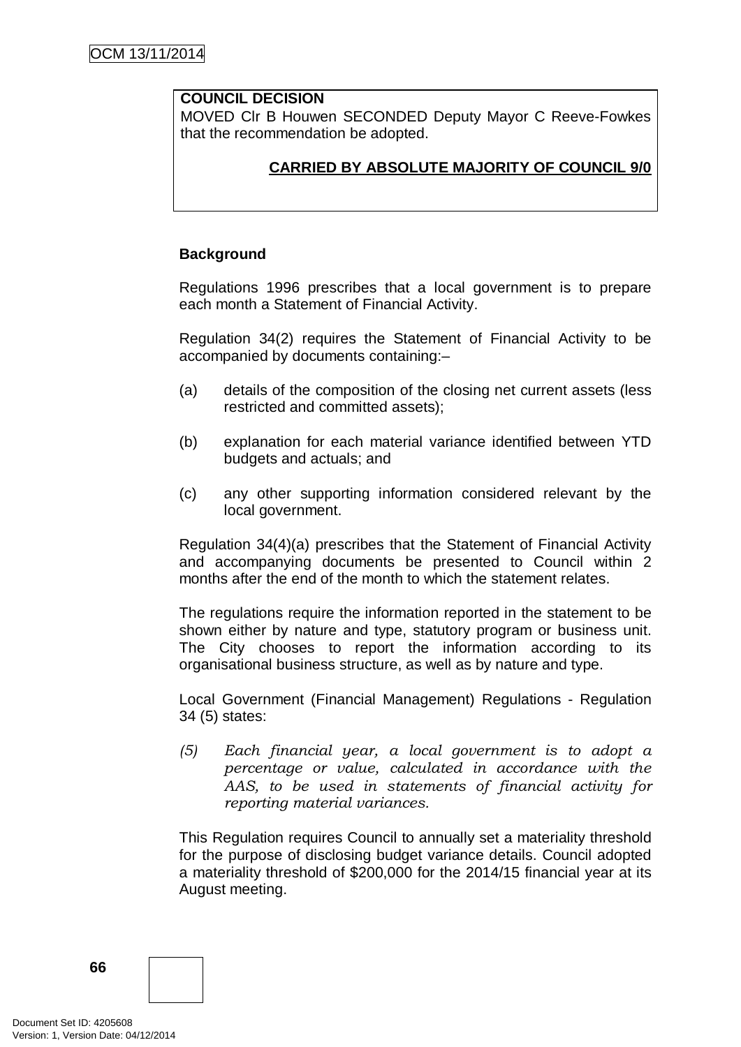**COUNCIL DECISION**
MOVED Clr B Houwen SECONDED Deputy Mayor C Reeve-Fowkes that the recommendation be adopted.

**CARRIED BY ABSOLUTE MAJORITY OF COUNCIL 9/0**

**Background**

Regulations 1996 prescribes that a local government is to prepare each month a Statement of Financial Activity.

Regulation 34(2) requires the Statement of Financial Activity to be accompanied by documents containing:–

(a) details of the composition of the closing net current assets (less restricted and committed assets);

(b) explanation for each material variance identified between YTD budgets and actuals; and

(c) any other supporting information considered relevant by the local government.

Regulation 34(4)(a) prescribes that the Statement of Financial Activity and accompanying documents be presented to Council within 2 months after the end of the month to which the statement relates.

The regulations require the information reported in the statement to be shown either by nature and type, statutory program or business unit. The City chooses to report the information according to its organisational business structure, as well as by nature and type.

Local Government (Financial Management) Regulations - Regulation 34 (5) states:

*(5) Each financial year, a local government is to adopt a percentage or value, calculated in accordance with the AAS, to be used in statements of financial activity for reporting material variances.*

This Regulation requires Council to annually set a materiality threshold for the purpose of disclosing budget variance details. Council adopted a materiality threshold of $200,000 for the 2014/15 financial year at its August meeting.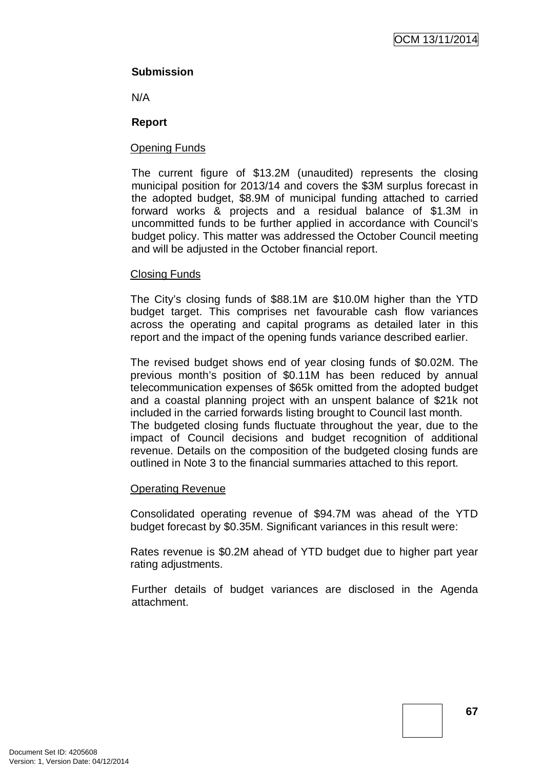**Submission**

N/A

**Report**

Opening Funds

The current figure of $13.2M (unaudited) represents the closing municipal position for 2013/14 and covers the $3M surplus forecast in the adopted budget, $8.9M of municipal funding attached to carried forward works & projects and a residual balance of $1.3M in uncommitted funds to be further applied in accordance with Council's budget policy. This matter was addressed the October Council meeting and will be adjusted in the October financial report.

Closing Funds

The City's closing funds of $88.1M are $10.0M higher than the YTD budget target. This comprises net favourable cash flow variances across the operating and capital programs as detailed later in this report and the impact of the opening funds variance described earlier.

The revised budget shows end of year closing funds of $0.02M. The previous month's position of $0.11M has been reduced by annual telecommunication expenses of $65k omitted from the adopted budget and a coastal planning project with an unspent balance of $21k not included in the carried forwards listing brought to Council last month.
The budgeted closing funds fluctuate throughout the year, due to the impact of Council decisions and budget recognition of additional revenue. Details on the composition of the budgeted closing funds are outlined in Note 3 to the financial summaries attached to this report.

Operating Revenue

Consolidated operating revenue of $94.7M was ahead of the YTD budget forecast by $0.35M. Significant variances in this result were:

Rates revenue is $0.2M ahead of YTD budget due to higher part year rating adjustments.

Further details of budget variances are disclosed in the Agenda attachment.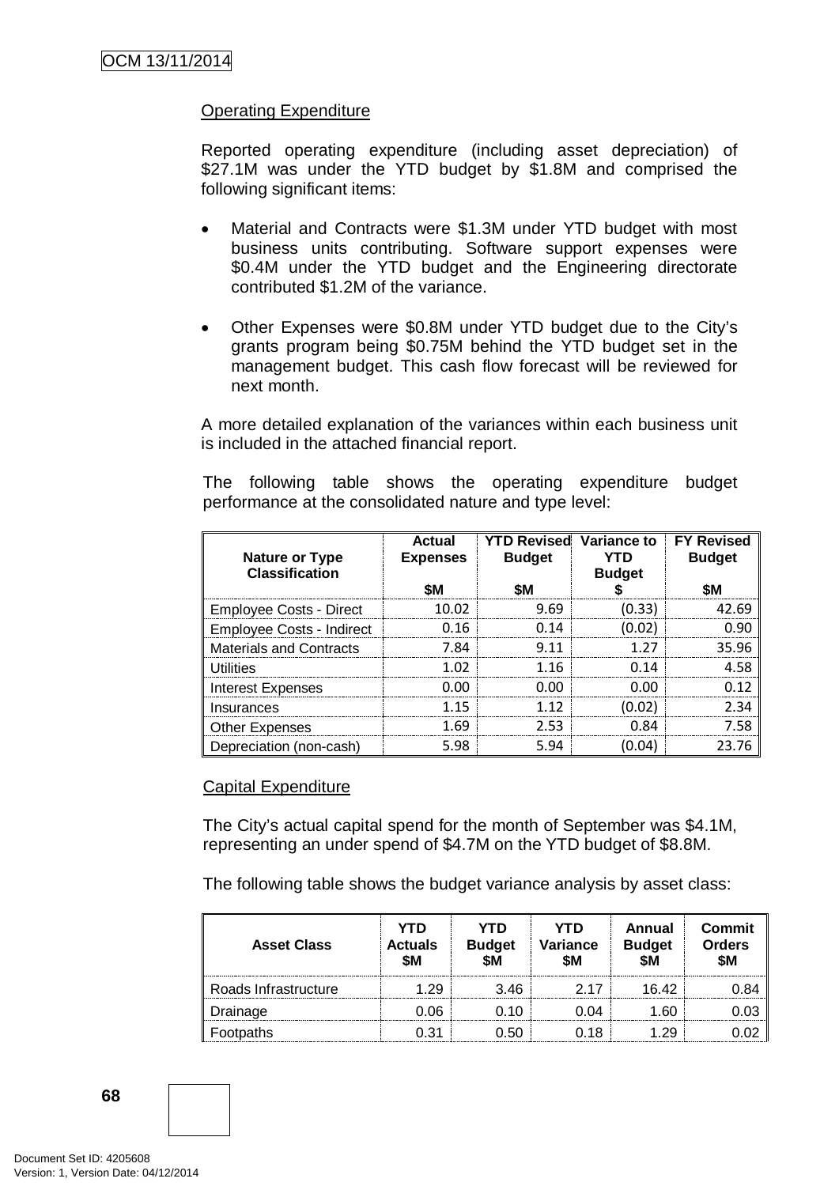Operating Expenditure

Reported operating expenditure (including asset depreciation) of $27.1M was under the YTD budget by $1.8M and comprised the following significant items:

- Material and Contracts were $1.3M under YTD budget with most business units contributing. Software support expenses were $0.4M under the YTD budget and the Engineering directorate contributed $1.2M of the variance.
- Other Expenses were $0.8M under YTD budget due to the City's grants program being $0.75M behind the YTD budget set in the management budget. This cash flow forecast will be reviewed for next month.

A more detailed explanation of the variances within each business unit is included in the attached financial report.

The following table shows the operating expenditure budget performance at the consolidated nature and type level:

| Nature or Type Classification | Actual Expenses $M | YTD Revised Budget $M | Variance to YTD Budget $ | FY Revised Budget $M |
|---|---|---|---|---|
| Employee Costs - Direct | 10.02 | 9.69 | (0.33) | 42.69 |
| Employee Costs - Indirect | 0.16 | 0.14 | (0.02) | 0.90 |
| Materials and Contracts | 7.84 | 9.11 | 1.27 | 35.96 |
| Utilities | 1.02 | 1.16 | 0.14 | 4.58 |
| Interest Expenses | 0.00 | 0.00 | 0.00 | 0.12 |
| Insurances | 1.15 | 1.12 | (0.02) | 2.34 |
| Other Expenses | 1.69 | 2.53 | 0.84 | 7.58 |
| Depreciation (non-cash) | 5.98 | 5.94 | (0.04) | 23.76 |

Capital Expenditure

The City's actual capital spend for the month of September was $4.1M, representing an under spend of $4.7M on the YTD budget of $8.8M.

The following table shows the budget variance analysis by asset class:

| Asset Class | YTD Actuals $M | YTD Budget $M | YTD Variance $M | Annual Budget $M | Commit Orders $M |
|---|---|---|---|---|---|
| Roads Infrastructure | 1.29 | 3.46 | 2.17 | 16.42 | 0.84 |
| Drainage | 0.06 | 0.10 | 0.04 | 1.60 | 0.03 |
| Footpaths | 0.31 | 0.50 | 0.18 | 1.29 | 0.02 |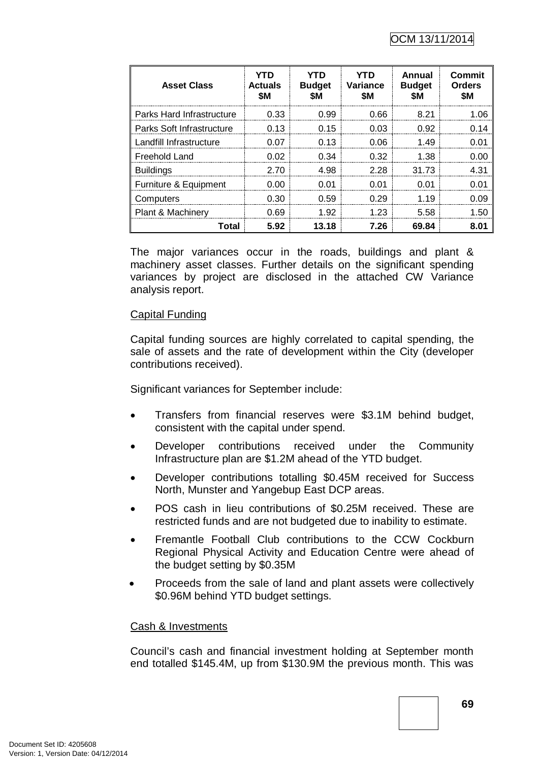| Asset Class | YTD Actuals $M | YTD Budget $M | YTD Variance $M | Annual Budget $M | Commit Orders $M |
|---|---|---|---|---|---|
| Parks Hard Infrastructure | 0.33 | 0.99 | 0.66 | 8.21 | 1.06 |
| Parks Soft Infrastructure | 0.13 | 0.15 | 0.03 | 0.92 | 0.14 |
| Landfill Infrastructure | 0.07 | 0.13 | 0.06 | 1.49 | 0.01 |
| Freehold Land | 0.02 | 0.34 | 0.32 | 1.38 | 0.00 |
| Buildings | 2.70 | 4.98 | 2.28 | 31.73 | 4.31 |
| Furniture & Equipment | 0.00 | 0.01 | 0.01 | 0.01 | 0.01 |
| Computers | 0.30 | 0.59 | 0.29 | 1.19 | 0.09 |
| Plant & Machinery | 0.69 | 1.92 | 1.23 | 5.58 | 1.50 |
| **Total** | **5.92** | **13.18** | **7.26** | **69.84** | **8.01** |

The major variances occur in the roads, buildings and plant & machinery asset classes. Further details on the significant spending variances by project are disclosed in the attached CW Variance analysis report.

Capital Funding

Capital funding sources are highly correlated to capital spending, the sale of assets and the rate of development within the City (developer contributions received).

Significant variances for September include:

- Transfers from financial reserves were $3.1M behind budget, consistent with the capital under spend.
- Developer contributions received under the Community Infrastructure plan are $1.2M ahead of the YTD budget.
- Developer contributions totalling $0.45M received for Success North, Munster and Yangebup East DCP areas.
- POS cash in lieu contributions of $0.25M received. These are restricted funds and are not budgeted due to inability to estimate.
- Fremantle Football Club contributions to the CCW Cockburn Regional Physical Activity and Education Centre were ahead of the budget setting by $0.35M
- Proceeds from the sale of land and plant assets were collectively $0.96M behind YTD budget settings.

Cash & Investments

Council's cash and financial investment holding at September month end totalled $145.4M, up from $130.9M the previous month. This was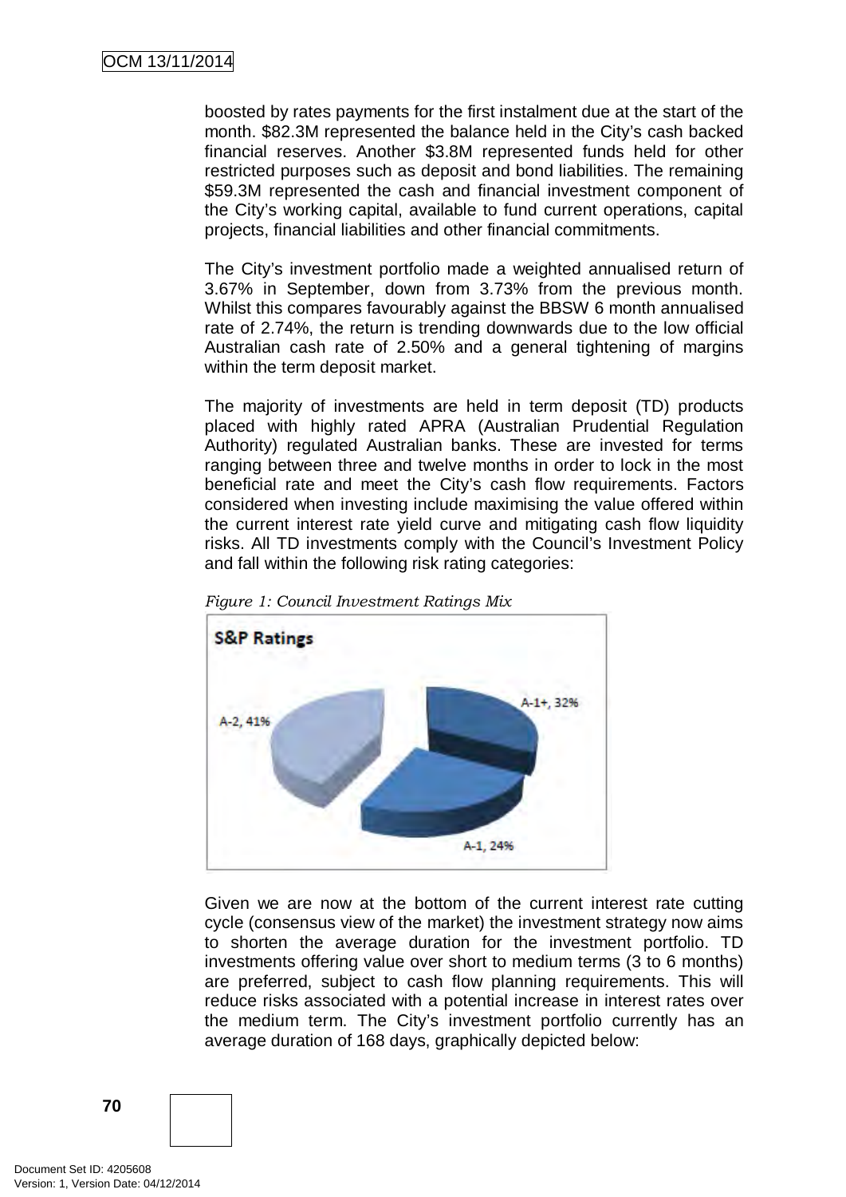boosted by rates payments for the first instalment due at the start of the month. $82.3M represented the balance held in the City's cash backed financial reserves. Another $3.8M represented funds held for other restricted purposes such as deposit and bond liabilities. The remaining $59.3M represented the cash and financial investment component of the City's working capital, available to fund current operations, capital projects, financial liabilities and other financial commitments.

The City's investment portfolio made a weighted annualised return of 3.67% in September, down from 3.73% from the previous month. Whilst this compares favourably against the BBSW 6 month annualised rate of 2.74%, the return is trending downwards due to the low official Australian cash rate of 2.50% and a general tightening of margins within the term deposit market.

The majority of investments are held in term deposit (TD) products placed with highly rated APRA (Australian Prudential Regulation Authority) regulated Australian banks. These are invested for terms ranging between three and twelve months in order to lock in the most beneficial rate and meet the City's cash flow requirements. Factors considered when investing include maximising the value offered within the current interest rate yield curve and mitigating cash flow liquidity risks. All TD investments comply with the Council's Investment Policy and fall within the following risk rating categories:

*Figure 1: Council Investment Ratings Mix*

**S&P Ratings**

| Rating | Share |
|---|---|
| A-1+ | 32% |
| A-1 | 24% |
| A-2 | 41% |

Given we are now at the bottom of the current interest rate cutting cycle (consensus view of the market) the investment strategy now aims to shorten the average duration for the investment portfolio. TD investments offering value over short to medium terms (3 to 6 months) are preferred, subject to cash flow planning requirements. This will reduce risks associated with a potential increase in interest rates over the medium term. The City's investment portfolio currently has an average duration of 168 days, graphically depicted below: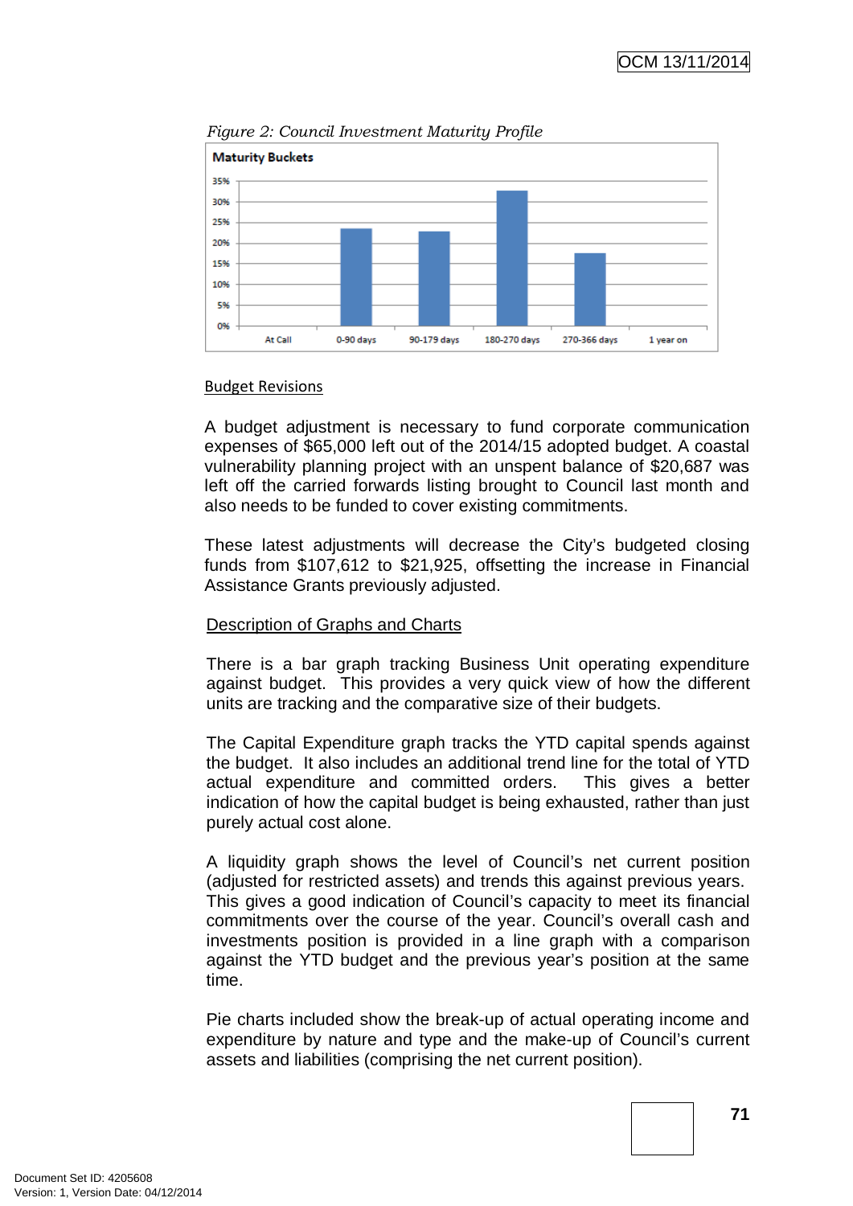*Figure 2: Council Investment Maturity Profile*

Budget Revisions

A budget adjustment is necessary to fund corporate communication expenses of $65,000 left out of the 2014/15 adopted budget. A coastal vulnerability planning project with an unspent balance of $20,687 was left off the carried forwards listing brought to Council last month and also needs to be funded to cover existing commitments.

These latest adjustments will decrease the City's budgeted closing funds from $107,612 to $21,925, offsetting the increase in Financial Assistance Grants previously adjusted.

Description of Graphs and Charts

There is a bar graph tracking Business Unit operating expenditure against budget. This provides a very quick view of how the different units are tracking and the comparative size of their budgets.

The Capital Expenditure graph tracks the YTD capital spends against the budget. It also includes an additional trend line for the total of YTD actual expenditure and committed orders. This gives a better indication of how the capital budget is being exhausted, rather than just purely actual cost alone.

A liquidity graph shows the level of Council's net current position (adjusted for restricted assets) and trends this against previous years. This gives a good indication of Council's capacity to meet its financial commitments over the course of the year. Council's overall cash and investments position is provided in a line graph with a comparison against the YTD budget and the previous year's position at the same time.

Pie charts included show the break-up of actual operating income and expenditure by nature and type and the make-up of Council's current assets and liabilities (comprising the net current position).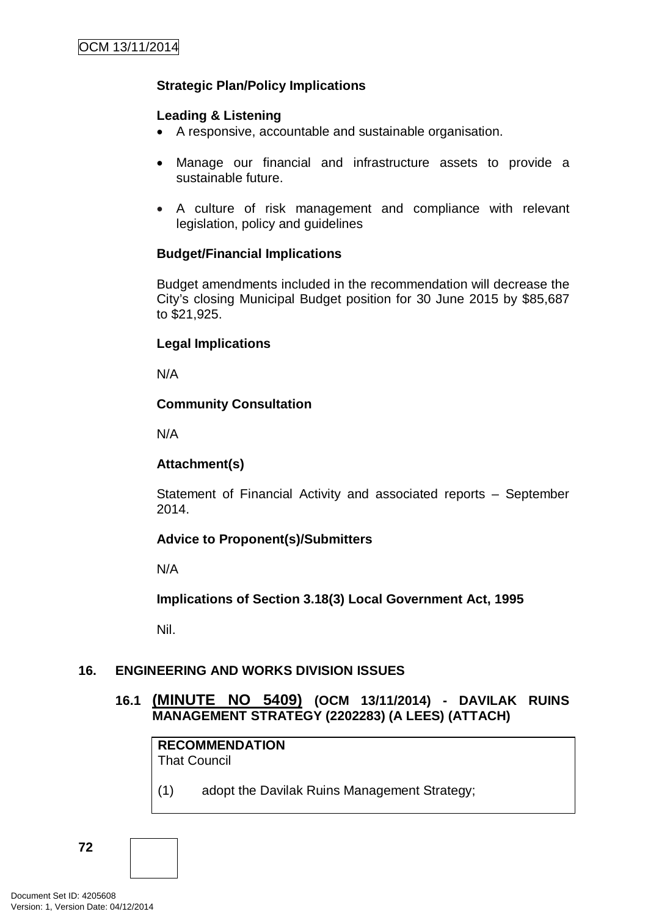**Strategic Plan/Policy Implications**

**Leading & Listening**

- A responsive, accountable and sustainable organisation.
- Manage our financial and infrastructure assets to provide a sustainable future.
- A culture of risk management and compliance with relevant legislation, policy and guidelines

**Budget/Financial Implications**

Budget amendments included in the recommendation will decrease the City's closing Municipal Budget position for 30 June 2015 by $85,687 to $21,925.

**Legal Implications**

N/A

**Community Consultation**

N/A

**Attachment(s)**

Statement of Financial Activity and associated reports – September 2014.

**Advice to Proponent(s)/Submitters**

N/A

**Implications of Section 3.18(3) Local Government Act, 1995**

Nil.

## 16. ENGINEERING AND WORKS DIVISION ISSUES

### 16.1 (MINUTE NO 5409) (OCM 13/11/2014) - DAVILAK RUINS MANAGEMENT STRATEGY (2202283) (A LEES) (ATTACH)

**RECOMMENDATION**
That Council

(1) adopt the Davilak Ruins Management Strategy;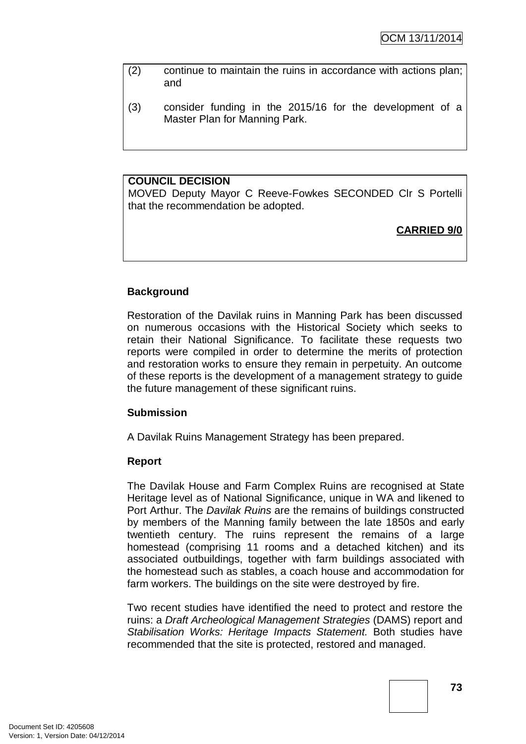(2) continue to maintain the ruins in accordance with actions plan; and

(3) consider funding in the 2015/16 for the development of a Master Plan for Manning Park.

**COUNCIL DECISION**
MOVED Deputy Mayor C Reeve-Fowkes SECONDED Clr S Portelli that the recommendation be adopted.

**CARRIED 9/0**

**Background**

Restoration of the Davilak ruins in Manning Park has been discussed on numerous occasions with the Historical Society which seeks to retain their National Significance. To facilitate these requests two reports were compiled in order to determine the merits of protection and restoration works to ensure they remain in perpetuity. An outcome of these reports is the development of a management strategy to guide the future management of these significant ruins.

**Submission**

A Davilak Ruins Management Strategy has been prepared.

**Report**

The Davilak House and Farm Complex Ruins are recognised at State Heritage level as of National Significance, unique in WA and likened to Port Arthur. The *Davilak Ruins* are the remains of buildings constructed by members of the Manning family between the late 1850s and early twentieth century. The ruins represent the remains of a large homestead (comprising 11 rooms and a detached kitchen) and its associated outbuildings, together with farm buildings associated with the homestead such as stables, a coach house and accommodation for farm workers. The buildings on the site were destroyed by fire.

Two recent studies have identified the need to protect and restore the ruins: a *Draft Archeological Management Strategies* (DAMS) report and *Stabilisation Works: Heritage Impacts Statement.* Both studies have recommended that the site is protected, restored and managed.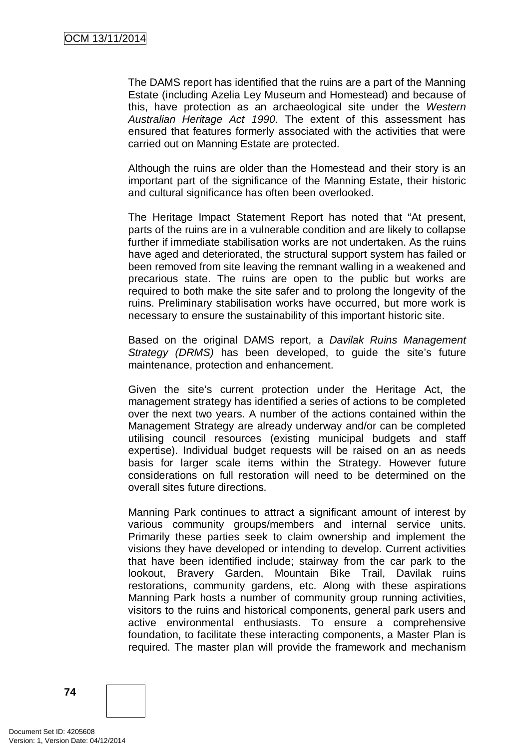The DAMS report has identified that the ruins are a part of the Manning Estate (including Azelia Ley Museum and Homestead) and because of this, have protection as an archaeological site under the *Western Australian Heritage Act 1990.* The extent of this assessment has ensured that features formerly associated with the activities that were carried out on Manning Estate are protected.

Although the ruins are older than the Homestead and their story is an important part of the significance of the Manning Estate, their historic and cultural significance has often been overlooked.

The Heritage Impact Statement Report has noted that "At present, parts of the ruins are in a vulnerable condition and are likely to collapse further if immediate stabilisation works are not undertaken. As the ruins have aged and deteriorated, the structural support system has failed or been removed from site leaving the remnant walling in a weakened and precarious state. The ruins are open to the public but works are required to both make the site safer and to prolong the longevity of the ruins. Preliminary stabilisation works have occurred, but more work is necessary to ensure the sustainability of this important historic site.

Based on the original DAMS report, a *Davilak Ruins Management Strategy (DRMS)* has been developed, to guide the site's future maintenance, protection and enhancement.

Given the site's current protection under the Heritage Act, the management strategy has identified a series of actions to be completed over the next two years. A number of the actions contained within the Management Strategy are already underway and/or can be completed utilising council resources (existing municipal budgets and staff expertise). Individual budget requests will be raised on an as needs basis for larger scale items within the Strategy. However future considerations on full restoration will need to be determined on the overall sites future directions.

Manning Park continues to attract a significant amount of interest by various community groups/members and internal service units. Primarily these parties seek to claim ownership and implement the visions they have developed or intending to develop. Current activities that have been identified include; stairway from the car park to the lookout, Bravery Garden, Mountain Bike Trail, Davilak ruins restorations, community gardens, etc. Along with these aspirations Manning Park hosts a number of community group running activities, visitors to the ruins and historical components, general park users and active environmental enthusiasts. To ensure a comprehensive foundation, to facilitate these interacting components, a Master Plan is required. The master plan will provide the framework and mechanism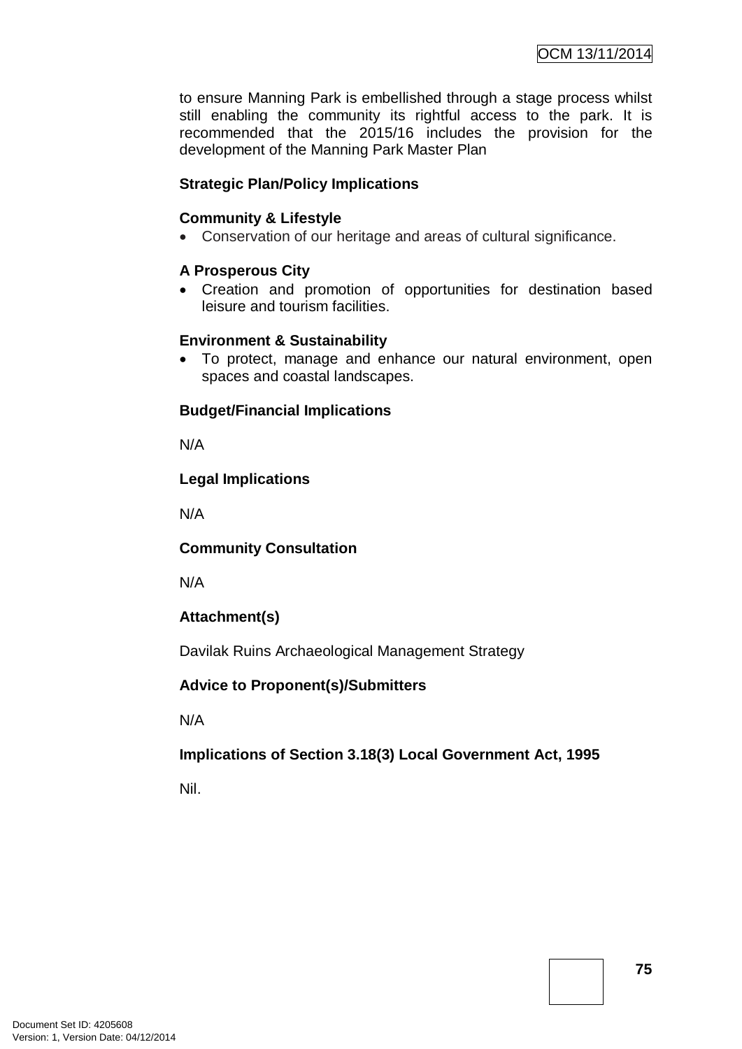to ensure Manning Park is embellished through a stage process whilst still enabling the community its rightful access to the park. It is recommended that the 2015/16 includes the provision for the development of the Manning Park Master Plan

**Strategic Plan/Policy Implications**

**Community & Lifestyle**

- Conservation of our heritage and areas of cultural significance.

**A Prosperous City**

- Creation and promotion of opportunities for destination based leisure and tourism facilities.

**Environment & Sustainability**

- To protect, manage and enhance our natural environment, open spaces and coastal landscapes.

**Budget/Financial Implications**

N/A

**Legal Implications**

N/A

**Community Consultation**

N/A

**Attachment(s)**

Davilak Ruins Archaeological Management Strategy

**Advice to Proponent(s)/Submitters**

N/A

**Implications of Section 3.18(3) Local Government Act, 1995**

Nil.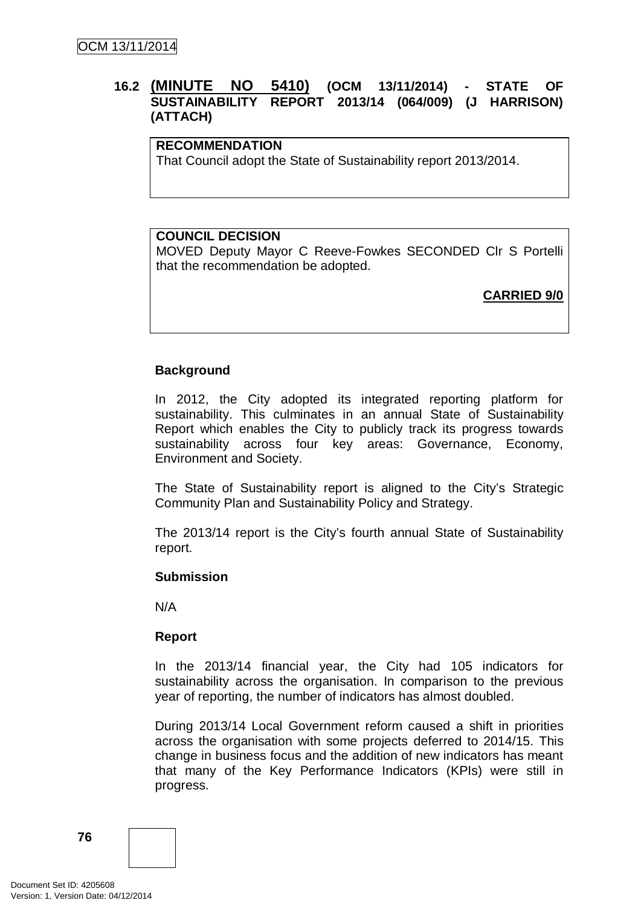## 16.2 (MINUTE NO 5410) (OCM 13/11/2014) - STATE OF SUSTAINABILITY REPORT 2013/14 (064/009) (J HARRISON) (ATTACH)

**RECOMMENDATION**
That Council adopt the State of Sustainability report 2013/2014.

**COUNCIL DECISION**
MOVED Deputy Mayor C Reeve-Fowkes SECONDED Clr S Portelli that the recommendation be adopted.

**CARRIED 9/0**

**Background**

In 2012, the City adopted its integrated reporting platform for sustainability. This culminates in an annual State of Sustainability Report which enables the City to publicly track its progress towards sustainability across four key areas: Governance, Economy, Environment and Society.

The State of Sustainability report is aligned to the City's Strategic Community Plan and Sustainability Policy and Strategy.

The 2013/14 report is the City's fourth annual State of Sustainability report.

**Submission**

N/A

**Report**

In the 2013/14 financial year, the City had 105 indicators for sustainability across the organisation. In comparison to the previous year of reporting, the number of indicators has almost doubled.

During 2013/14 Local Government reform caused a shift in priorities across the organisation with some projects deferred to 2014/15. This change in business focus and the addition of new indicators has meant that many of the Key Performance Indicators (KPIs) were still in progress.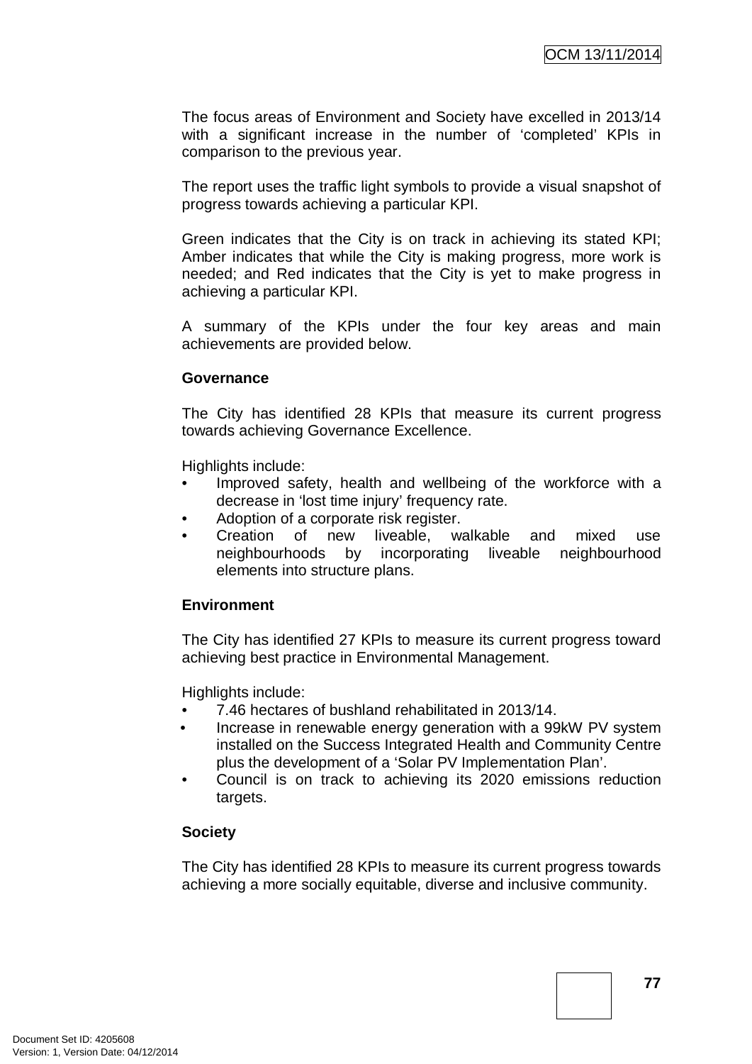The focus areas of Environment and Society have excelled in 2013/14 with a significant increase in the number of 'completed' KPIs in comparison to the previous year.

The report uses the traffic light symbols to provide a visual snapshot of progress towards achieving a particular KPI.

Green indicates that the City is on track in achieving its stated KPI; Amber indicates that while the City is making progress, more work is needed; and Red indicates that the City is yet to make progress in achieving a particular KPI.

A summary of the KPIs under the four key areas and main achievements are provided below.

**Governance**

The City has identified 28 KPIs that measure its current progress towards achieving Governance Excellence.

Highlights include:

- Improved safety, health and wellbeing of the workforce with a decrease in 'lost time injury' frequency rate.
- Adoption of a corporate risk register.
- Creation of new liveable, walkable and mixed use neighbourhoods by incorporating liveable neighbourhood elements into structure plans.

**Environment**

The City has identified 27 KPIs to measure its current progress toward achieving best practice in Environmental Management.

Highlights include:

- 7.46 hectares of bushland rehabilitated in 2013/14.
- Increase in renewable energy generation with a 99kW PV system installed on the Success Integrated Health and Community Centre plus the development of a 'Solar PV Implementation Plan'.
- Council is on track to achieving its 2020 emissions reduction targets.

**Society**

The City has identified 28 KPIs to measure its current progress towards achieving a more socially equitable, diverse and inclusive community.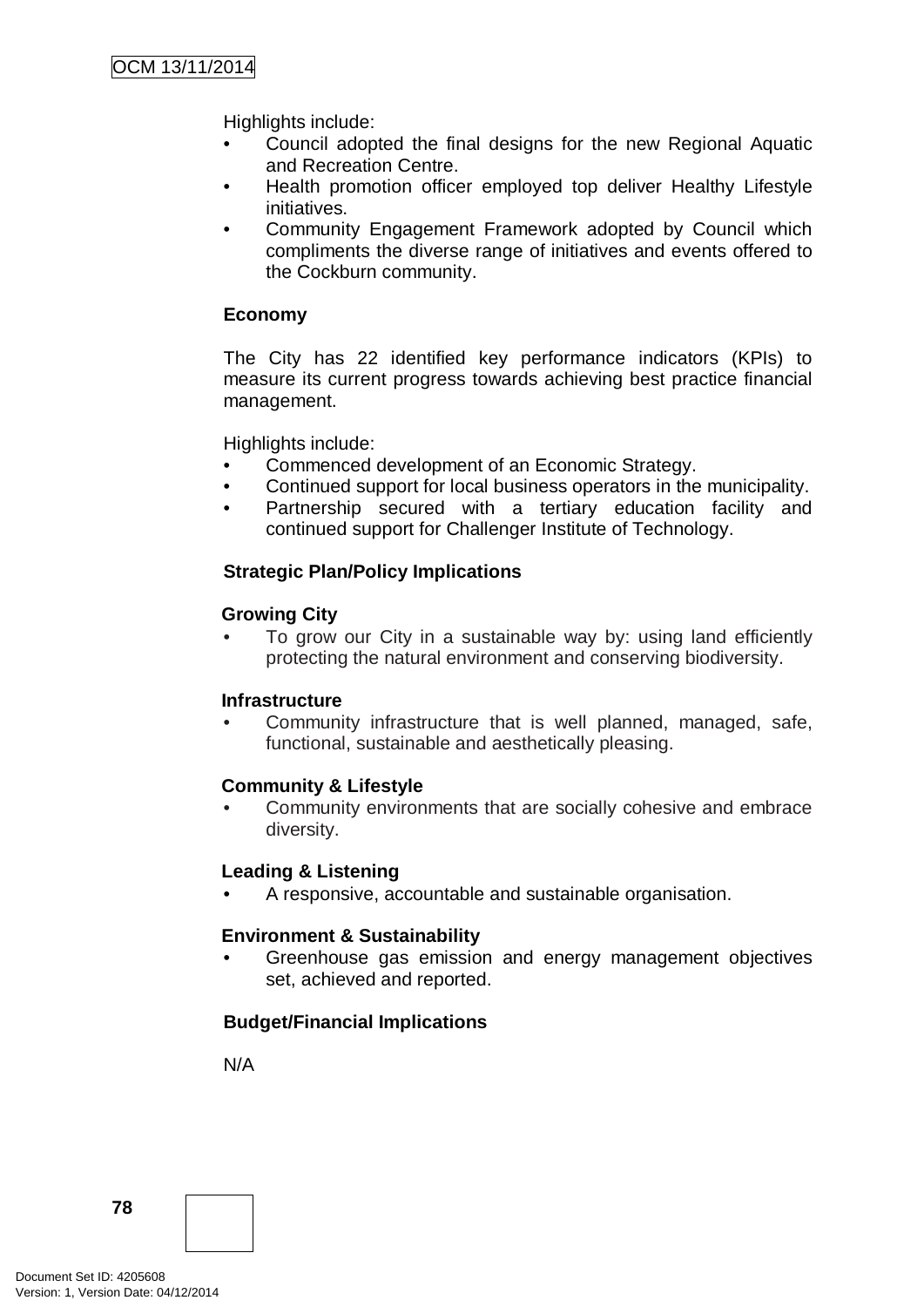Highlights include:

- Council adopted the final designs for the new Regional Aquatic and Recreation Centre.
- Health promotion officer employed top deliver Healthy Lifestyle initiatives.
- Community Engagement Framework adopted by Council which compliments the diverse range of initiatives and events offered to the Cockburn community.

**Economy**

The City has 22 identified key performance indicators (KPIs) to measure its current progress towards achieving best practice financial management.

Highlights include:

- Commenced development of an Economic Strategy.
- Continued support for local business operators in the municipality.
- Partnership secured with a tertiary education facility and continued support for Challenger Institute of Technology.

**Strategic Plan/Policy Implications**

**Growing City**

- To grow our City in a sustainable way by: using land efficiently protecting the natural environment and conserving biodiversity.

**Infrastructure**

- Community infrastructure that is well planned, managed, safe, functional, sustainable and aesthetically pleasing.

**Community & Lifestyle**

- Community environments that are socially cohesive and embrace diversity.

**Leading & Listening**

- A responsive, accountable and sustainable organisation.

**Environment & Sustainability**

- Greenhouse gas emission and energy management objectives set, achieved and reported.

**Budget/Financial Implications**

N/A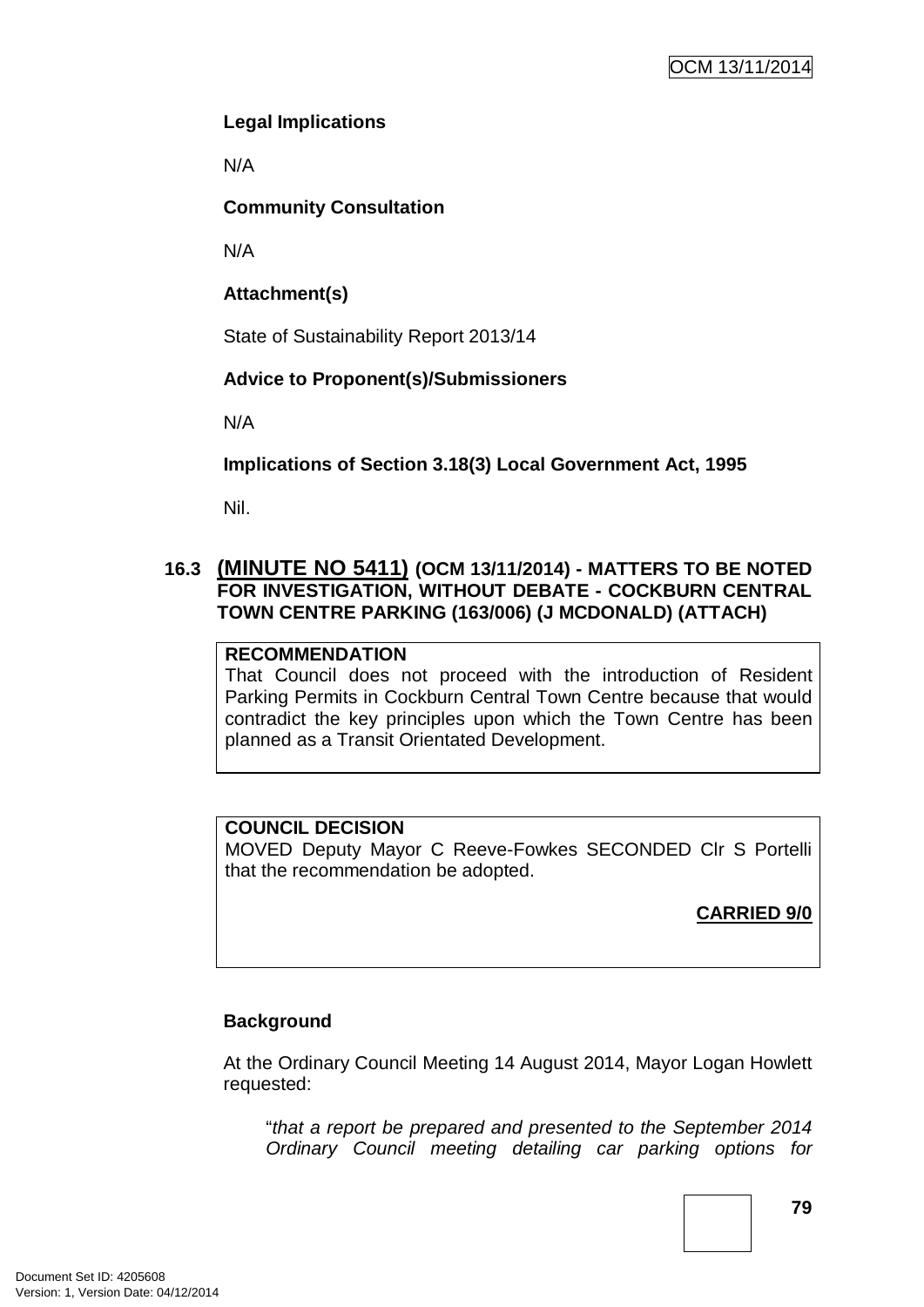**Legal Implications**

N/A

**Community Consultation**

N/A

**Attachment(s)**

State of Sustainability Report 2013/14

**Advice to Proponent(s)/Submissioners**

N/A

**Implications of Section 3.18(3) Local Government Act, 1995**

Nil.

### 16.3 (MINUTE NO 5411) (OCM 13/11/2014) - MATTERS TO BE NOTED FOR INVESTIGATION, WITHOUT DEBATE - COCKBURN CENTRAL TOWN CENTRE PARKING (163/006) (J MCDONALD) (ATTACH)

**RECOMMENDATION**

That Council does not proceed with the introduction of Resident Parking Permits in Cockburn Central Town Centre because that would contradict the key principles upon which the Town Centre has been planned as a Transit Orientated Development.

**COUNCIL DECISION**

MOVED Deputy Mayor C Reeve-Fowkes SECONDED Clr S Portelli that the recommendation be adopted.

**CARRIED 9/0**

**Background**

At the Ordinary Council Meeting 14 August 2014, Mayor Logan Howlett requested:

> "*that a report be prepared and presented to the September 2014 Ordinary Council meeting detailing car parking options for*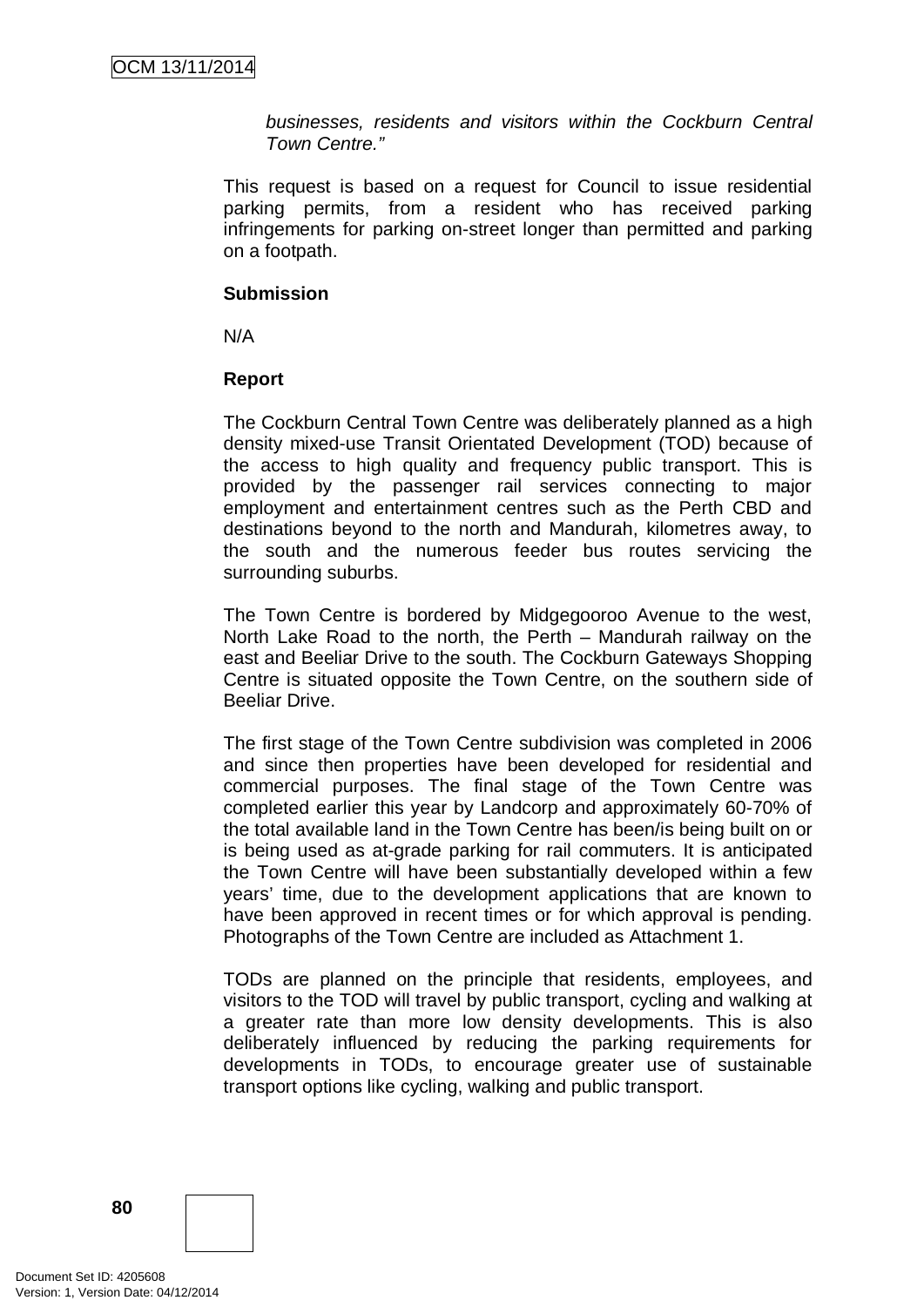*businesses, residents and visitors within the Cockburn Central Town Centre."*

This request is based on a request for Council to issue residential parking permits, from a resident who has received parking infringements for parking on-street longer than permitted and parking on a footpath.

**Submission**

N/A

**Report**

The Cockburn Central Town Centre was deliberately planned as a high density mixed-use Transit Orientated Development (TOD) because of the access to high quality and frequency public transport. This is provided by the passenger rail services connecting to major employment and entertainment centres such as the Perth CBD and destinations beyond to the north and Mandurah, kilometres away, to the south and the numerous feeder bus routes servicing the surrounding suburbs.

The Town Centre is bordered by Midgegooroo Avenue to the west, North Lake Road to the north, the Perth – Mandurah railway on the east and Beeliar Drive to the south. The Cockburn Gateways Shopping Centre is situated opposite the Town Centre, on the southern side of Beeliar Drive.

The first stage of the Town Centre subdivision was completed in 2006 and since then properties have been developed for residential and commercial purposes. The final stage of the Town Centre was completed earlier this year by Landcorp and approximately 60-70% of the total available land in the Town Centre has been/is being built on or is being used as at-grade parking for rail commuters. It is anticipated the Town Centre will have been substantially developed within a few years' time, due to the development applications that are known to have been approved in recent times or for which approval is pending. Photographs of the Town Centre are included as Attachment 1.

TODs are planned on the principle that residents, employees, and visitors to the TOD will travel by public transport, cycling and walking at a greater rate than more low density developments. This is also deliberately influenced by reducing the parking requirements for developments in TODs, to encourage greater use of sustainable transport options like cycling, walking and public transport.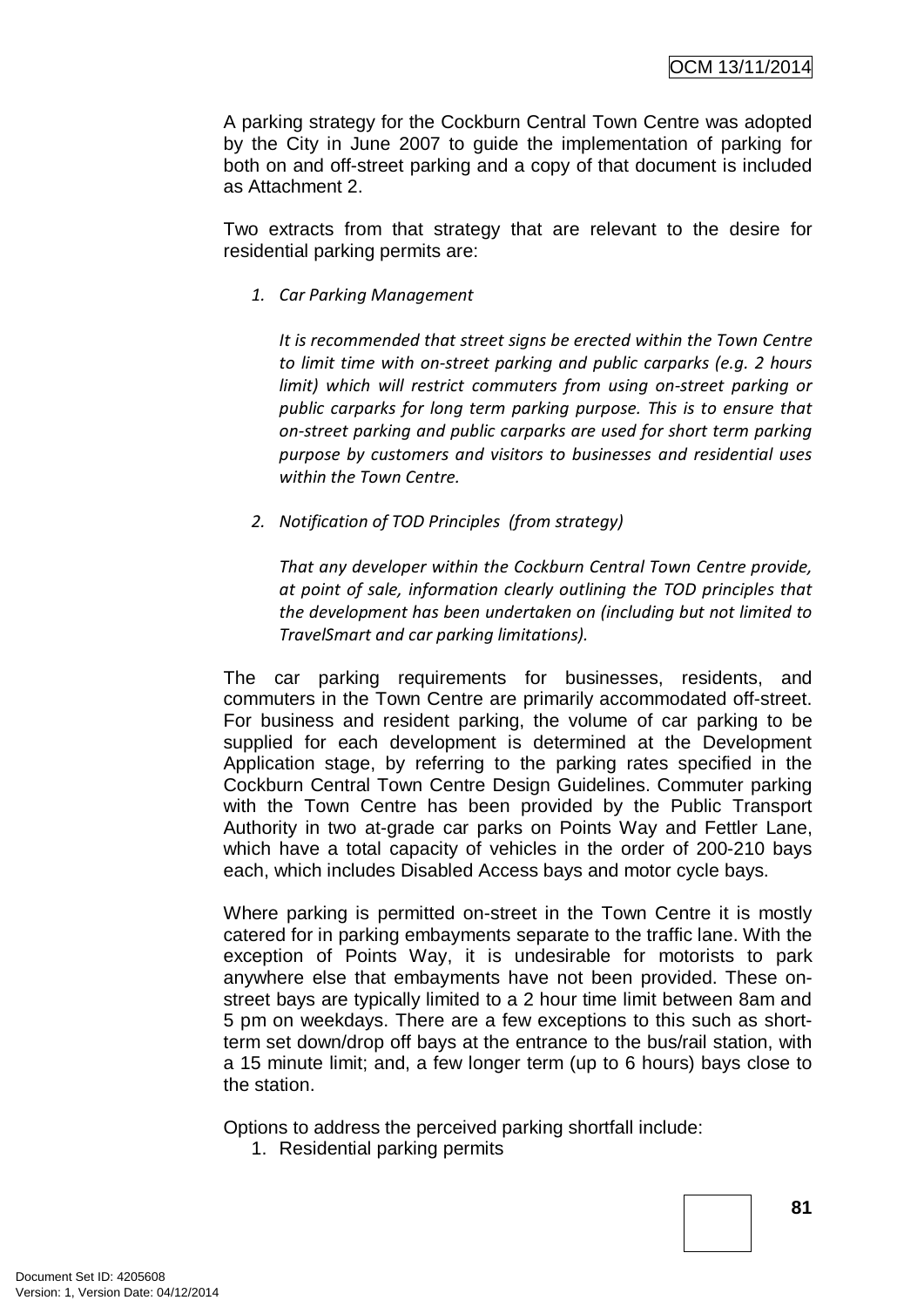A parking strategy for the Cockburn Central Town Centre was adopted by the City in June 2007 to guide the implementation of parking for both on and off-street parking and a copy of that document is included as Attachment 2.

Two extracts from that strategy that are relevant to the desire for residential parking permits are:

1. *Car Parking Management*

   *It is recommended that street signs be erected within the Town Centre to limit time with on-street parking and public carparks (e.g. 2 hours limit) which will restrict commuters from using on-street parking or public carparks for long term parking purpose. This is to ensure that on-street parking and public carparks are used for short term parking purpose by customers and visitors to businesses and residential uses within the Town Centre.*

2. *Notification of TOD Principles (from strategy)*

   *That any developer within the Cockburn Central Town Centre provide, at point of sale, information clearly outlining the TOD principles that the development has been undertaken on (including but not limited to TravelSmart and car parking limitations).*

The car parking requirements for businesses, residents, and commuters in the Town Centre are primarily accommodated off-street. For business and resident parking, the volume of car parking to be supplied for each development is determined at the Development Application stage, by referring to the parking rates specified in the Cockburn Central Town Centre Design Guidelines. Commuter parking with the Town Centre has been provided by the Public Transport Authority in two at-grade car parks on Points Way and Fettler Lane, which have a total capacity of vehicles in the order of 200-210 bays each, which includes Disabled Access bays and motor cycle bays.

Where parking is permitted on-street in the Town Centre it is mostly catered for in parking embayments separate to the traffic lane. With the exception of Points Way, it is undesirable for motorists to park anywhere else that embayments have not been provided. These on-street bays are typically limited to a 2 hour time limit between 8am and 5 pm on weekdays. There are a few exceptions to this such as short-term set down/drop off bays at the entrance to the bus/rail station, with a 15 minute limit; and, a few longer term (up to 6 hours) bays close to the station.

Options to address the perceived parking shortfall include:

1. Residential parking permits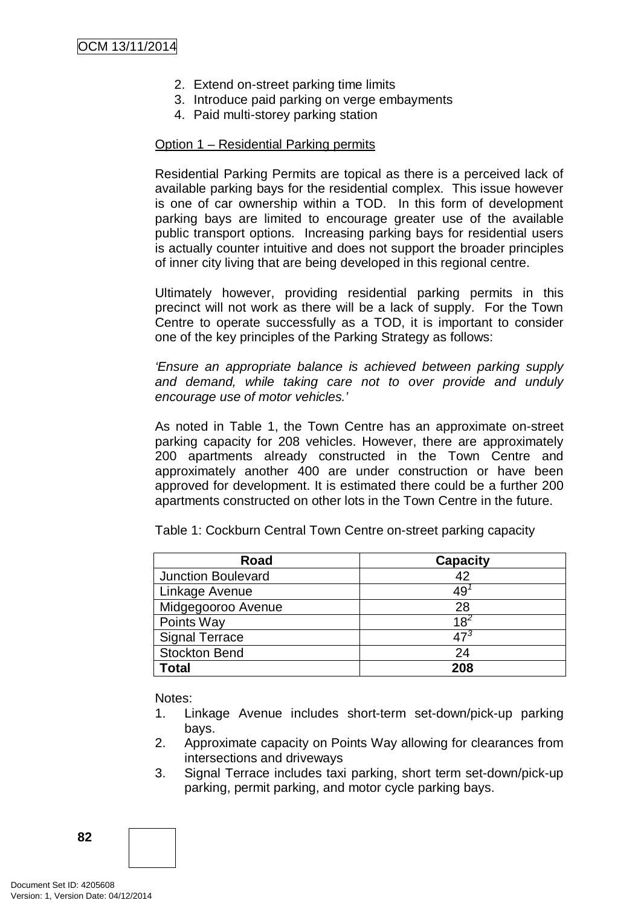2. Extend on-street parking time limits
3. Introduce paid parking on verge embayments
4. Paid multi-storey parking station

Option 1 – Residential Parking permits

Residential Parking Permits are topical as there is a perceived lack of available parking bays for the residential complex. This issue however is one of car ownership within a TOD. In this form of development parking bays are limited to encourage greater use of the available public transport options. Increasing parking bays for residential users is actually counter intuitive and does not support the broader principles of inner city living that are being developed in this regional centre.

Ultimately however, providing residential parking permits in this precinct will not work as there will be a lack of supply. For the Town Centre to operate successfully as a TOD, it is important to consider one of the key principles of the Parking Strategy as follows:

*'Ensure an appropriate balance is achieved between parking supply and demand, while taking care not to over provide and unduly encourage use of motor vehicles.'*

As noted in Table 1, the Town Centre has an approximate on-street parking capacity for 208 vehicles. However, there are approximately 200 apartments already constructed in the Town Centre and approximately another 400 are under construction or have been approved for development. It is estimated there could be a further 200 apartments constructed on other lots in the Town Centre in the future.

Table 1: Cockburn Central Town Centre on-street parking capacity

| Road | Capacity |
|---|---|
| Junction Boulevard | 42 |
| Linkage Avenue | 49[1] |
| Midgegooroo Avenue | 28 |
| Points Way | 18[2] |
| Signal Terrace | 47[3] |
| Stockton Bend | 24 |
| **Total** | **208** |

Notes:

1. Linkage Avenue includes short-term set-down/pick-up parking bays.
2. Approximate capacity on Points Way allowing for clearances from intersections and driveways
3. Signal Terrace includes taxi parking, short term set-down/pick-up parking, permit parking, and motor cycle parking bays.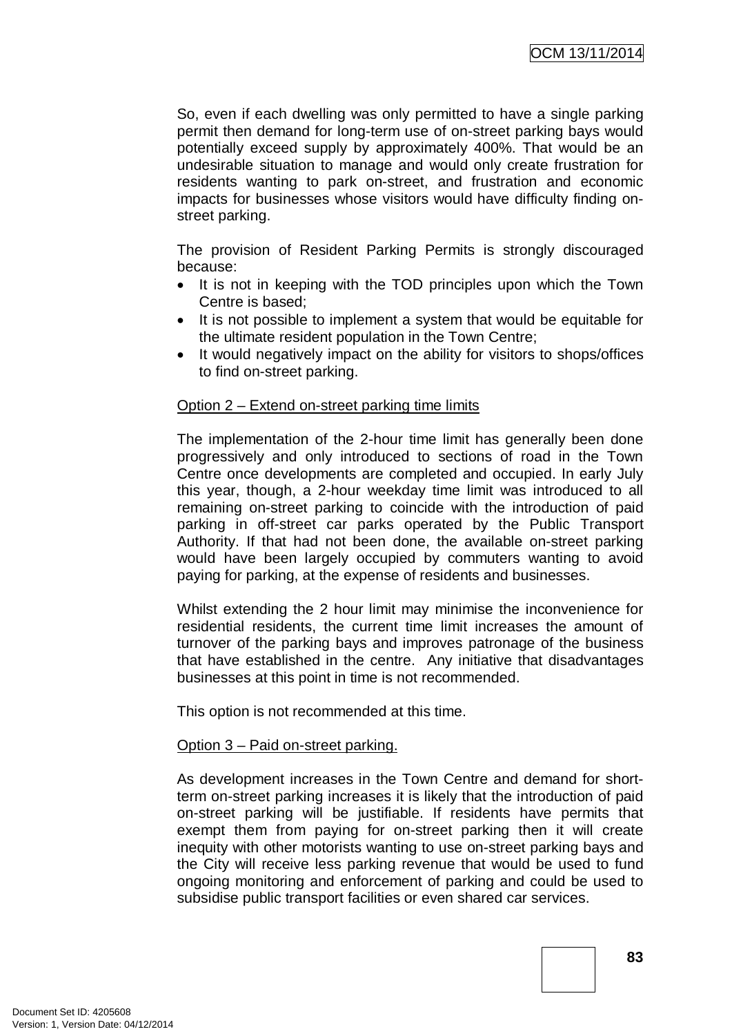So, even if each dwelling was only permitted to have a single parking permit then demand for long-term use of on-street parking bays would potentially exceed supply by approximately 400%. That would be an undesirable situation to manage and would only create frustration for residents wanting to park on-street, and frustration and economic impacts for businesses whose visitors would have difficulty finding on-street parking.

The provision of Resident Parking Permits is strongly discouraged because:

- It is not in keeping with the TOD principles upon which the Town Centre is based;
- It is not possible to implement a system that would be equitable for the ultimate resident population in the Town Centre;
- It would negatively impact on the ability for visitors to shops/offices to find on-street parking.

<u>Option 2 – Extend on-street parking time limits</u>

The implementation of the 2-hour time limit has generally been done progressively and only introduced to sections of road in the Town Centre once developments are completed and occupied. In early July this year, though, a 2-hour weekday time limit was introduced to all remaining on-street parking to coincide with the introduction of paid parking in off-street car parks operated by the Public Transport Authority. If that had not been done, the available on-street parking would have been largely occupied by commuters wanting to avoid paying for parking, at the expense of residents and businesses.

Whilst extending the 2 hour limit may minimise the inconvenience for residential residents, the current time limit increases the amount of turnover of the parking bays and improves patronage of the business that have established in the centre. Any initiative that disadvantages businesses at this point in time is not recommended.

This option is not recommended at this time.

<u>Option 3 – Paid on-street parking.</u>

As development increases in the Town Centre and demand for short-term on-street parking increases it is likely that the introduction of paid on-street parking will be justifiable. If residents have permits that exempt them from paying for on-street parking then it will create inequity with other motorists wanting to use on-street parking bays and the City will receive less parking revenue that would be used to fund ongoing monitoring and enforcement of parking and could be used to subsidise public transport facilities or even shared car services.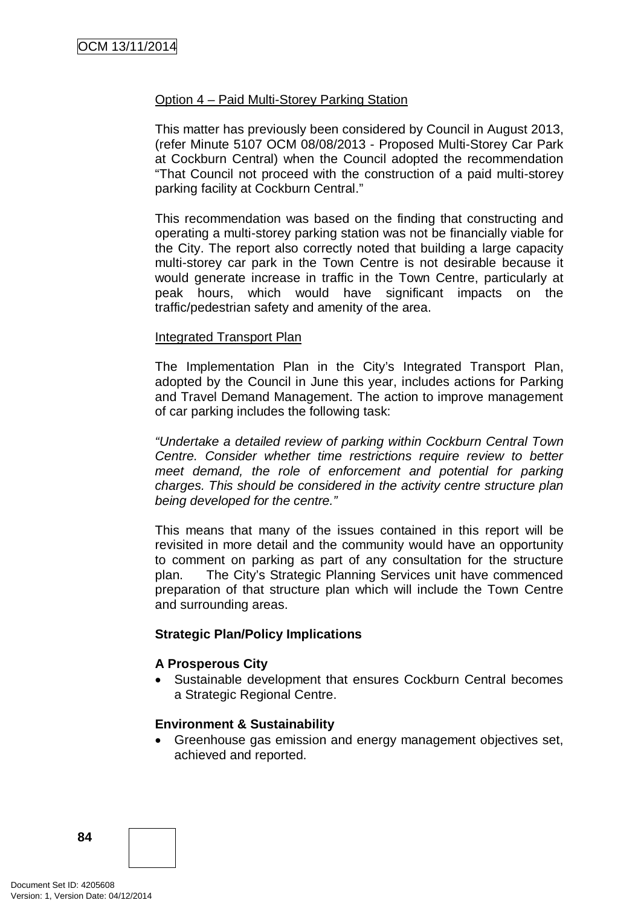Option 4 – Paid Multi-Storey Parking Station

This matter has previously been considered by Council in August 2013, (refer Minute 5107 OCM 08/08/2013 - Proposed Multi-Storey Car Park at Cockburn Central) when the Council adopted the recommendation "That Council not proceed with the construction of a paid multi-storey parking facility at Cockburn Central."

This recommendation was based on the finding that constructing and operating a multi-storey parking station was not be financially viable for the City. The report also correctly noted that building a large capacity multi-storey car park in the Town Centre is not desirable because it would generate increase in traffic in the Town Centre, particularly at peak hours, which would have significant impacts on the traffic/pedestrian safety and amenity of the area.

Integrated Transport Plan

The Implementation Plan in the City's Integrated Transport Plan, adopted by the Council in June this year, includes actions for Parking and Travel Demand Management. The action to improve management of car parking includes the following task:

*"Undertake a detailed review of parking within Cockburn Central Town Centre. Consider whether time restrictions require review to better meet demand, the role of enforcement and potential for parking charges. This should be considered in the activity centre structure plan being developed for the centre."*

This means that many of the issues contained in this report will be revisited in more detail and the community would have an opportunity to comment on parking as part of any consultation for the structure plan. The City's Strategic Planning Services unit have commenced preparation of that structure plan which will include the Town Centre and surrounding areas.

**Strategic Plan/Policy Implications**

**A Prosperous City**

- Sustainable development that ensures Cockburn Central becomes a Strategic Regional Centre.

**Environment & Sustainability**

- Greenhouse gas emission and energy management objectives set, achieved and reported.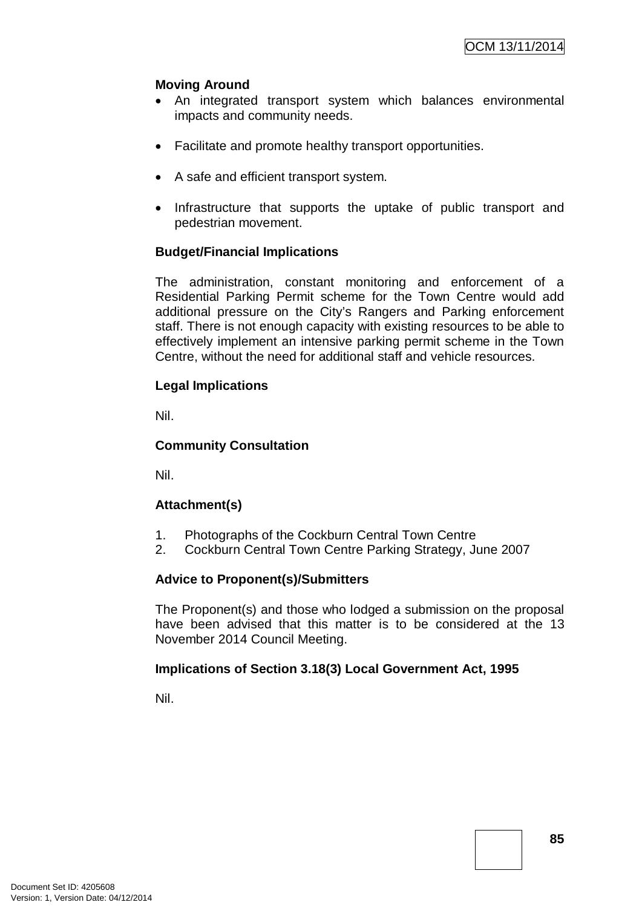**Moving Around**

- An integrated transport system which balances environmental impacts and community needs.
- Facilitate and promote healthy transport opportunities.
- A safe and efficient transport system.
- Infrastructure that supports the uptake of public transport and pedestrian movement.

**Budget/Financial Implications**

The administration, constant monitoring and enforcement of a Residential Parking Permit scheme for the Town Centre would add additional pressure on the City's Rangers and Parking enforcement staff. There is not enough capacity with existing resources to be able to effectively implement an intensive parking permit scheme in the Town Centre, without the need for additional staff and vehicle resources.

**Legal Implications**

Nil.

**Community Consultation**

Nil.

**Attachment(s)**

1. Photographs of the Cockburn Central Town Centre
2. Cockburn Central Town Centre Parking Strategy, June 2007

**Advice to Proponent(s)/Submitters**

The Proponent(s) and those who lodged a submission on the proposal have been advised that this matter is to be considered at the 13 November 2014 Council Meeting.

**Implications of Section 3.18(3) Local Government Act, 1995**

Nil.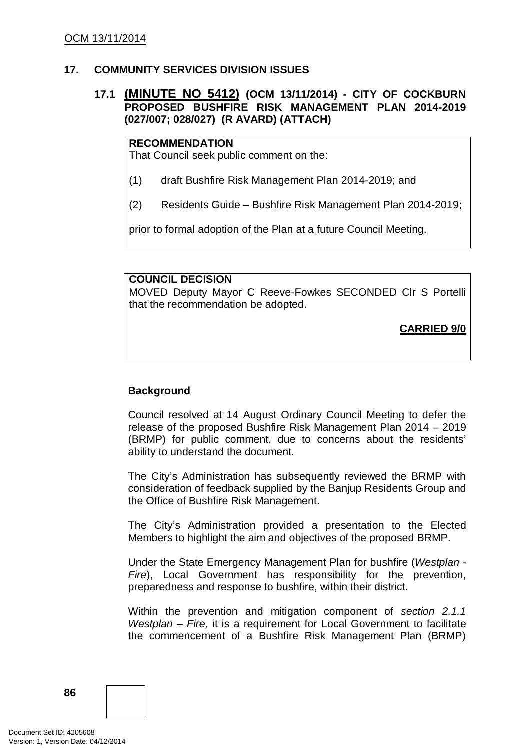## 17. COMMUNITY SERVICES DIVISION ISSUES

### 17.1 (MINUTE NO 5412) (OCM 13/11/2014) - CITY OF COCKBURN PROPOSED BUSHFIRE RISK MANAGEMENT PLAN 2014-2019 (027/007; 028/027) (R AVARD) (ATTACH)

**RECOMMENDATION**
That Council seek public comment on the:

(1) draft Bushfire Risk Management Plan 2014-2019; and

(2) Residents Guide – Bushfire Risk Management Plan 2014-2019;

prior to formal adoption of the Plan at a future Council Meeting.

**COUNCIL DECISION**
MOVED Deputy Mayor C Reeve-Fowkes SECONDED Clr S Portelli that the recommendation be adopted.

**CARRIED 9/0**

**Background**

Council resolved at 14 August Ordinary Council Meeting to defer the release of the proposed Bushfire Risk Management Plan 2014 – 2019 (BRMP) for public comment, due to concerns about the residents' ability to understand the document.

The City's Administration has subsequently reviewed the BRMP with consideration of feedback supplied by the Banjup Residents Group and the Office of Bushfire Risk Management.

The City's Administration provided a presentation to the Elected Members to highlight the aim and objectives of the proposed BRMP.

Under the State Emergency Management Plan for bushfire (*Westplan - Fire*), Local Government has responsibility for the prevention, preparedness and response to bushfire, within their district.

Within the prevention and mitigation component of *section 2.1.1 Westplan – Fire,* it is a requirement for Local Government to facilitate the commencement of a Bushfire Risk Management Plan (BRMP)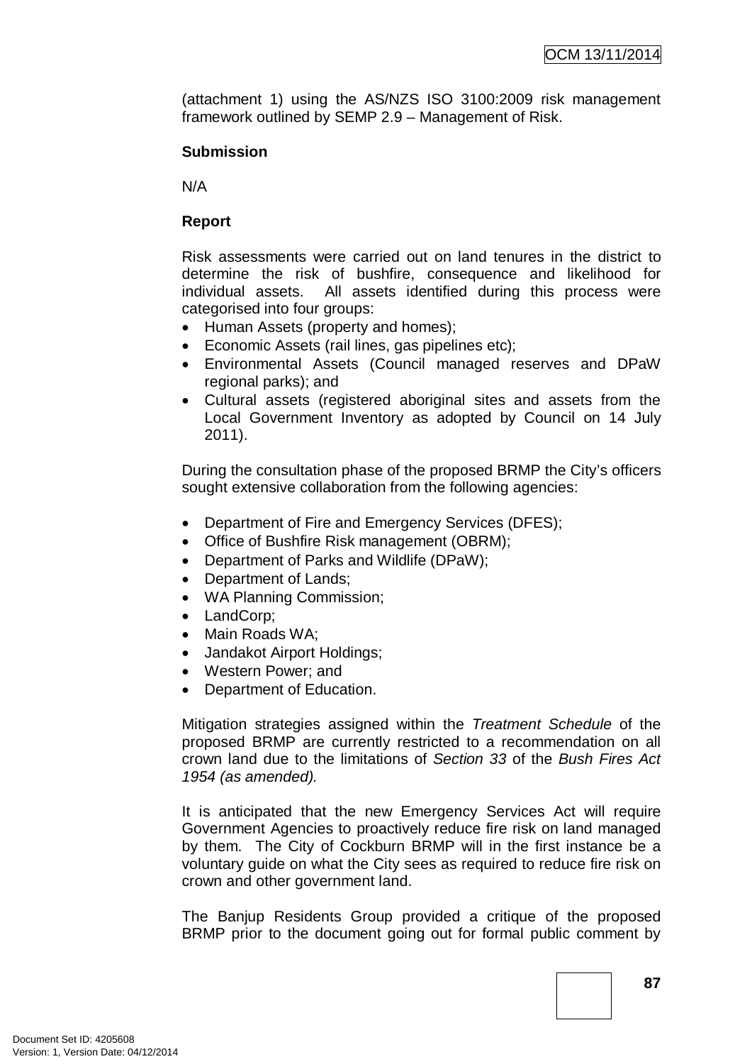(attachment 1) using the AS/NZS ISO 3100:2009 risk management framework outlined by SEMP 2.9 – Management of Risk.

**Submission**

N/A

**Report**

Risk assessments were carried out on land tenures in the district to determine the risk of bushfire, consequence and likelihood for individual assets. All assets identified during this process were categorised into four groups:

- Human Assets (property and homes);
- Economic Assets (rail lines, gas pipelines etc);
- Environmental Assets (Council managed reserves and DPaW regional parks); and
- Cultural assets (registered aboriginal sites and assets from the Local Government Inventory as adopted by Council on 14 July 2011).

During the consultation phase of the proposed BRMP the City's officers sought extensive collaboration from the following agencies:

- Department of Fire and Emergency Services (DFES);
- Office of Bushfire Risk management (OBRM);
- Department of Parks and Wildlife (DPaW);
- Department of Lands;
- WA Planning Commission;
- LandCorp;
- Main Roads WA;
- Jandakot Airport Holdings;
- Western Power; and
- Department of Education.

Mitigation strategies assigned within the *Treatment Schedule* of the proposed BRMP are currently restricted to a recommendation on all crown land due to the limitations of *Section 33* of the *Bush Fires Act 1954 (as amended).*

It is anticipated that the new Emergency Services Act will require Government Agencies to proactively reduce fire risk on land managed by them. The City of Cockburn BRMP will in the first instance be a voluntary guide on what the City sees as required to reduce fire risk on crown and other government land.

The Banjup Residents Group provided a critique of the proposed BRMP prior to the document going out for formal public comment by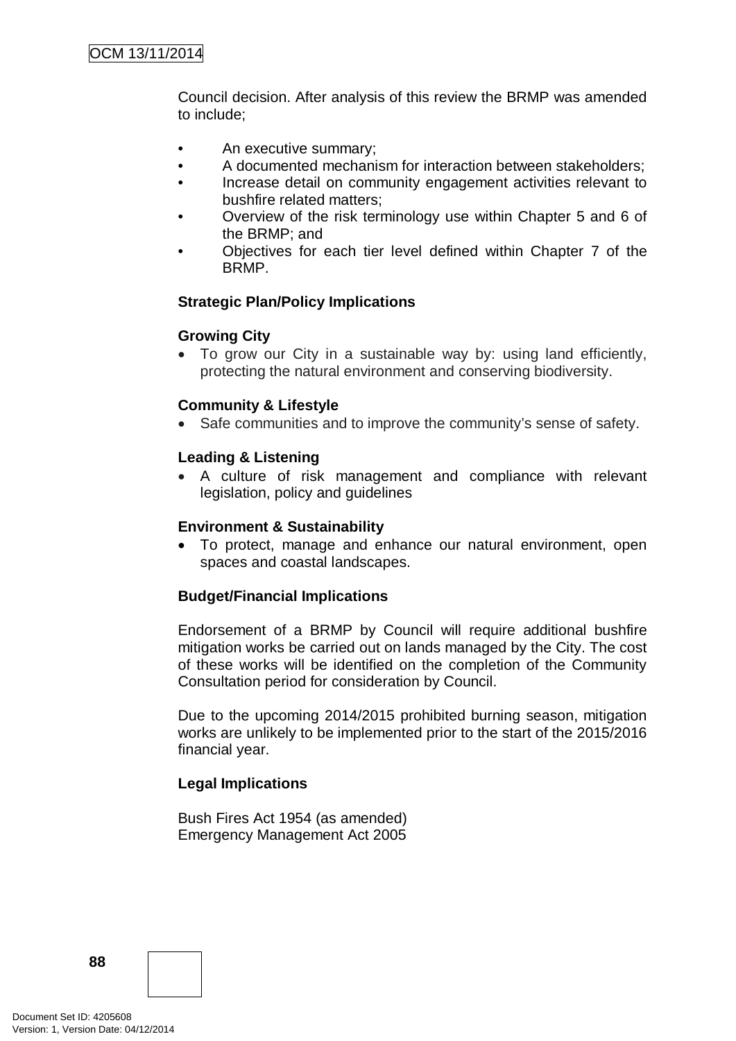Council decision. After analysis of this review the BRMP was amended to include;

- An executive summary;
- A documented mechanism for interaction between stakeholders;
- Increase detail on community engagement activities relevant to bushfire related matters;
- Overview of the risk terminology use within Chapter 5 and 6 of the BRMP; and
- Objectives for each tier level defined within Chapter 7 of the BRMP.

**Strategic Plan/Policy Implications**

**Growing City**

- To grow our City in a sustainable way by: using land efficiently, protecting the natural environment and conserving biodiversity.

**Community & Lifestyle**

- Safe communities and to improve the community's sense of safety.

**Leading & Listening**

- A culture of risk management and compliance with relevant legislation, policy and guidelines

**Environment & Sustainability**

- To protect, manage and enhance our natural environment, open spaces and coastal landscapes.

**Budget/Financial Implications**

Endorsement of a BRMP by Council will require additional bushfire mitigation works be carried out on lands managed by the City. The cost of these works will be identified on the completion of the Community Consultation period for consideration by Council.

Due to the upcoming 2014/2015 prohibited burning season, mitigation works are unlikely to be implemented prior to the start of the 2015/2016 financial year.

**Legal Implications**

Bush Fires Act 1954 (as amended)
Emergency Management Act 2005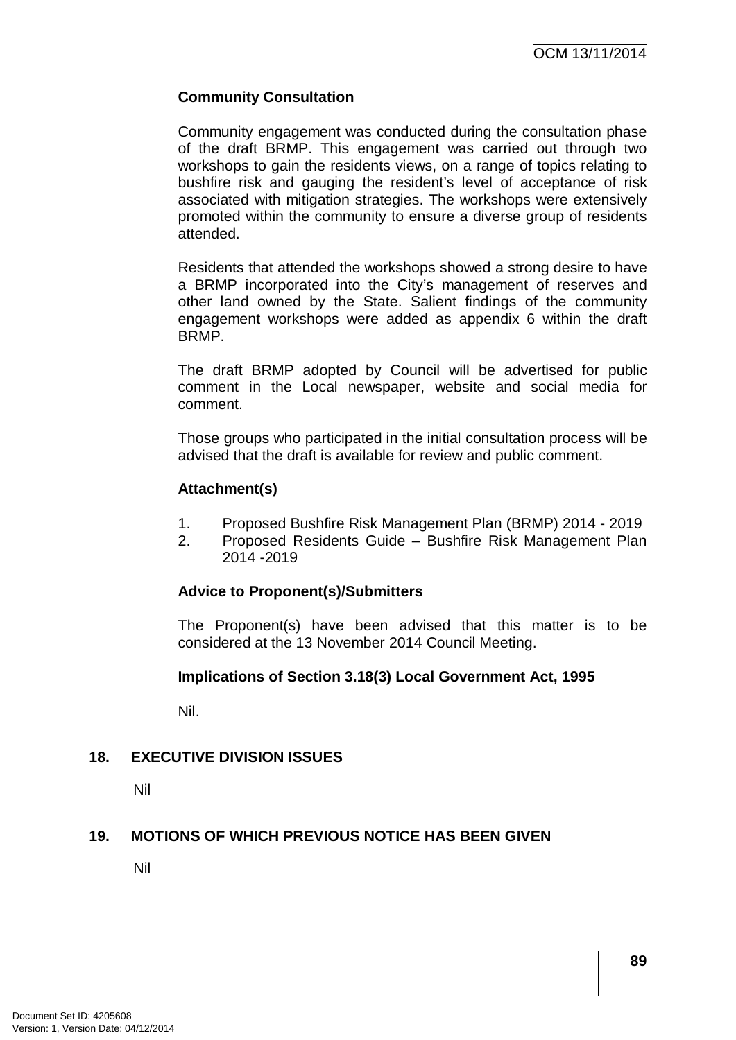**Community Consultation**

Community engagement was conducted during the consultation phase of the draft BRMP. This engagement was carried out through two workshops to gain the residents views, on a range of topics relating to bushfire risk and gauging the resident's level of acceptance of risk associated with mitigation strategies. The workshops were extensively promoted within the community to ensure a diverse group of residents attended.

Residents that attended the workshops showed a strong desire to have a BRMP incorporated into the City's management of reserves and other land owned by the State. Salient findings of the community engagement workshops were added as appendix 6 within the draft BRMP.

The draft BRMP adopted by Council will be advertised for public comment in the Local newspaper, website and social media for comment.

Those groups who participated in the initial consultation process will be advised that the draft is available for review and public comment.

**Attachment(s)**

1. Proposed Bushfire Risk Management Plan (BRMP) 2014 - 2019
2. Proposed Residents Guide – Bushfire Risk Management Plan 2014 -2019

**Advice to Proponent(s)/Submitters**

The Proponent(s) have been advised that this matter is to be considered at the 13 November 2014 Council Meeting.

**Implications of Section 3.18(3) Local Government Act, 1995**

Nil.

## 18. EXECUTIVE DIVISION ISSUES

Nil

## 19. MOTIONS OF WHICH PREVIOUS NOTICE HAS BEEN GIVEN

Nil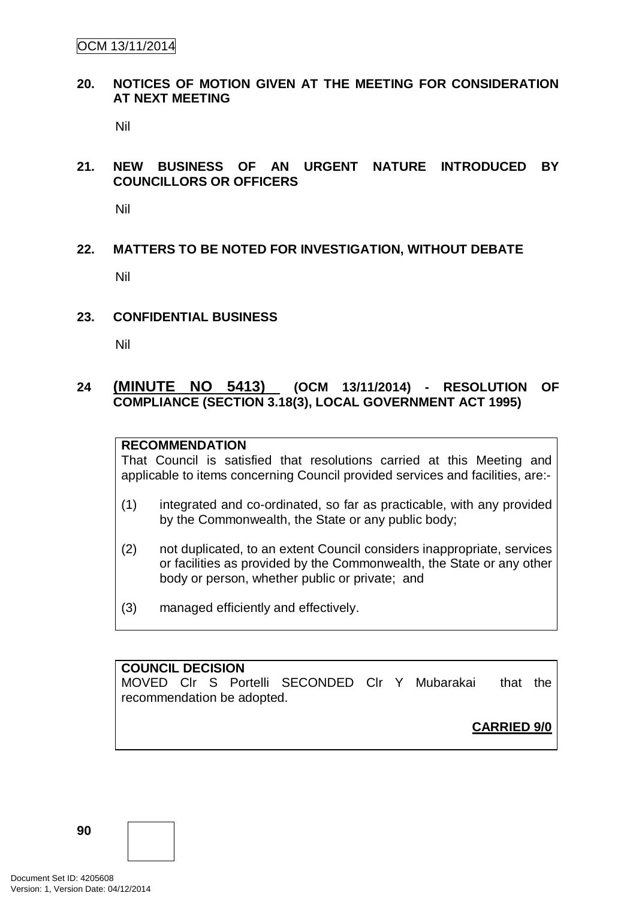## 20. NOTICES OF MOTION GIVEN AT THE MEETING FOR CONSIDERATION AT NEXT MEETING

Nil

## 21. NEW BUSINESS OF AN URGENT NATURE INTRODUCED BY COUNCILLORS OR OFFICERS

Nil

## 22. MATTERS TO BE NOTED FOR INVESTIGATION, WITHOUT DEBATE

Nil

## 23. CONFIDENTIAL BUSINESS

Nil

## 24 (MINUTE NO 5413) (OCM 13/11/2014) - RESOLUTION OF COMPLIANCE (SECTION 3.18(3), LOCAL GOVERNMENT ACT 1995)

**RECOMMENDATION**

That Council is satisfied that resolutions carried at this Meeting and applicable to items concerning Council provided services and facilities, are:-

(1) integrated and co-ordinated, so far as practicable, with any provided by the Commonwealth, the State or any public body;

(2) not duplicated, to an extent Council considers inappropriate, services or facilities as provided by the Commonwealth, the State or any other body or person, whether public or private; and

(3) managed efficiently and effectively.

**COUNCIL DECISION**

MOVED Clr S Portelli SECONDED Clr Y Mubarakai that the recommendation be adopted.

**CARRIED 9/0**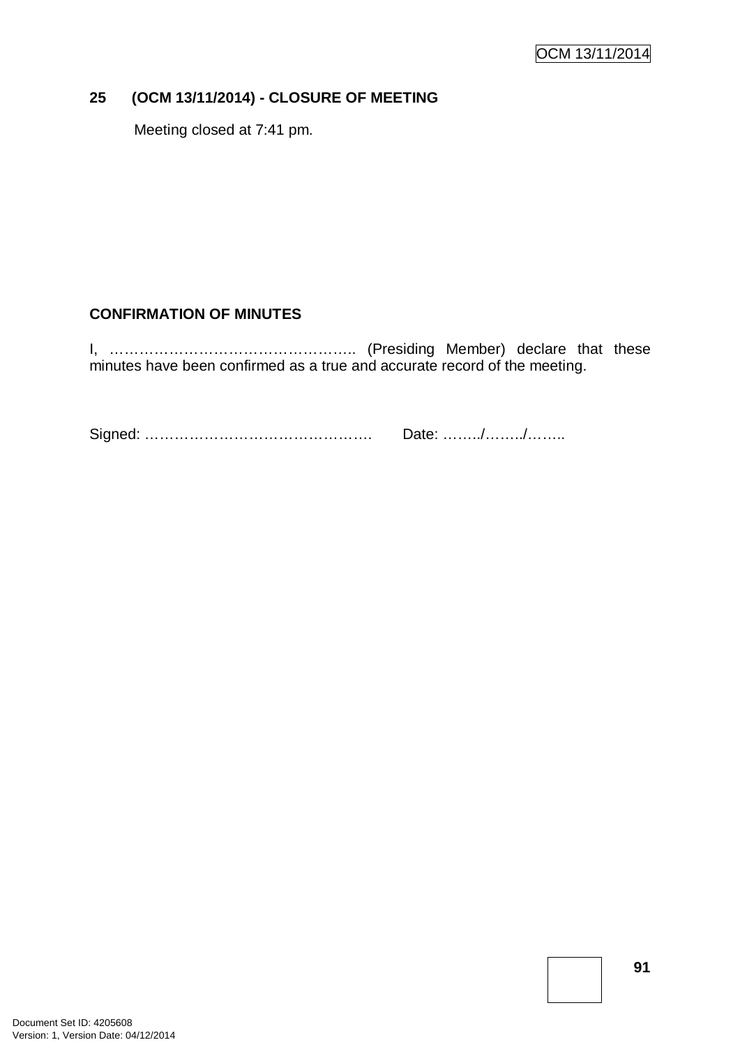## 25 (OCM 13/11/2014) - CLOSURE OF MEETING

Meeting closed at 7:41 pm.

**CONFIRMATION OF MINUTES**

I, ………………………………………….. (Presiding Member) declare that these minutes have been confirmed as a true and accurate record of the meeting.

Signed: ………………………………………. Date: ……../……../……..

Document Set ID: 4205608
Version: 1, Version Date: 04/12/2014